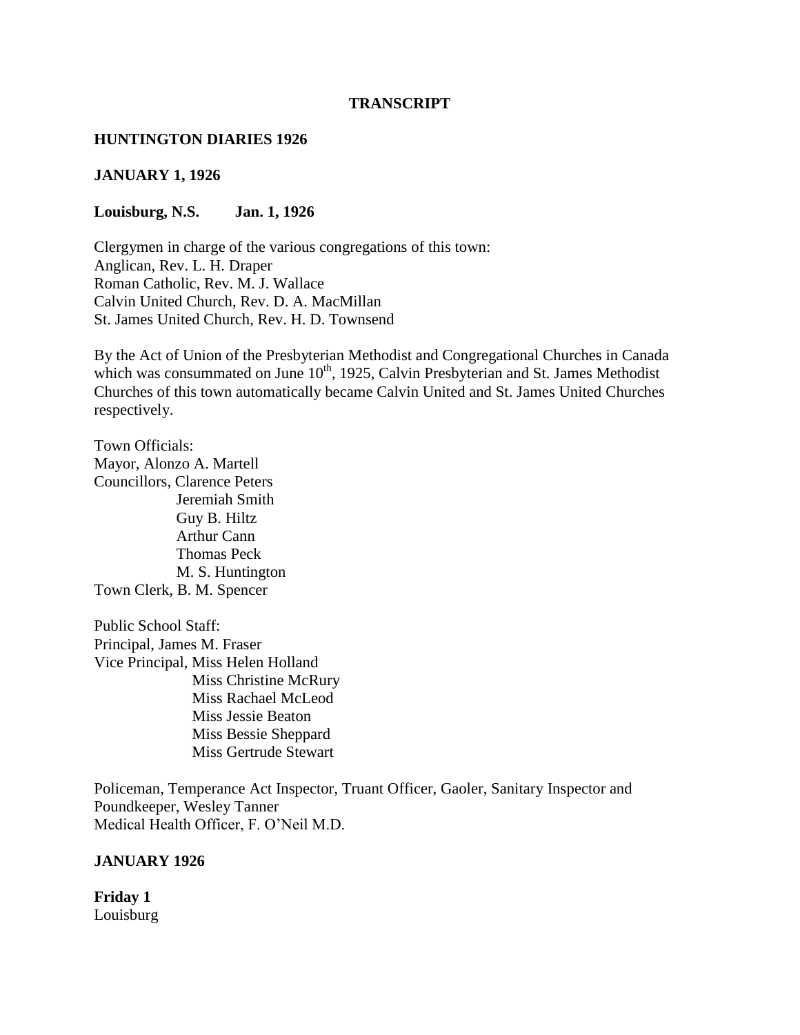**TRANSCRIPT**

**HUNTINGTON DIARIES 1926**

**JANUARY 1, 1926**

**Louisburg, N.S. Jan. 1, 1926**

Clergymen in charge of the various congregations of this town:
Anglican, Rev. L. H. Draper
Roman Catholic, Rev. M. J. Wallace
Calvin United Church, Rev. D. A. MacMillan
St. James United Church, Rev. H. D. Townsend

By the Act of Union of the Presbyterian Methodist and Congregational Churches in Canada which was consummated on June 10th, 1925, Calvin Presbyterian and St. James Methodist Churches of this town automatically became Calvin United and St. James United Churches respectively.

Town Officials:
Mayor, Alonzo A. Martell
Councillors, Clarence Peters
Jeremiah Smith
Guy B. Hiltz
Arthur Cann
Thomas Peck
M. S. Huntington
Town Clerk, B. M. Spencer

Public School Staff:
Principal, James M. Fraser
Vice Principal, Miss Helen Holland
Miss Christine McRury
Miss Rachael McLeod
Miss Jessie Beaton
Miss Bessie Sheppard
Miss Gertrude Stewart

Policeman, Temperance Act Inspector, Truant Officer, Gaoler, Sanitary Inspector and Poundkeeper, Wesley Tanner
Medical Health Officer, F. O'Neil M.D.

**JANUARY 1926**

**Friday 1**
Louisburg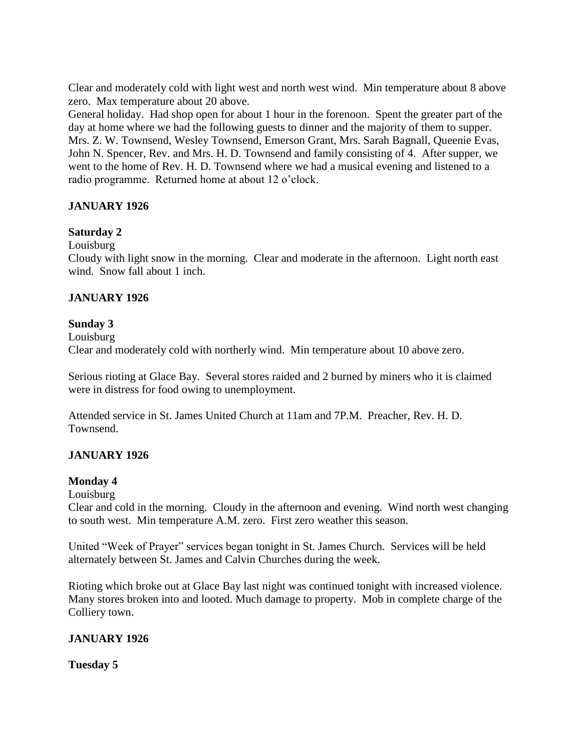Clear and moderately cold with light west and north west wind. Min temperature about 8 above zero. Max temperature about 20 above.
General holiday. Had shop open for about 1 hour in the forenoon. Spent the greater part of the day at home where we had the following guests to dinner and the majority of them to supper. Mrs. Z. W. Townsend, Wesley Townsend, Emerson Grant, Mrs. Sarah Bagnall, Queenie Evas, John N. Spencer, Rev. and Mrs. H. D. Townsend and family consisting of 4. After supper, we went to the home of Rev. H. D. Townsend where we had a musical evening and listened to a radio programme. Returned home at about 12 o'clock.

**JANUARY 1926**

**Saturday 2**

Louisburg

Cloudy with light snow in the morning. Clear and moderate in the afternoon. Light north east wind. Snow fall about 1 inch.

**JANUARY 1926**

**Sunday 3**

Louisburg

Clear and moderately cold with northerly wind. Min temperature about 10 above zero.

Serious rioting at Glace Bay. Several stores raided and 2 burned by miners who it is claimed were in distress for food owing to unemployment.

Attended service in St. James United Church at 11am and 7P.M. Preacher, Rev. H. D. Townsend.

**JANUARY 1926**

**Monday 4**

Louisburg

Clear and cold in the morning. Cloudy in the afternoon and evening. Wind north west changing to south west. Min temperature A.M. zero. First zero weather this season.

United "Week of Prayer" services began tonight in St. James Church. Services will be held alternately between St. James and Calvin Churches during the week.

Rioting which broke out at Glace Bay last night was continued tonight with increased violence. Many stores broken into and looted. Much damage to property. Mob in complete charge of the Colliery town.

**JANUARY 1926**

**Tuesday 5**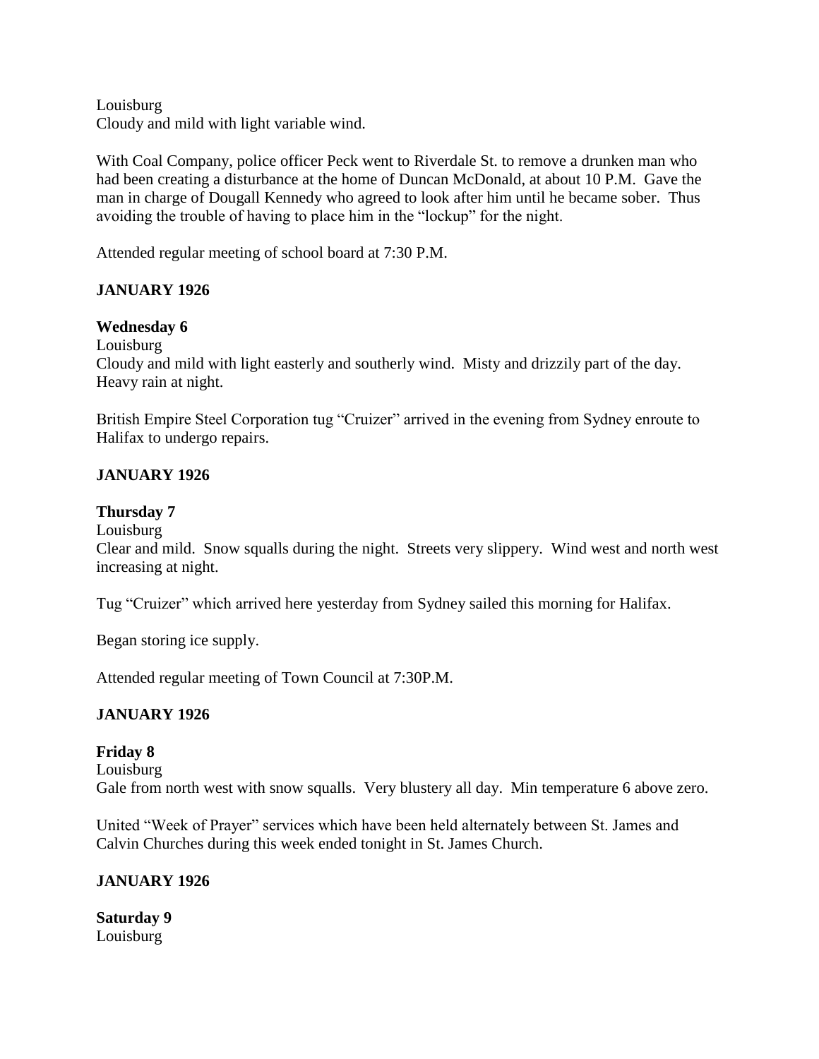Louisburg
Cloudy and mild with light variable wind.

With Coal Company, police officer Peck went to Riverdale St. to remove a drunken man who had been creating a disturbance at the home of Duncan McDonald, at about 10 P.M. Gave the man in charge of Dougall Kennedy who agreed to look after him until he became sober. Thus avoiding the trouble of having to place him in the "lockup" for the night.

Attended regular meeting of school board at 7:30 P.M.

**JANUARY 1926**

**Wednesday 6**
Louisburg
Cloudy and mild with light easterly and southerly wind. Misty and drizzily part of the day. Heavy rain at night.

British Empire Steel Corporation tug "Cruizer" arrived in the evening from Sydney enroute to Halifax to undergo repairs.

**JANUARY 1926**

**Thursday 7**
Louisburg
Clear and mild. Snow squalls during the night. Streets very slippery. Wind west and north west increasing at night.

Tug "Cruizer" which arrived here yesterday from Sydney sailed this morning for Halifax.

Began storing ice supply.

Attended regular meeting of Town Council at 7:30P.M.

**JANUARY 1926**

**Friday 8**
Louisburg
Gale from north west with snow squalls. Very blustery all day. Min temperature 6 above zero.

United "Week of Prayer" services which have been held alternately between St. James and Calvin Churches during this week ended tonight in St. James Church.

**JANUARY 1926**

**Saturday 9**
Louisburg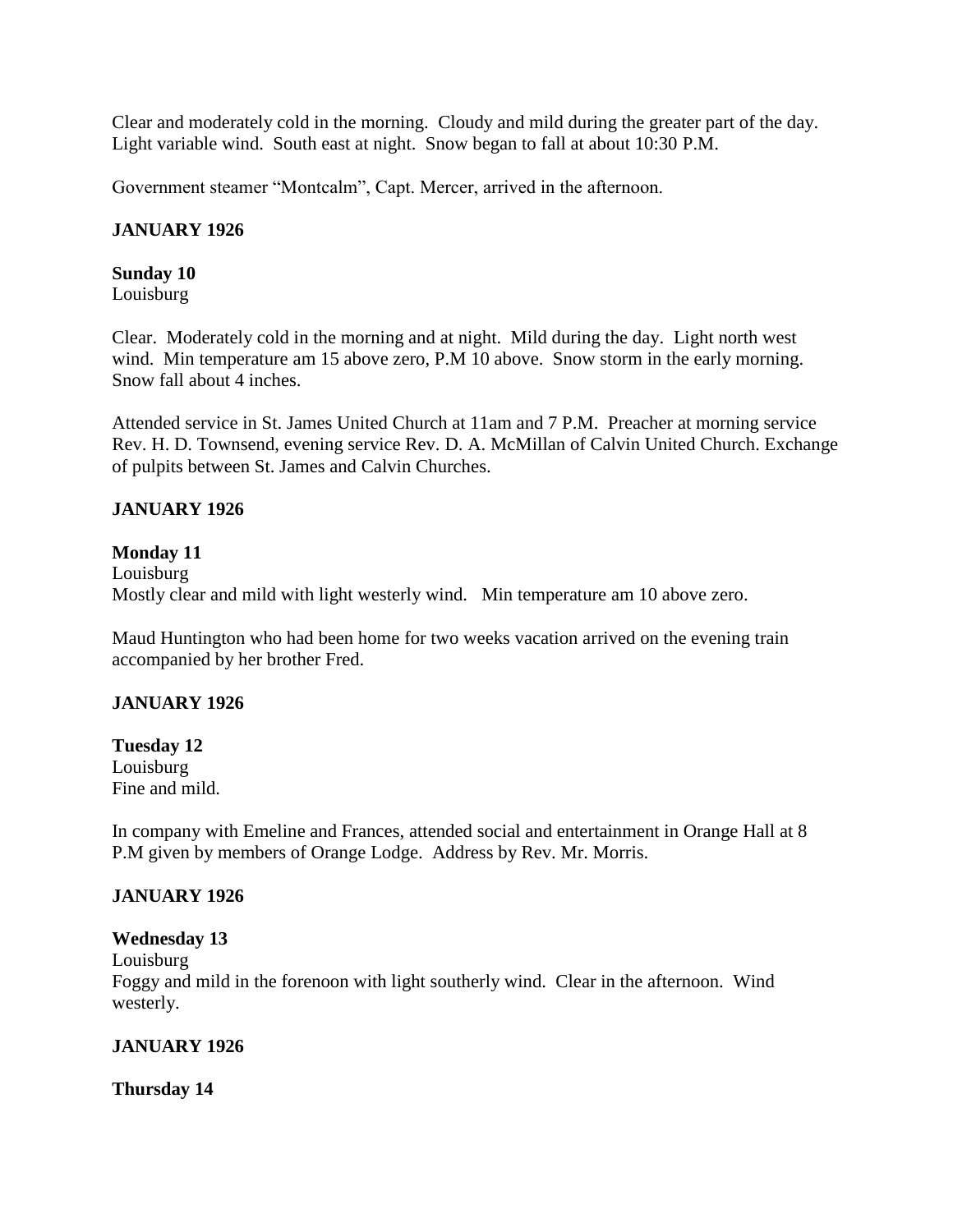Clear and moderately cold in the morning. Cloudy and mild during the greater part of the day. Light variable wind. South east at night. Snow began to fall at about 10:30 P.M.

Government steamer "Montcalm", Capt. Mercer, arrived in the afternoon.

**JANUARY 1926**

**Sunday 10**
Louisburg

Clear. Moderately cold in the morning and at night. Mild during the day. Light north west wind. Min temperature am 15 above zero, P.M 10 above. Snow storm in the early morning. Snow fall about 4 inches.

Attended service in St. James United Church at 11am and 7 P.M. Preacher at morning service Rev. H. D. Townsend, evening service Rev. D. A. McMillan of Calvin United Church. Exchange of pulpits between St. James and Calvin Churches.

**JANUARY 1926**

**Monday 11**
Louisburg
Mostly clear and mild with light westerly wind. Min temperature am 10 above zero.

Maud Huntington who had been home for two weeks vacation arrived on the evening train accompanied by her brother Fred.

**JANUARY 1926**

**Tuesday 12**
Louisburg
Fine and mild.

In company with Emeline and Frances, attended social and entertainment in Orange Hall at 8 P.M given by members of Orange Lodge. Address by Rev. Mr. Morris.

**JANUARY 1926**

**Wednesday 13**
Louisburg
Foggy and mild in the forenoon with light southerly wind. Clear in the afternoon. Wind westerly.

**JANUARY 1926**

**Thursday 14**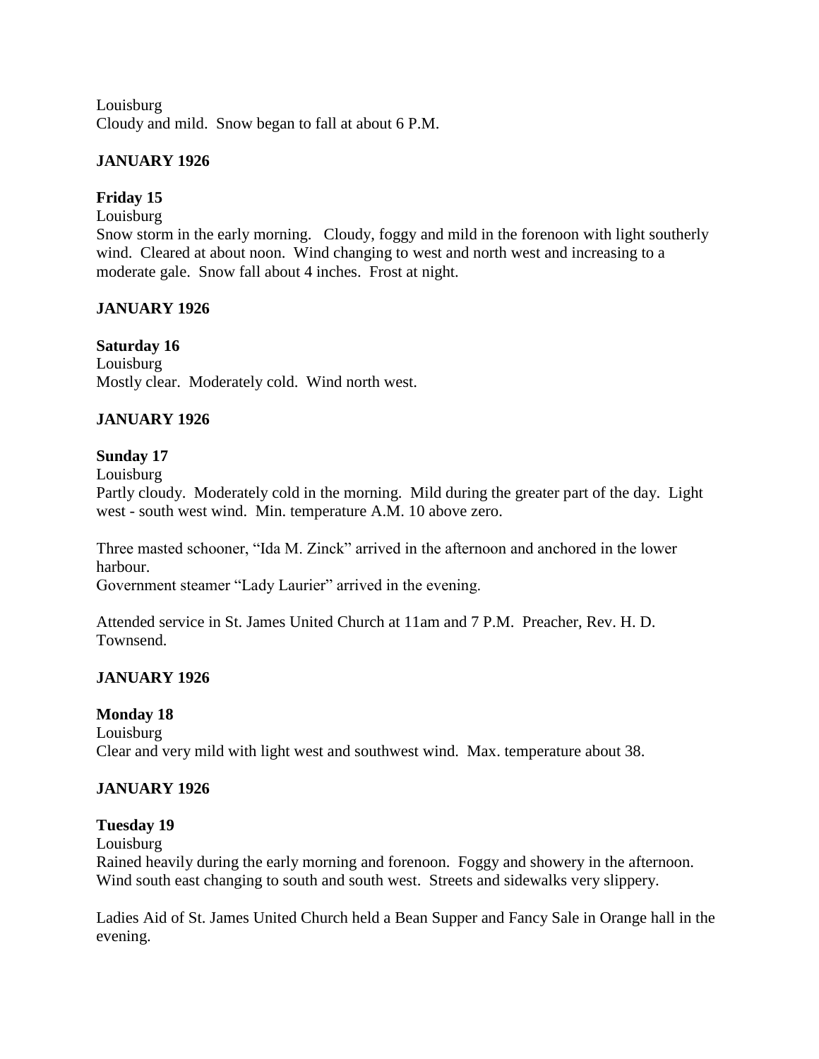Louisburg
Cloudy and mild.  Snow began to fall at about 6 P.M.

**JANUARY 1926**

**Friday 15**
Louisburg
Snow storm in the early morning.  Cloudy, foggy and mild in the forenoon with light southerly wind.  Cleared at about noon.  Wind changing to west and north west and increasing to a moderate gale.  Snow fall about 4 inches.  Frost at night.

**JANUARY 1926**

**Saturday 16**
Louisburg
Mostly clear.  Moderately cold.  Wind north west.

**JANUARY 1926**

**Sunday 17**
Louisburg
Partly cloudy.  Moderately cold in the morning.  Mild during the greater part of the day.  Light west - south west wind.  Min. temperature A.M. 10 above zero.

Three masted schooner, "Ida M. Zinck" arrived in the afternoon and anchored in the lower harbour.
Government steamer "Lady Laurier" arrived in the evening.

Attended service in St. James United Church at 11am and 7 P.M.  Preacher, Rev. H. D. Townsend.

**JANUARY 1926**

**Monday 18**
Louisburg
Clear and very mild with light west and southwest wind.  Max. temperature about 38.

**JANUARY 1926**

**Tuesday 19**
Louisburg
Rained heavily during the early morning and forenoon.  Foggy and showery in the afternoon.  Wind south east changing to south and south west.  Streets and sidewalks very slippery.

Ladies Aid of St. James United Church held a Bean Supper and Fancy Sale in Orange hall in the evening.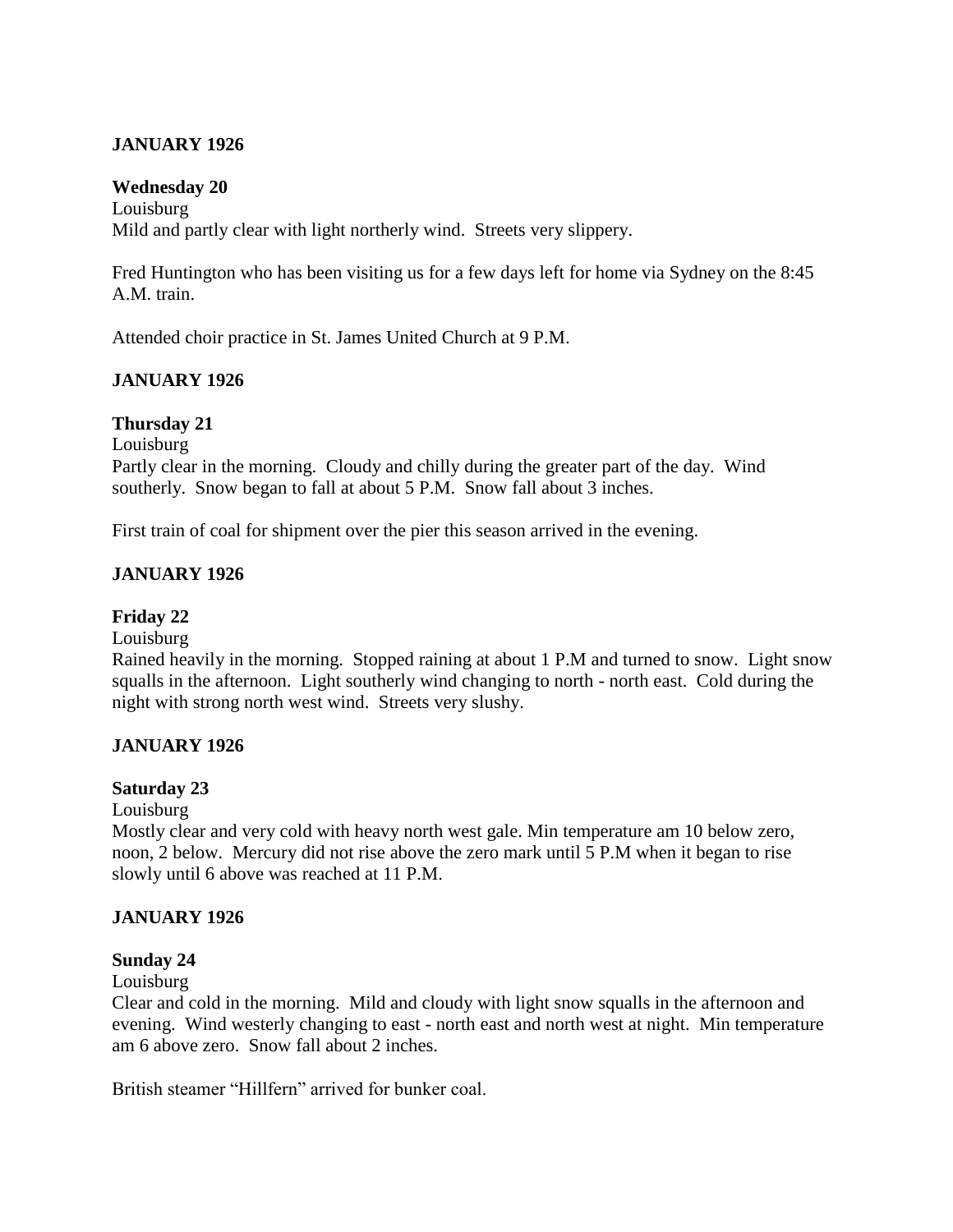**JANUARY 1926**

**Wednesday 20**

Louisburg

Mild and partly clear with light northerly wind. Streets very slippery.

Fred Huntington who has been visiting us for a few days left for home via Sydney on the 8:45 A.M. train.

Attended choir practice in St. James United Church at 9 P.M.

**JANUARY 1926**

**Thursday 21**

Louisburg

Partly clear in the morning. Cloudy and chilly during the greater part of the day. Wind southerly. Snow began to fall at about 5 P.M. Snow fall about 3 inches.

First train of coal for shipment over the pier this season arrived in the evening.

**JANUARY 1926**

**Friday 22**

Louisburg

Rained heavily in the morning. Stopped raining at about 1 P.M and turned to snow. Light snow squalls in the afternoon. Light southerly wind changing to north - north east. Cold during the night with strong north west wind. Streets very slushy.

**JANUARY 1926**

**Saturday 23**

Louisburg

Mostly clear and very cold with heavy north west gale. Min temperature am 10 below zero, noon, 2 below. Mercury did not rise above the zero mark until 5 P.M when it began to rise slowly until 6 above was reached at 11 P.M.

**JANUARY 1926**

**Sunday 24**

Louisburg

Clear and cold in the morning. Mild and cloudy with light snow squalls in the afternoon and evening. Wind westerly changing to east - north east and north west at night. Min temperature am 6 above zero. Snow fall about 2 inches.

British steamer "Hillfern" arrived for bunker coal.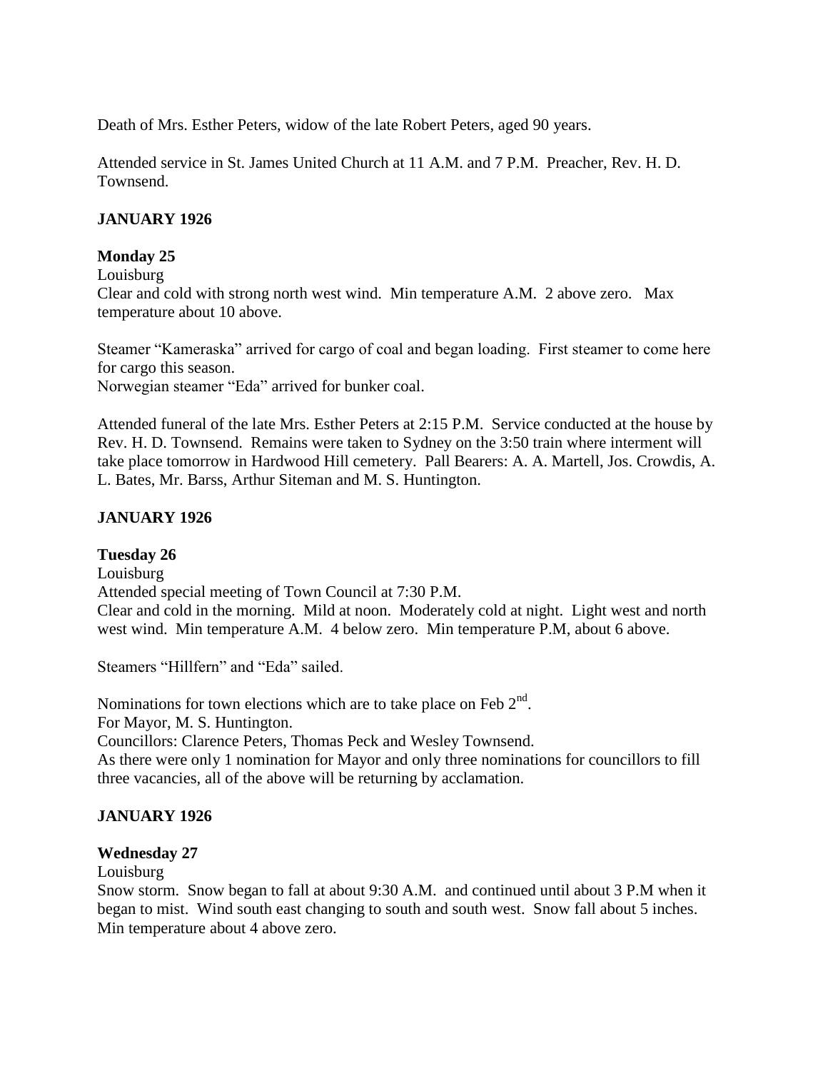Death of Mrs. Esther Peters, widow of the late Robert Peters, aged 90 years.

Attended service in St. James United Church at 11 A.M. and 7 P.M. Preacher, Rev. H. D. Townsend.

**JANUARY 1926**

**Monday 25**

Louisburg

Clear and cold with strong north west wind. Min temperature A.M. 2 above zero. Max temperature about 10 above.

Steamer "Kameraska" arrived for cargo of coal and began loading. First steamer to come here for cargo this season.

Norwegian steamer "Eda" arrived for bunker coal.

Attended funeral of the late Mrs. Esther Peters at 2:15 P.M. Service conducted at the house by Rev. H. D. Townsend. Remains were taken to Sydney on the 3:50 train where interment will take place tomorrow in Hardwood Hill cemetery. Pall Bearers: A. A. Martell, Jos. Crowdis, A. L. Bates, Mr. Barss, Arthur Siteman and M. S. Huntington.

**JANUARY 1926**

**Tuesday 26**

Louisburg

Attended special meeting of Town Council at 7:30 P.M.

Clear and cold in the morning. Mild at noon. Moderately cold at night. Light west and north west wind. Min temperature A.M. 4 below zero. Min temperature P.M, about 6 above.

Steamers "Hillfern" and "Eda" sailed.

Nominations for town elections which are to take place on Feb 2nd.

For Mayor, M. S. Huntington.

Councillors: Clarence Peters, Thomas Peck and Wesley Townsend.

As there were only 1 nomination for Mayor and only three nominations for councillors to fill three vacancies, all of the above will be returning by acclamation.

**JANUARY 1926**

**Wednesday 27**

Louisburg

Snow storm. Snow began to fall at about 9:30 A.M. and continued until about 3 P.M when it began to mist. Wind south east changing to south and south west. Snow fall about 5 inches. Min temperature about 4 above zero.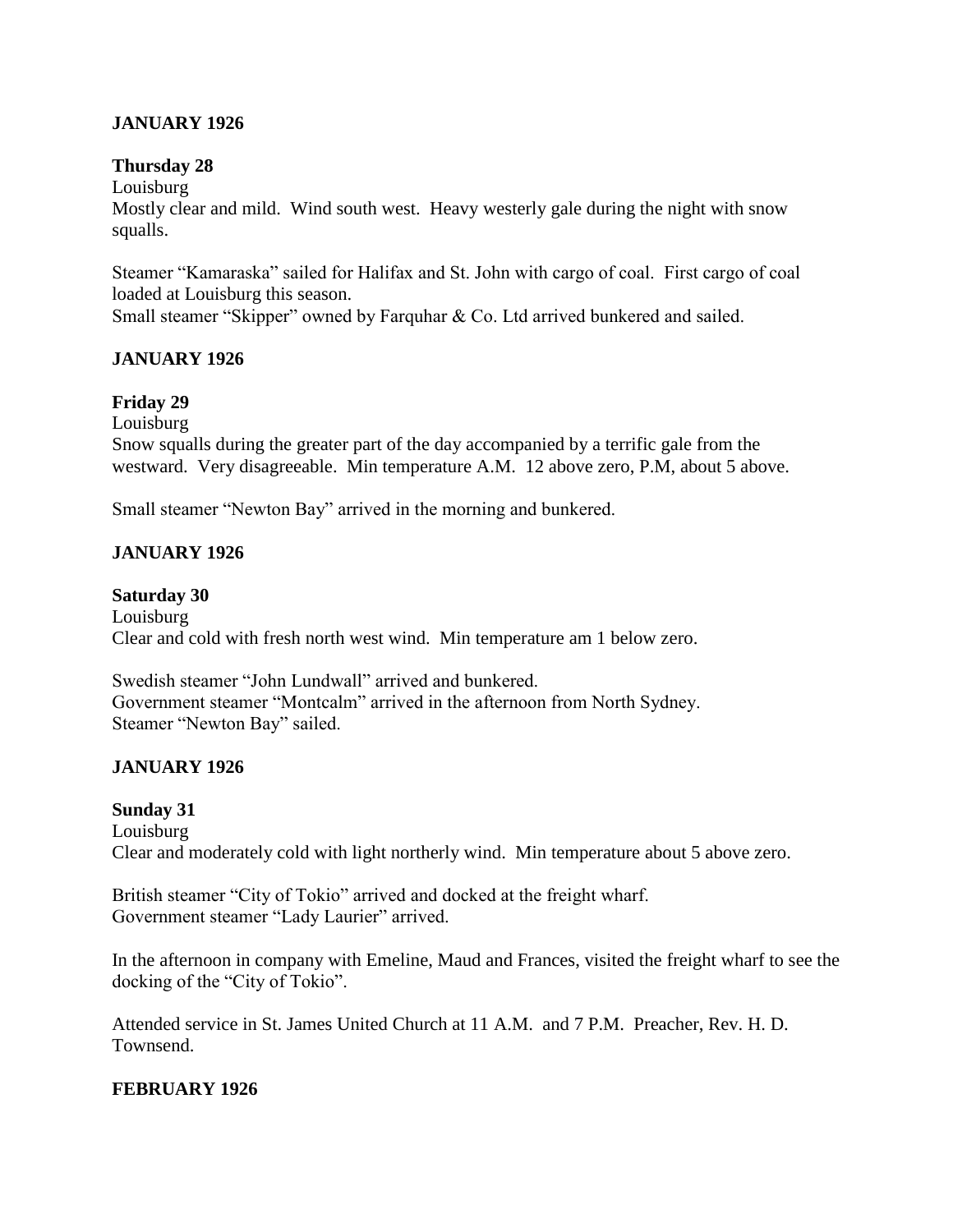**JANUARY 1926**

**Thursday 28**

Louisburg

Mostly clear and mild. Wind south west. Heavy westerly gale during the night with snow squalls.

Steamer "Kamaraska" sailed for Halifax and St. John with cargo of coal. First cargo of coal loaded at Louisburg this season.

Small steamer "Skipper" owned by Farquhar & Co. Ltd arrived bunkered and sailed.

**JANUARY 1926**

**Friday 29**

Louisburg

Snow squalls during the greater part of the day accompanied by a terrific gale from the westward. Very disagreeable. Min temperature A.M. 12 above zero, P.M, about 5 above.

Small steamer "Newton Bay" arrived in the morning and bunkered.

**JANUARY 1926**

**Saturday 30**

Louisburg

Clear and cold with fresh north west wind. Min temperature am 1 below zero.

Swedish steamer "John Lundwall" arrived and bunkered.

Government steamer "Montcalm" arrived in the afternoon from North Sydney.

Steamer "Newton Bay" sailed.

**JANUARY 1926**

**Sunday 31**

Louisburg

Clear and moderately cold with light northerly wind. Min temperature about 5 above zero.

British steamer "City of Tokio" arrived and docked at the freight wharf.

Government steamer "Lady Laurier" arrived.

In the afternoon in company with Emeline, Maud and Frances, visited the freight wharf to see the docking of the "City of Tokio".

Attended service in St. James United Church at 11 A.M. and 7 P.M. Preacher, Rev. H. D. Townsend.

**FEBRUARY 1926**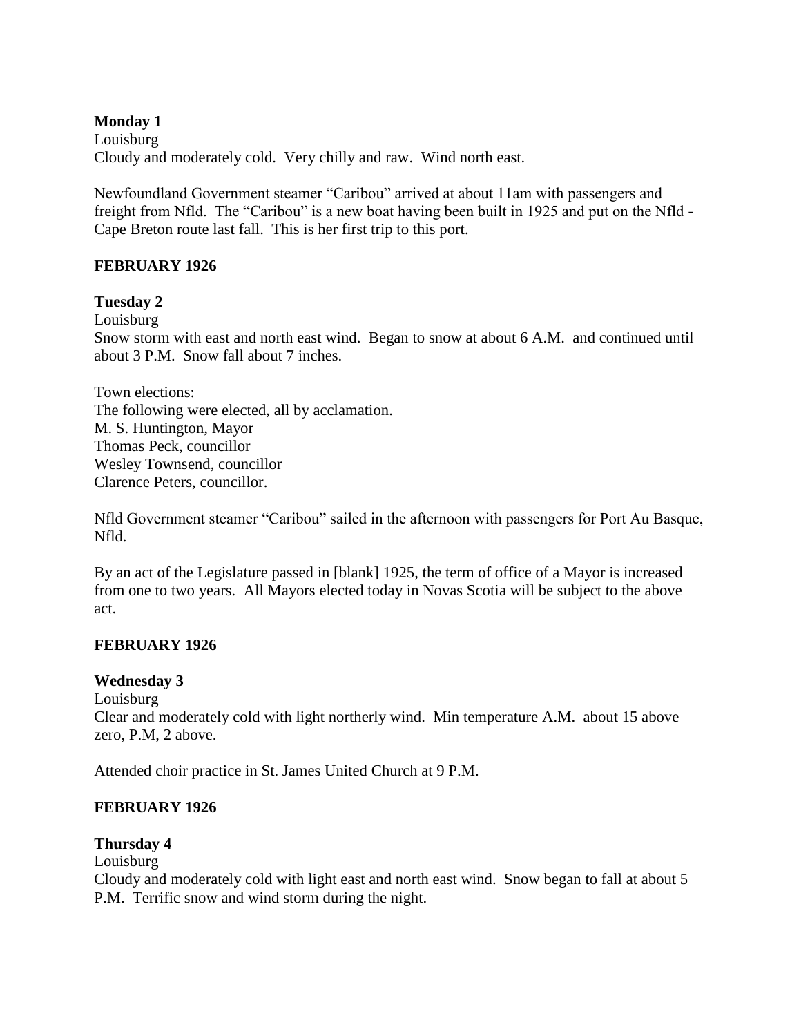**Monday 1**
Louisburg
Cloudy and moderately cold. Very chilly and raw. Wind north east.

Newfoundland Government steamer "Caribou" arrived at about 11am with passengers and freight from Nfld. The "Caribou" is a new boat having been built in 1925 and put on the Nfld - Cape Breton route last fall. This is her first trip to this port.

**FEBRUARY 1926**

**Tuesday 2**
Louisburg
Snow storm with east and north east wind. Began to snow at about 6 A.M. and continued until about 3 P.M. Snow fall about 7 inches.

Town elections:
The following were elected, all by acclamation.
M. S. Huntington, Mayor
Thomas Peck, councillor
Wesley Townsend, councillor
Clarence Peters, councillor.

Nfld Government steamer "Caribou" sailed in the afternoon with passengers for Port Au Basque, Nfld.

By an act of the Legislature passed in [blank] 1925, the term of office of a Mayor is increased from one to two years. All Mayors elected today in Novas Scotia will be subject to the above act.

**FEBRUARY 1926**

**Wednesday 3**
Louisburg
Clear and moderately cold with light northerly wind. Min temperature A.M. about 15 above zero, P.M, 2 above.

Attended choir practice in St. James United Church at 9 P.M.

**FEBRUARY 1926**

**Thursday 4**
Louisburg
Cloudy and moderately cold with light east and north east wind. Snow began to fall at about 5 P.M. Terrific snow and wind storm during the night.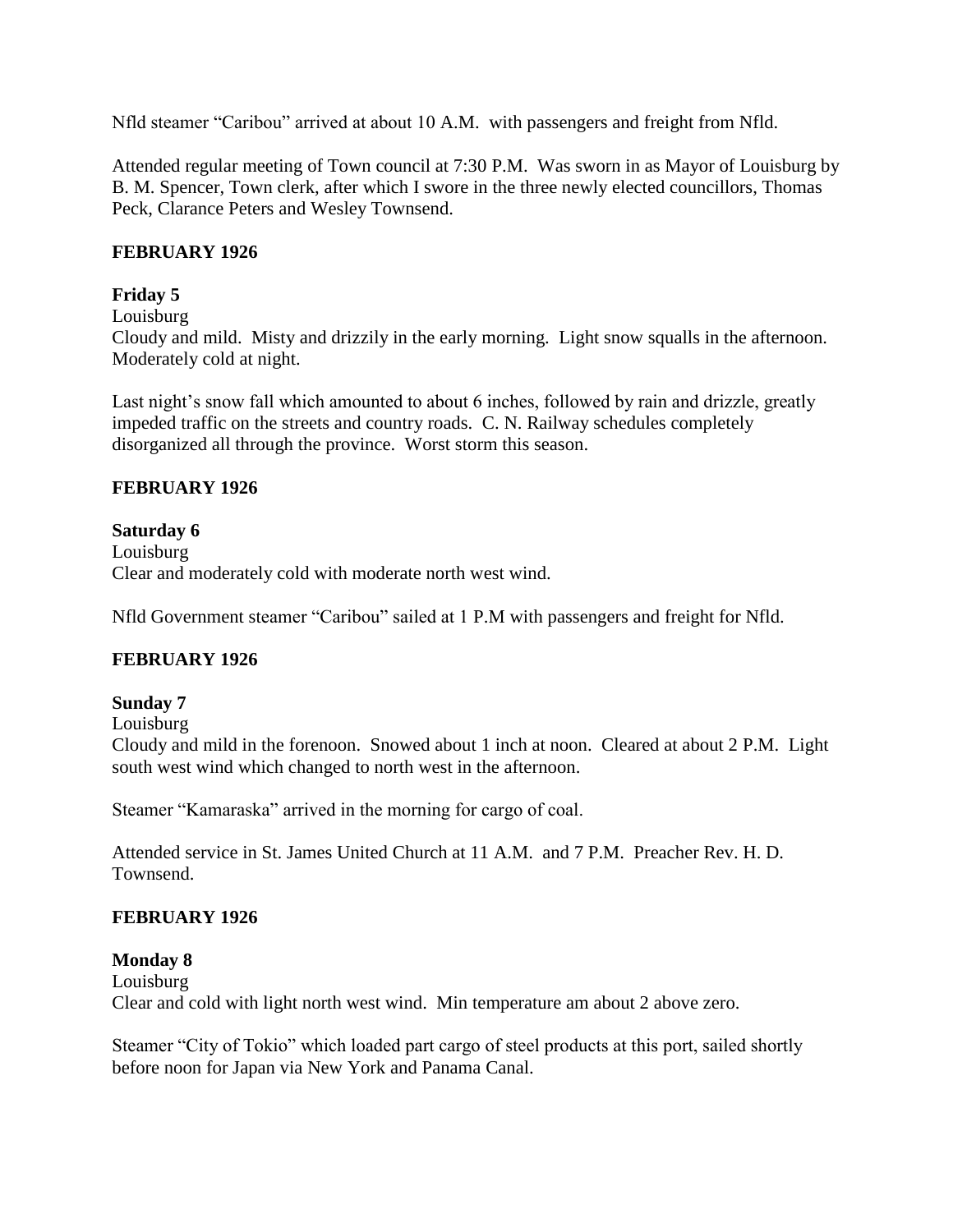Nfld steamer "Caribou" arrived at about 10 A.M. with passengers and freight from Nfld.

Attended regular meeting of Town council at 7:30 P.M. Was sworn in as Mayor of Louisburg by B. M. Spencer, Town clerk, after which I swore in the three newly elected councillors, Thomas Peck, Clarance Peters and Wesley Townsend.

## FEBRUARY 1926

### Friday 5

Louisburg

Cloudy and mild. Misty and drizzily in the early morning. Light snow squalls in the afternoon. Moderately cold at night.

Last night's snow fall which amounted to about 6 inches, followed by rain and drizzle, greatly impeded traffic on the streets and country roads. C. N. Railway schedules completely disorganized all through the province. Worst storm this season.

## FEBRUARY 1926

### Saturday 6

Louisburg

Clear and moderately cold with moderate north west wind.

Nfld Government steamer "Caribou" sailed at 1 P.M with passengers and freight for Nfld.

## FEBRUARY 1926

### Sunday 7

Louisburg

Cloudy and mild in the forenoon. Snowed about 1 inch at noon. Cleared at about 2 P.M. Light south west wind which changed to north west in the afternoon.

Steamer "Kamaraska" arrived in the morning for cargo of coal.

Attended service in St. James United Church at 11 A.M. and 7 P.M. Preacher Rev. H. D. Townsend.

## FEBRUARY 1926

### Monday 8

Louisburg

Clear and cold with light north west wind. Min temperature am about 2 above zero.

Steamer "City of Tokio" which loaded part cargo of steel products at this port, sailed shortly before noon for Japan via New York and Panama Canal.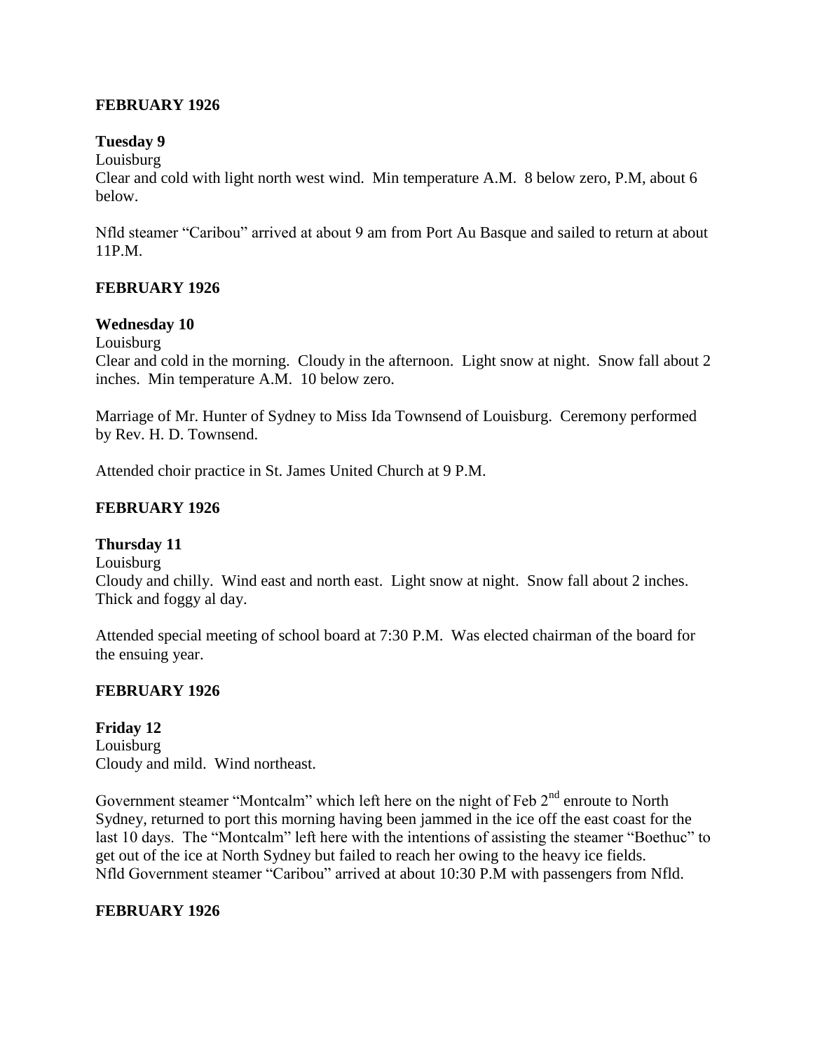**FEBRUARY 1926**

**Tuesday 9**

Louisburg

Clear and cold with light north west wind. Min temperature A.M. 8 below zero, P.M, about 6 below.

Nfld steamer "Caribou" arrived at about 9 am from Port Au Basque and sailed to return at about 11P.M.

**FEBRUARY 1926**

**Wednesday 10**

Louisburg

Clear and cold in the morning. Cloudy in the afternoon. Light snow at night. Snow fall about 2 inches. Min temperature A.M. 10 below zero.

Marriage of Mr. Hunter of Sydney to Miss Ida Townsend of Louisburg. Ceremony performed by Rev. H. D. Townsend.

Attended choir practice in St. James United Church at 9 P.M.

**FEBRUARY 1926**

**Thursday 11**

Louisburg

Cloudy and chilly. Wind east and north east. Light snow at night. Snow fall about 2 inches. Thick and foggy al day.

Attended special meeting of school board at 7:30 P.M. Was elected chairman of the board for the ensuing year.

**FEBRUARY 1926**

**Friday 12**

Louisburg

Cloudy and mild. Wind northeast.

Government steamer "Montcalm" which left here on the night of Feb 2nd enroute to North Sydney, returned to port this morning having been jammed in the ice off the east coast for the last 10 days. The "Montcalm" left here with the intentions of assisting the steamer "Boethuc" to get out of the ice at North Sydney but failed to reach her owing to the heavy ice fields.
Nfld Government steamer "Caribou" arrived at about 10:30 P.M with passengers from Nfld.

**FEBRUARY 1926**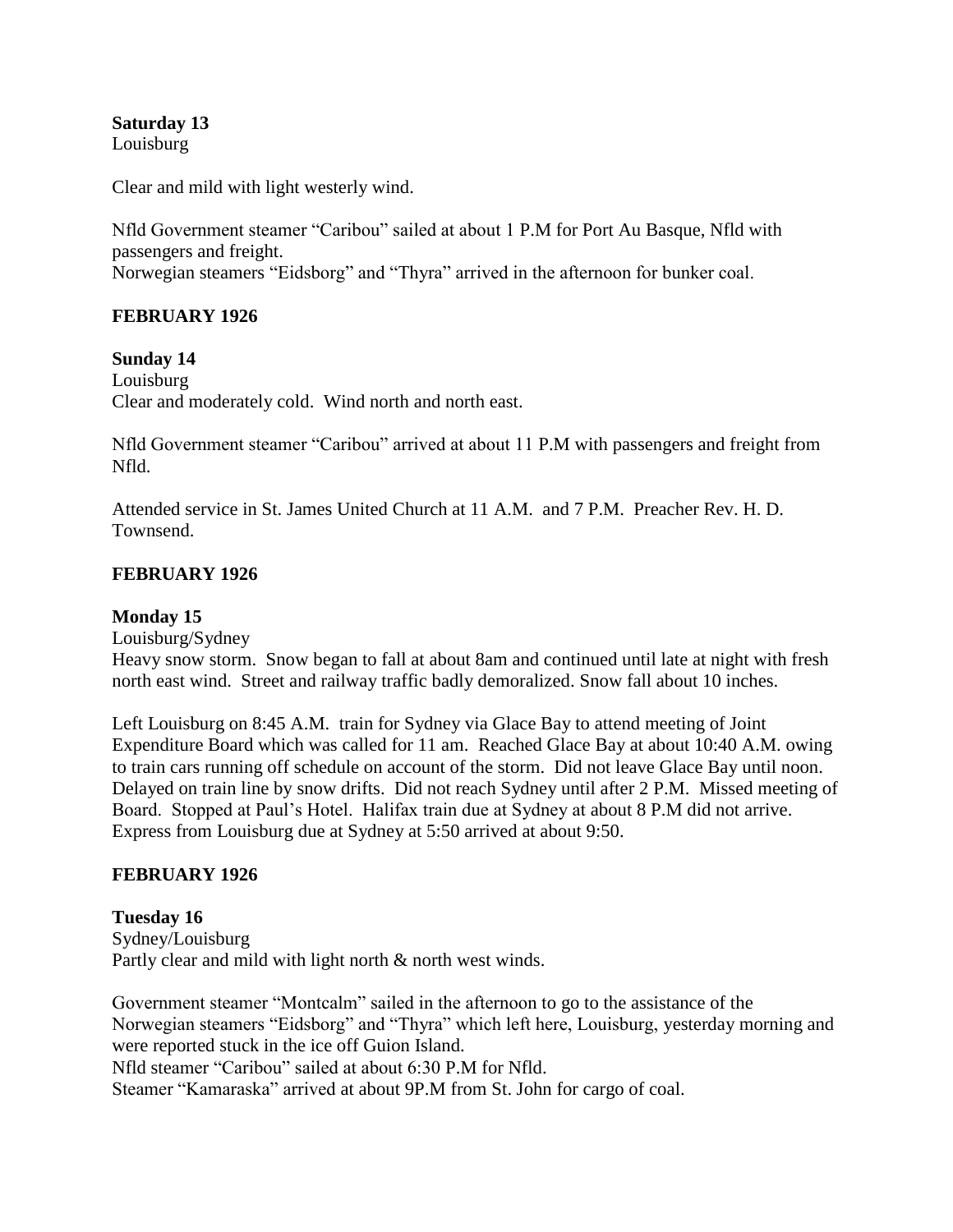**Saturday 13**
Louisburg

Clear and mild with light westerly wind.

Nfld Government steamer "Caribou" sailed at about 1 P.M for Port Au Basque, Nfld with passengers and freight.
Norwegian steamers "Eidsborg" and "Thyra" arrived in the afternoon for bunker coal.

## FEBRUARY 1926

**Sunday 14**
Louisburg
Clear and moderately cold. Wind north and north east.

Nfld Government steamer "Caribou" arrived at about 11 P.M with passengers and freight from Nfld.

Attended service in St. James United Church at 11 A.M. and 7 P.M. Preacher Rev. H. D. Townsend.

## FEBRUARY 1926

**Monday 15**
Louisburg/Sydney
Heavy snow storm. Snow began to fall at about 8am and continued until late at night with fresh north east wind. Street and railway traffic badly demoralized. Snow fall about 10 inches.

Left Louisburg on 8:45 A.M. train for Sydney via Glace Bay to attend meeting of Joint Expenditure Board which was called for 11 am. Reached Glace Bay at about 10:40 A.M. owing to train cars running off schedule on account of the storm. Did not leave Glace Bay until noon. Delayed on train line by snow drifts. Did not reach Sydney until after 2 P.M. Missed meeting of Board. Stopped at Paul's Hotel. Halifax train due at Sydney at about 8 P.M did not arrive. Express from Louisburg due at Sydney at 5:50 arrived at about 9:50.

## FEBRUARY 1926

**Tuesday 16**
Sydney/Louisburg
Partly clear and mild with light north & north west winds.

Government steamer "Montcalm" sailed in the afternoon to go to the assistance of the Norwegian steamers "Eidsborg" and "Thyra" which left here, Louisburg, yesterday morning and were reported stuck in the ice off Guion Island.
Nfld steamer "Caribou" sailed at about 6:30 P.M for Nfld.
Steamer "Kamaraska" arrived at about 9P.M from St. John for cargo of coal.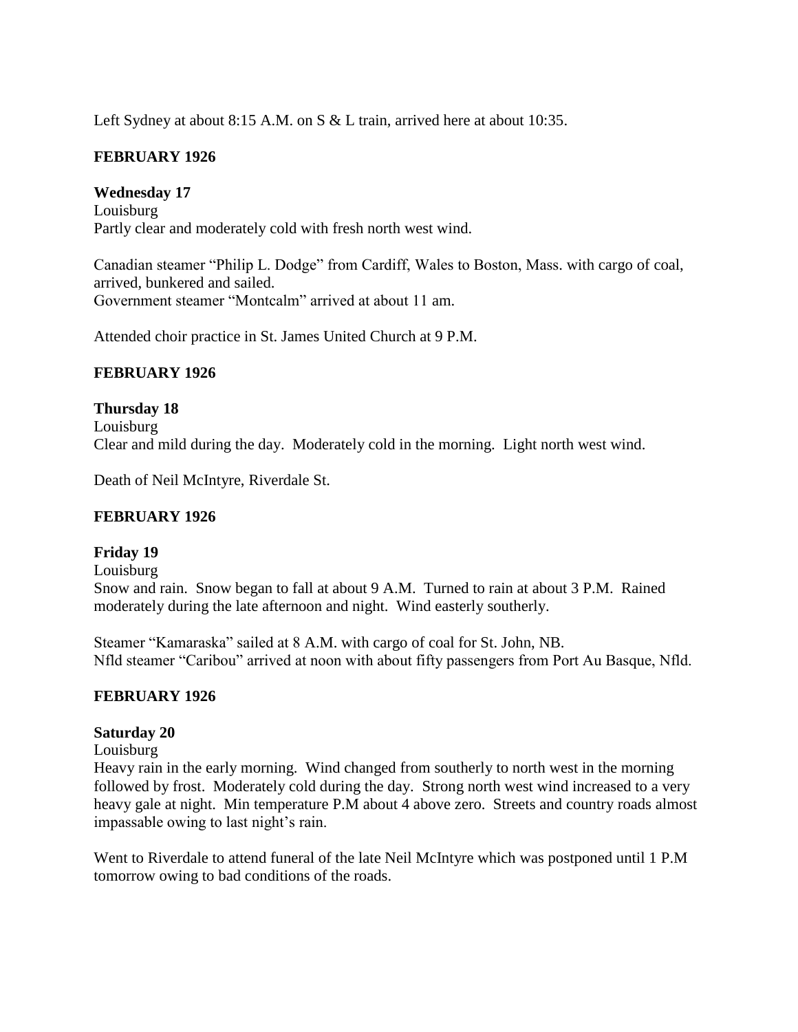Left Sydney at about 8:15 A.M. on S & L train, arrived here at about 10:35.

**FEBRUARY 1926**

**Wednesday 17**
Louisburg
Partly clear and moderately cold with fresh north west wind.

Canadian steamer "Philip L. Dodge" from Cardiff, Wales to Boston, Mass. with cargo of coal, arrived, bunkered and sailed.
Government steamer "Montcalm" arrived at about 11 am.

Attended choir practice in St. James United Church at 9 P.M.

**FEBRUARY 1926**

**Thursday 18**
Louisburg
Clear and mild during the day. Moderately cold in the morning. Light north west wind.

Death of Neil McIntyre, Riverdale St.

**FEBRUARY 1926**

**Friday 19**
Louisburg
Snow and rain. Snow began to fall at about 9 A.M. Turned to rain at about 3 P.M. Rained moderately during the late afternoon and night. Wind easterly southerly.

Steamer "Kamaraska" sailed at 8 A.M. with cargo of coal for St. John, NB.
Nfld steamer "Caribou" arrived at noon with about fifty passengers from Port Au Basque, Nfld.

**FEBRUARY 1926**

**Saturday 20**
Louisburg
Heavy rain in the early morning. Wind changed from southerly to north west in the morning followed by frost. Moderately cold during the day. Strong north west wind increased to a very heavy gale at night. Min temperature P.M about 4 above zero. Streets and country roads almost impassable owing to last night's rain.

Went to Riverdale to attend funeral of the late Neil McIntyre which was postponed until 1 P.M tomorrow owing to bad conditions of the roads.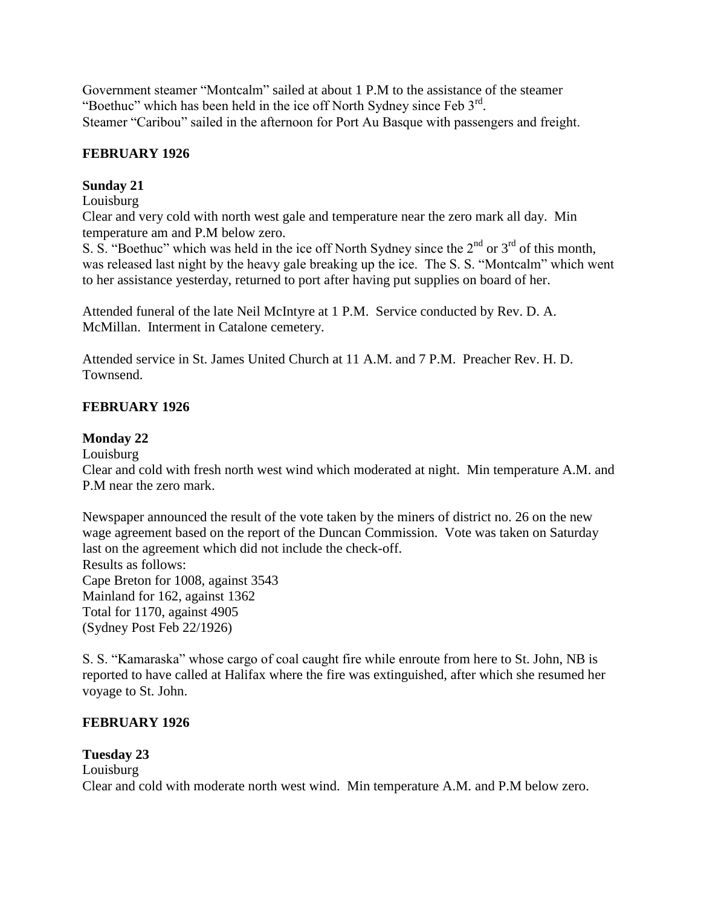Government steamer "Montcalm" sailed at about 1 P.M to the assistance of the steamer "Boethuc" which has been held in the ice off North Sydney since Feb 3rd.
Steamer "Caribou" sailed in the afternoon for Port Au Basque with passengers and freight.

**FEBRUARY 1926**

**Sunday 21**
Louisburg
Clear and very cold with north west gale and temperature near the zero mark all day. Min temperature am and P.M below zero.
S. S. "Boethuc" which was held in the ice off North Sydney since the 2nd or 3rd of this month, was released last night by the heavy gale breaking up the ice. The S. S. "Montcalm" which went to her assistance yesterday, returned to port after having put supplies on board of her.

Attended funeral of the late Neil McIntyre at 1 P.M. Service conducted by Rev. D. A. McMillan. Interment in Catalone cemetery.

Attended service in St. James United Church at 11 A.M. and 7 P.M. Preacher Rev. H. D. Townsend.

**FEBRUARY 1926**

**Monday 22**
Louisburg
Clear and cold with fresh north west wind which moderated at night. Min temperature A.M. and P.M near the zero mark.

Newspaper announced the result of the vote taken by the miners of district no. 26 on the new wage agreement based on the report of the Duncan Commission. Vote was taken on Saturday last on the agreement which did not include the check-off.
Results as follows:
Cape Breton for 1008, against 3543
Mainland for 162, against 1362
Total for 1170, against 4905
(Sydney Post Feb 22/1926)

S. S. "Kamaraska" whose cargo of coal caught fire while enroute from here to St. John, NB is reported to have called at Halifax where the fire was extinguished, after which she resumed her voyage to St. John.

**FEBRUARY 1926**

**Tuesday 23**
Louisburg
Clear and cold with moderate north west wind. Min temperature A.M. and P.M below zero.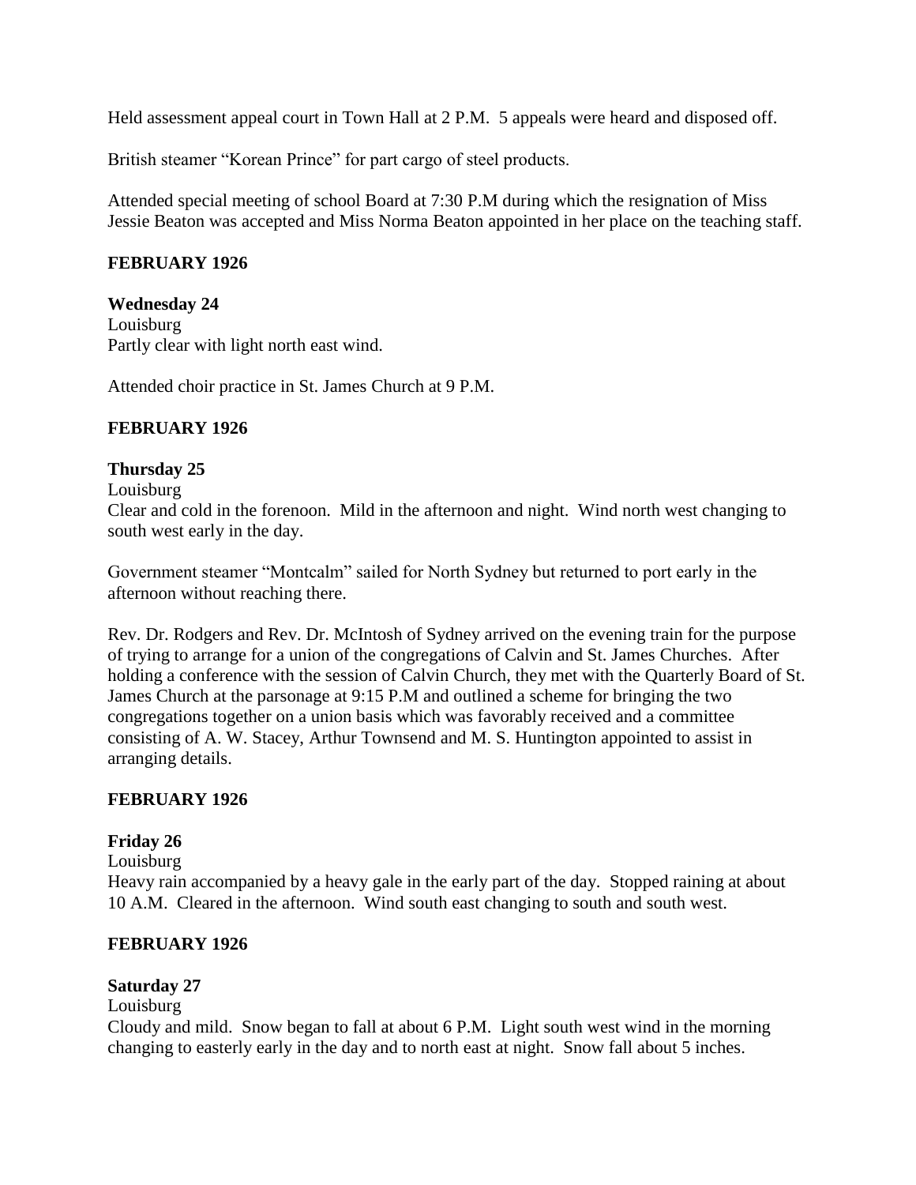Held assessment appeal court in Town Hall at 2 P.M.  5 appeals were heard and disposed off.

British steamer "Korean Prince" for part cargo of steel products.

Attended special meeting of school Board at 7:30 P.M during which the resignation of Miss Jessie Beaton was accepted and Miss Norma Beaton appointed in her place on the teaching staff.

**FEBRUARY 1926**

**Wednesday 24**
Louisburg
Partly clear with light north east wind.

Attended choir practice in St. James Church at 9 P.M.

**FEBRUARY 1926**

**Thursday 25**
Louisburg
Clear and cold in the forenoon.  Mild in the afternoon and night.  Wind north west changing to south west early in the day.

Government steamer "Montcalm" sailed for North Sydney but returned to port early in the afternoon without reaching there.

Rev. Dr. Rodgers and Rev. Dr. McIntosh of Sydney arrived on the evening train for the purpose of trying to arrange for a union of the congregations of Calvin and St. James Churches.  After holding a conference with the session of Calvin Church, they met with the Quarterly Board of St. James Church at the parsonage at 9:15 P.M and outlined a scheme for bringing the two congregations together on a union basis which was favorably received and a committee consisting of A. W. Stacey, Arthur Townsend and M. S. Huntington appointed to assist in arranging details.

**FEBRUARY 1926**

**Friday 26**
Louisburg
Heavy rain accompanied by a heavy gale in the early part of the day.  Stopped raining at about 10 A.M.  Cleared in the afternoon.  Wind south east changing to south and south west.

**FEBRUARY 1926**

**Saturday 27**
Louisburg
Cloudy and mild.  Snow began to fall at about 6 P.M.  Light south west wind in the morning changing to easterly early in the day and to north east at night.  Snow fall about 5 inches.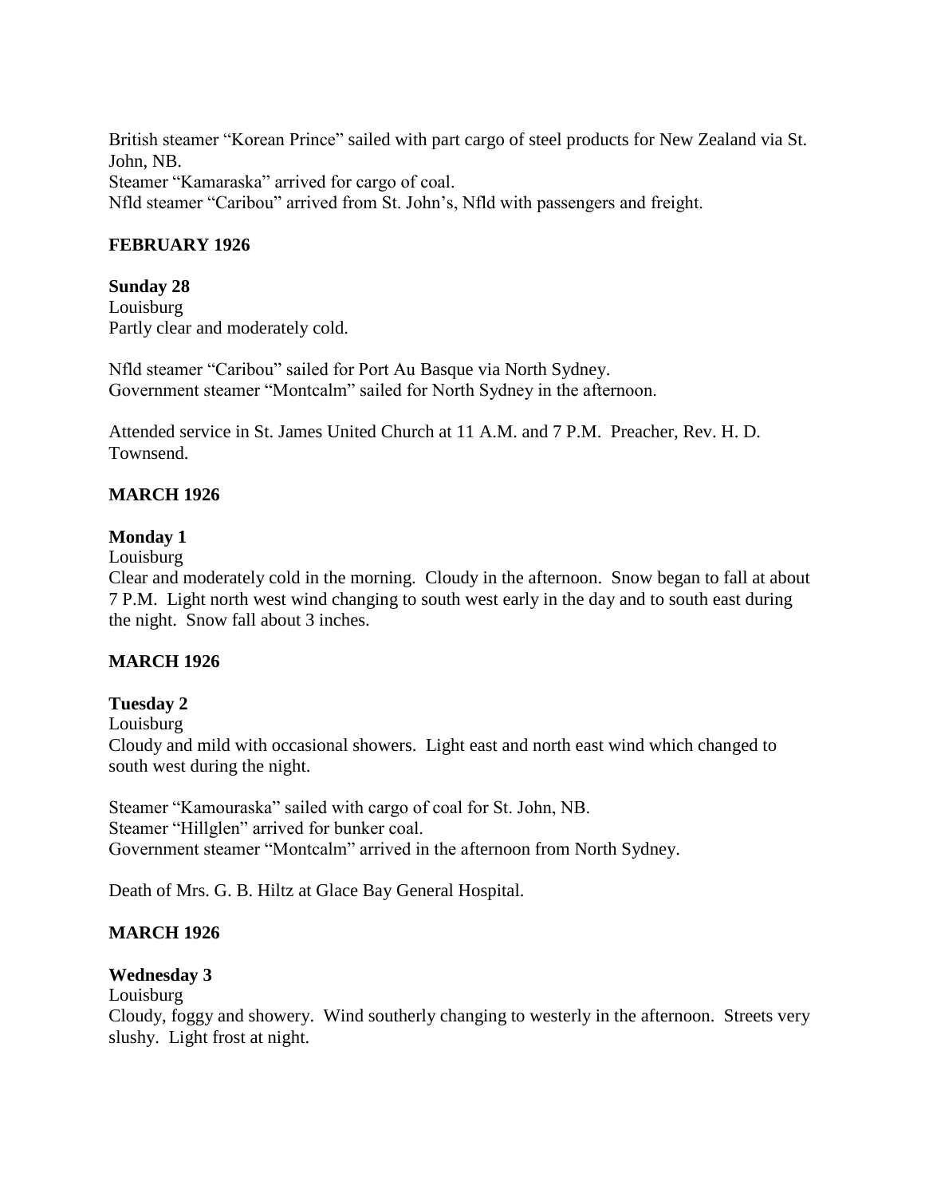British steamer "Korean Prince" sailed with part cargo of steel products for New Zealand via St. John, NB.
Steamer "Kamaraska" arrived for cargo of coal.
Nfld steamer "Caribou" arrived from St. John's, Nfld with passengers and freight.

## FEBRUARY 1926

**Sunday 28**
Louisburg
Partly clear and moderately cold.

Nfld steamer "Caribou" sailed for Port Au Basque via North Sydney.
Government steamer "Montcalm" sailed for North Sydney in the afternoon.

Attended service in St. James United Church at 11 A.M. and 7 P.M. Preacher, Rev. H. D. Townsend.

## MARCH 1926

**Monday 1**
Louisburg
Clear and moderately cold in the morning. Cloudy in the afternoon. Snow began to fall at about 7 P.M. Light north west wind changing to south west early in the day and to south east during the night. Snow fall about 3 inches.

## MARCH 1926

**Tuesday 2**
Louisburg
Cloudy and mild with occasional showers. Light east and north east wind which changed to south west during the night.

Steamer "Kamouraska" sailed with cargo of coal for St. John, NB.
Steamer "Hillglen" arrived for bunker coal.
Government steamer "Montcalm" arrived in the afternoon from North Sydney.

Death of Mrs. G. B. Hiltz at Glace Bay General Hospital.

## MARCH 1926

**Wednesday 3**
Louisburg
Cloudy, foggy and showery. Wind southerly changing to westerly in the afternoon. Streets very slushy. Light frost at night.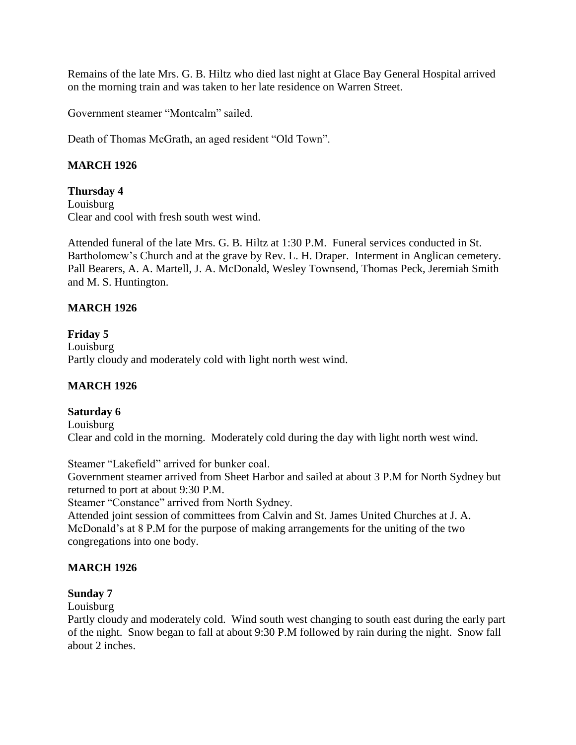Remains of the late Mrs. G. B. Hiltz who died last night at Glace Bay General Hospital arrived on the morning train and was taken to her late residence on Warren Street.

Government steamer "Montcalm" sailed.

Death of Thomas McGrath, an aged resident "Old Town".

**MARCH 1926**

**Thursday 4**
Louisburg
Clear and cool with fresh south west wind.

Attended funeral of the late Mrs. G. B. Hiltz at 1:30 P.M. Funeral services conducted in St. Bartholomew's Church and at the grave by Rev. L. H. Draper. Interment in Anglican cemetery. Pall Bearers, A. A. Martell, J. A. McDonald, Wesley Townsend, Thomas Peck, Jeremiah Smith and M. S. Huntington.

**MARCH 1926**

**Friday 5**
Louisburg
Partly cloudy and moderately cold with light north west wind.

**MARCH 1926**

**Saturday 6**
Louisburg
Clear and cold in the morning. Moderately cold during the day with light north west wind.

Steamer "Lakefield" arrived for bunker coal.
Government steamer arrived from Sheet Harbor and sailed at about 3 P.M for North Sydney but returned to port at about 9:30 P.M.
Steamer "Constance" arrived from North Sydney.
Attended joint session of committees from Calvin and St. James United Churches at J. A. McDonald's at 8 P.M for the purpose of making arrangements for the uniting of the two congregations into one body.

**MARCH 1926**

**Sunday 7**
Louisburg
Partly cloudy and moderately cold. Wind south west changing to south east during the early part of the night. Snow began to fall at about 9:30 P.M followed by rain during the night. Snow fall about 2 inches.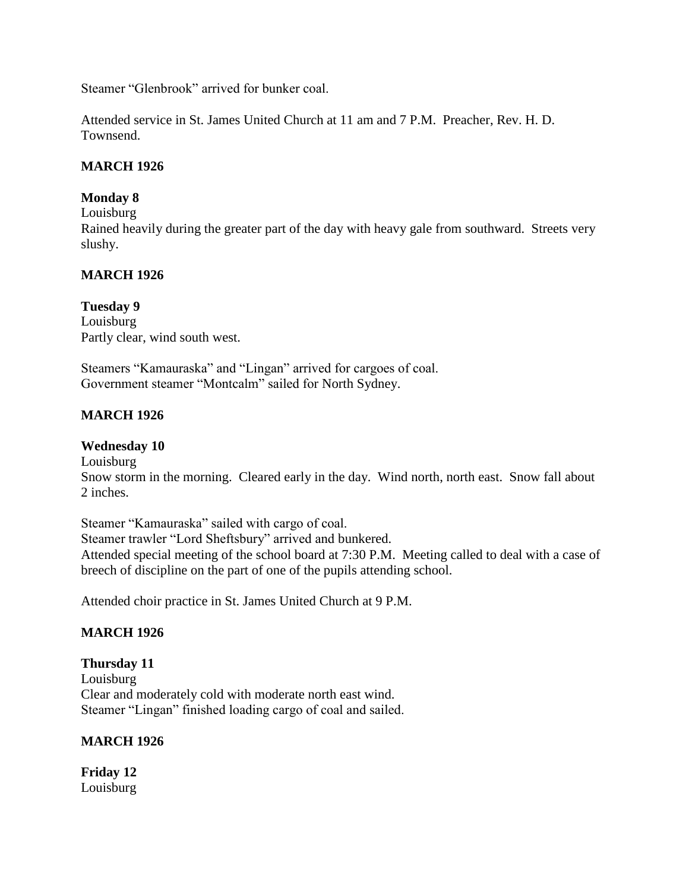Steamer "Glenbrook" arrived for bunker coal.

Attended service in St. James United Church at 11 am and 7 P.M. Preacher, Rev. H. D. Townsend.

**MARCH 1926**

**Monday 8**
Louisburg
Rained heavily during the greater part of the day with heavy gale from southward. Streets very slushy.

**MARCH 1926**

**Tuesday 9**
Louisburg
Partly clear, wind south west.

Steamers "Kamauraska" and "Lingan" arrived for cargoes of coal.
Government steamer "Montcalm" sailed for North Sydney.

**MARCH 1926**

**Wednesday 10**
Louisburg
Snow storm in the morning. Cleared early in the day. Wind north, north east. Snow fall about 2 inches.

Steamer "Kamauraska" sailed with cargo of coal.
Steamer trawler "Lord Sheftsbury" arrived and bunkered.
Attended special meeting of the school board at 7:30 P.M. Meeting called to deal with a case of breech of discipline on the part of one of the pupils attending school.

Attended choir practice in St. James United Church at 9 P.M.

**MARCH 1926**

**Thursday 11**
Louisburg
Clear and moderately cold with moderate north east wind.
Steamer "Lingan" finished loading cargo of coal and sailed.

**MARCH 1926**

**Friday 12**
Louisburg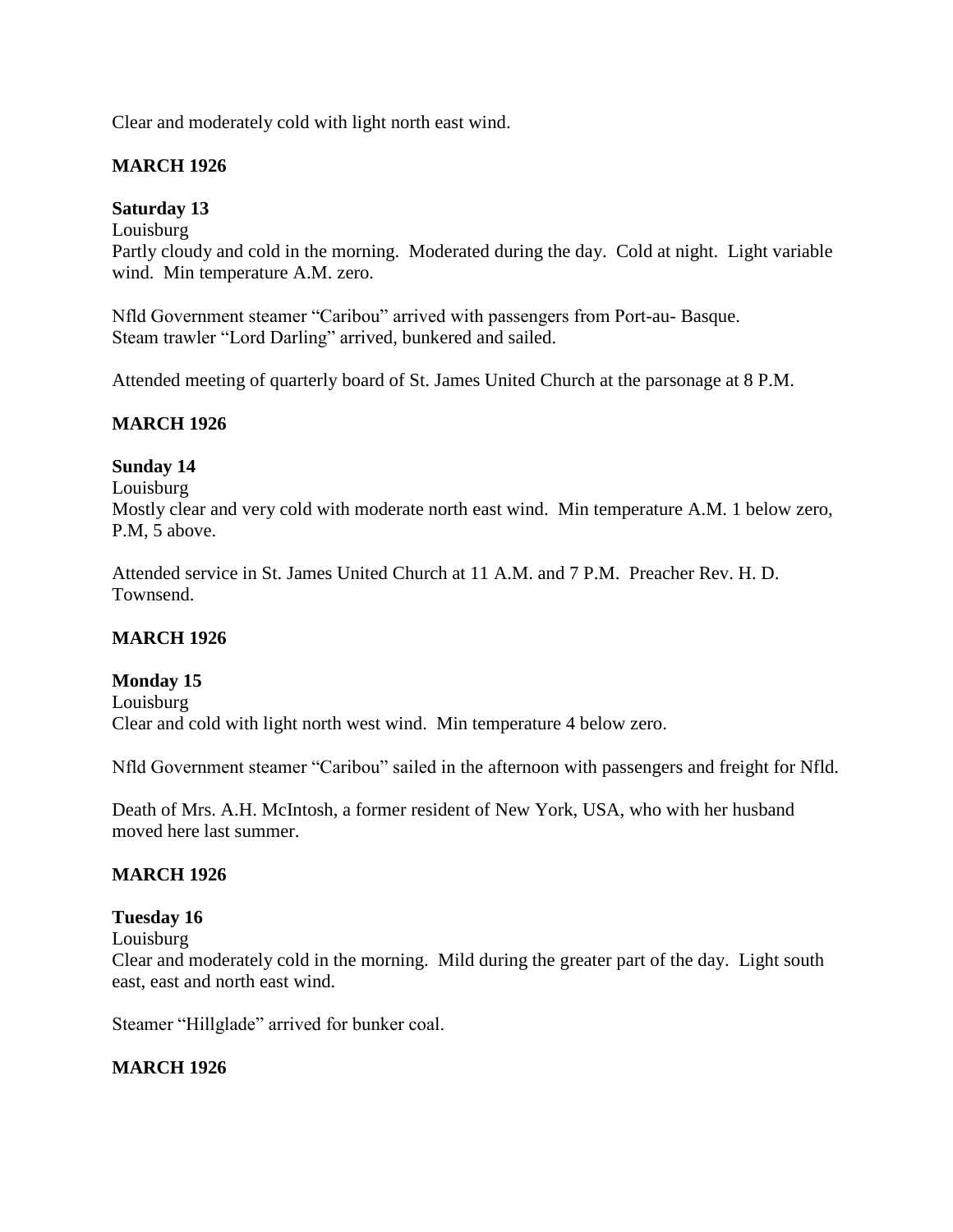Clear and moderately cold with light north east wind.

**MARCH 1926**

**Saturday 13**

Louisburg

Partly cloudy and cold in the morning. Moderated during the day. Cold at night. Light variable wind. Min temperature A.M. zero.

Nfld Government steamer "Caribou" arrived with passengers from Port-au- Basque.
Steam trawler "Lord Darling" arrived, bunkered and sailed.

Attended meeting of quarterly board of St. James United Church at the parsonage at 8 P.M.

**MARCH 1926**

**Sunday 14**

Louisburg

Mostly clear and very cold with moderate north east wind. Min temperature A.M. 1 below zero, P.M, 5 above.

Attended service in St. James United Church at 11 A.M. and 7 P.M. Preacher Rev. H. D. Townsend.

**MARCH 1926**

**Monday 15**

Louisburg

Clear and cold with light north west wind. Min temperature 4 below zero.

Nfld Government steamer "Caribou" sailed in the afternoon with passengers and freight for Nfld.

Death of Mrs. A.H. McIntosh, a former resident of New York, USA, who with her husband moved here last summer.

**MARCH 1926**

**Tuesday 16**

Louisburg

Clear and moderately cold in the morning. Mild during the greater part of the day. Light south east, east and north east wind.

Steamer "Hillglade" arrived for bunker coal.

**MARCH 1926**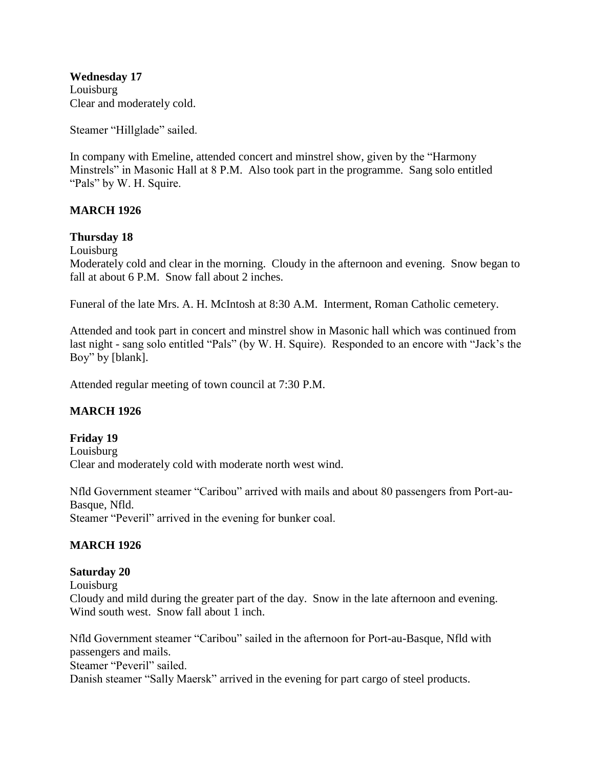**Wednesday 17**
Louisburg
Clear and moderately cold.

Steamer "Hillglade" sailed.

In company with Emeline, attended concert and minstrel show, given by the "Harmony Minstrels" in Masonic Hall at 8 P.M. Also took part in the programme. Sang solo entitled "Pals" by W. H. Squire.

**MARCH 1926**

**Thursday 18**
Louisburg
Moderately cold and clear in the morning. Cloudy in the afternoon and evening. Snow began to fall at about 6 P.M. Snow fall about 2 inches.

Funeral of the late Mrs. A. H. McIntosh at 8:30 A.M. Interment, Roman Catholic cemetery.

Attended and took part in concert and minstrel show in Masonic hall which was continued from last night - sang solo entitled "Pals" (by W. H. Squire). Responded to an encore with "Jack's the Boy" by [blank].

Attended regular meeting of town council at 7:30 P.M.

**MARCH 1926**

**Friday 19**
Louisburg
Clear and moderately cold with moderate north west wind.

Nfld Government steamer "Caribou" arrived with mails and about 80 passengers from Port-au-Basque, Nfld.
Steamer "Peveril" arrived in the evening for bunker coal.

**MARCH 1926**

**Saturday 20**
Louisburg
Cloudy and mild during the greater part of the day. Snow in the late afternoon and evening. Wind south west. Snow fall about 1 inch.

Nfld Government steamer "Caribou" sailed in the afternoon for Port-au-Basque, Nfld with passengers and mails.
Steamer "Peveril" sailed.
Danish steamer "Sally Maersk" arrived in the evening for part cargo of steel products.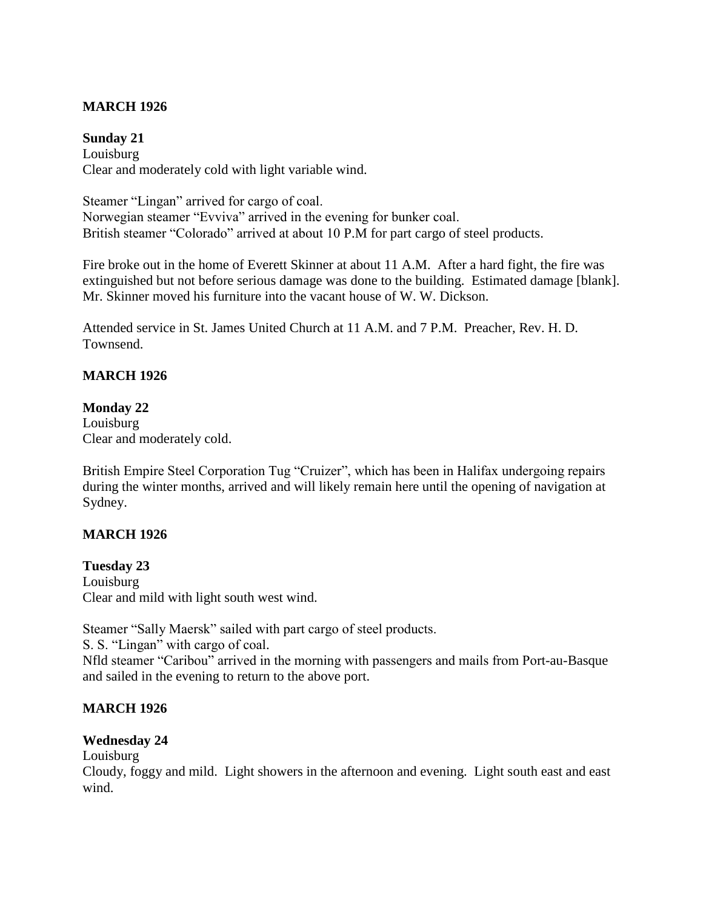## MARCH 1926

**Sunday 21**
Louisburg
Clear and moderately cold with light variable wind.

Steamer "Lingan" arrived for cargo of coal.
Norwegian steamer "Evviva" arrived in the evening for bunker coal.
British steamer "Colorado" arrived at about 10 P.M for part cargo of steel products.

Fire broke out in the home of Everett Skinner at about 11 A.M. After a hard fight, the fire was extinguished but not before serious damage was done to the building. Estimated damage [blank]. Mr. Skinner moved his furniture into the vacant house of W. W. Dickson.

Attended service in St. James United Church at 11 A.M. and 7 P.M. Preacher, Rev. H. D. Townsend.

## MARCH 1926

**Monday 22**
Louisburg
Clear and moderately cold.

British Empire Steel Corporation Tug "Cruizer", which has been in Halifax undergoing repairs during the winter months, arrived and will likely remain here until the opening of navigation at Sydney.

## MARCH 1926

**Tuesday 23**
Louisburg
Clear and mild with light south west wind.

Steamer "Sally Maersk" sailed with part cargo of steel products.
S. S. "Lingan" with cargo of coal.
Nfld steamer "Caribou" arrived in the morning with passengers and mails from Port-au-Basque and sailed in the evening to return to the above port.

## MARCH 1926

**Wednesday 24**
Louisburg
Cloudy, foggy and mild. Light showers in the afternoon and evening. Light south east and east wind.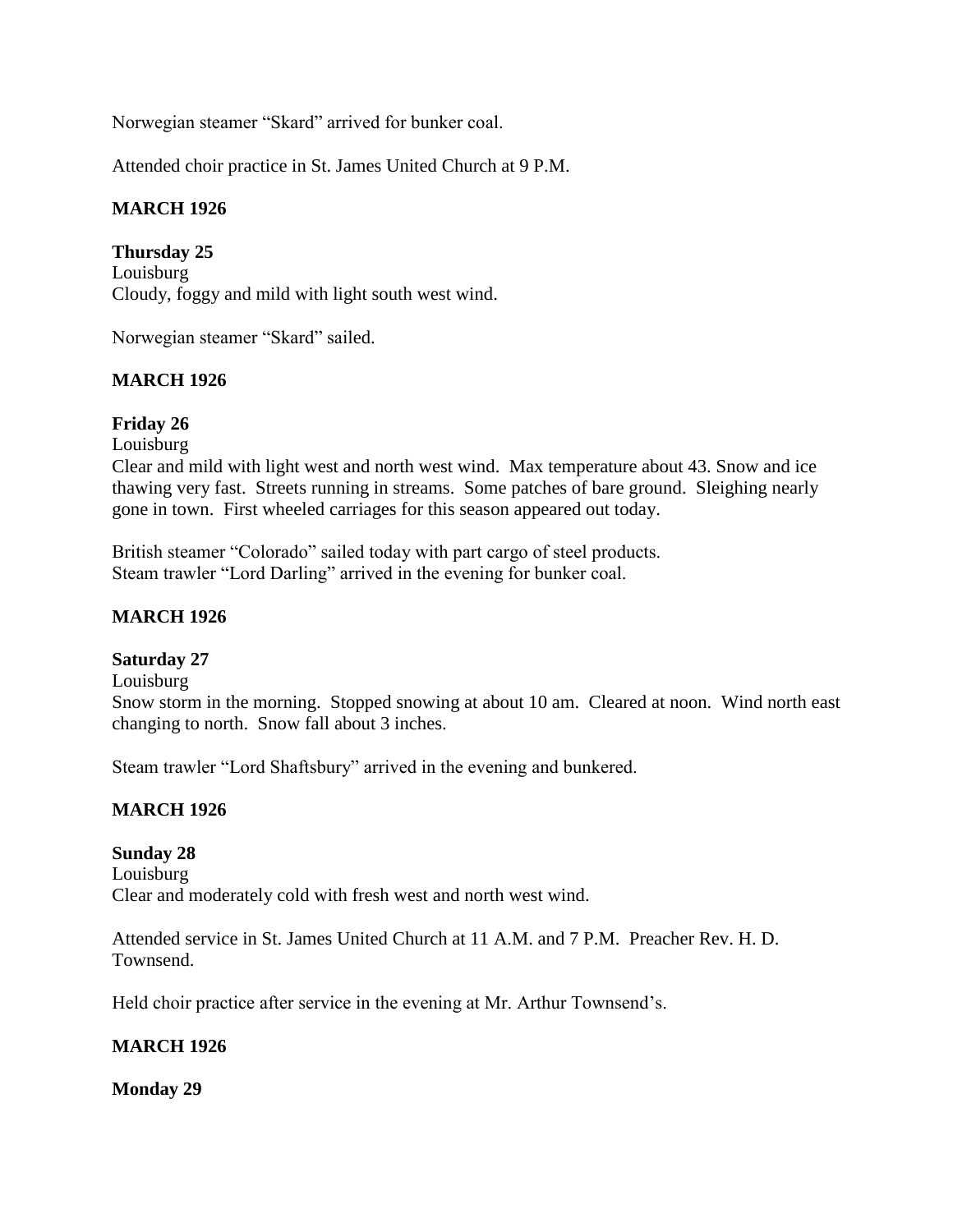Norwegian steamer "Skard" arrived for bunker coal.

Attended choir practice in St. James United Church at 9 P.M.

**MARCH 1926**

**Thursday 25**
Louisburg
Cloudy, foggy and mild with light south west wind.

Norwegian steamer "Skard" sailed.

**MARCH 1926**

**Friday 26**
Louisburg
Clear and mild with light west and north west wind. Max temperature about 43. Snow and ice thawing very fast. Streets running in streams. Some patches of bare ground. Sleighing nearly gone in town. First wheeled carriages for this season appeared out today.

British steamer "Colorado" sailed today with part cargo of steel products.
Steam trawler "Lord Darling" arrived in the evening for bunker coal.

**MARCH 1926**

**Saturday 27**
Louisburg
Snow storm in the morning. Stopped snowing at about 10 am. Cleared at noon. Wind north east changing to north. Snow fall about 3 inches.

Steam trawler "Lord Shaftsbury" arrived in the evening and bunkered.

**MARCH 1926**

**Sunday 28**
Louisburg
Clear and moderately cold with fresh west and north west wind.

Attended service in St. James United Church at 11 A.M. and 7 P.M. Preacher Rev. H. D. Townsend.

Held choir practice after service in the evening at Mr. Arthur Townsend's.

**MARCH 1926**

**Monday 29**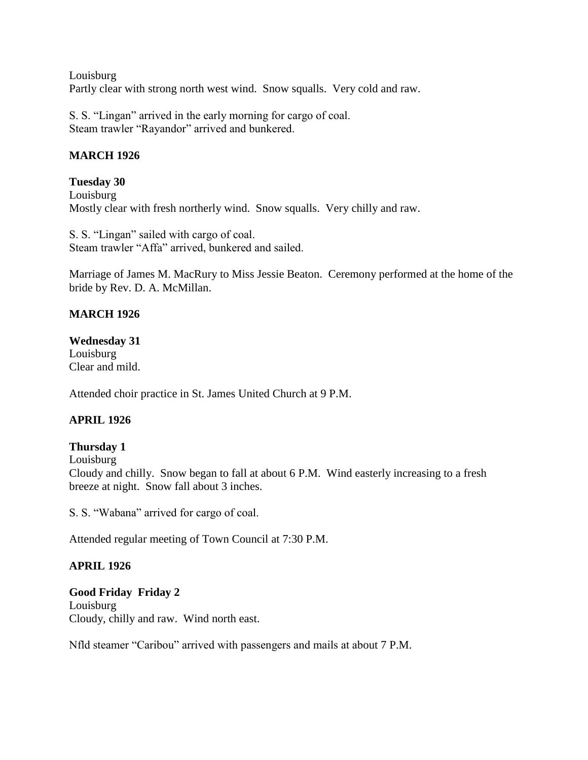Louisburg
Partly clear with strong north west wind. Snow squalls. Very cold and raw.

S. S. "Lingan" arrived in the early morning for cargo of coal.
Steam trawler "Rayandor" arrived and bunkered.

**MARCH 1926**

**Tuesday 30**
Louisburg
Mostly clear with fresh northerly wind. Snow squalls. Very chilly and raw.

S. S. "Lingan" sailed with cargo of coal.
Steam trawler "Affa" arrived, bunkered and sailed.

Marriage of James M. MacRury to Miss Jessie Beaton. Ceremony performed at the home of the bride by Rev. D. A. McMillan.

**MARCH 1926**

**Wednesday 31**
Louisburg
Clear and mild.

Attended choir practice in St. James United Church at 9 P.M.

**APRIL 1926**

**Thursday 1**
Louisburg
Cloudy and chilly. Snow began to fall at about 6 P.M. Wind easterly increasing to a fresh breeze at night. Snow fall about 3 inches.

S. S. "Wabana" arrived for cargo of coal.

Attended regular meeting of Town Council at 7:30 P.M.

**APRIL 1926**

**Good Friday Friday 2**
Louisburg
Cloudy, chilly and raw. Wind north east.

Nfld steamer "Caribou" arrived with passengers and mails at about 7 P.M.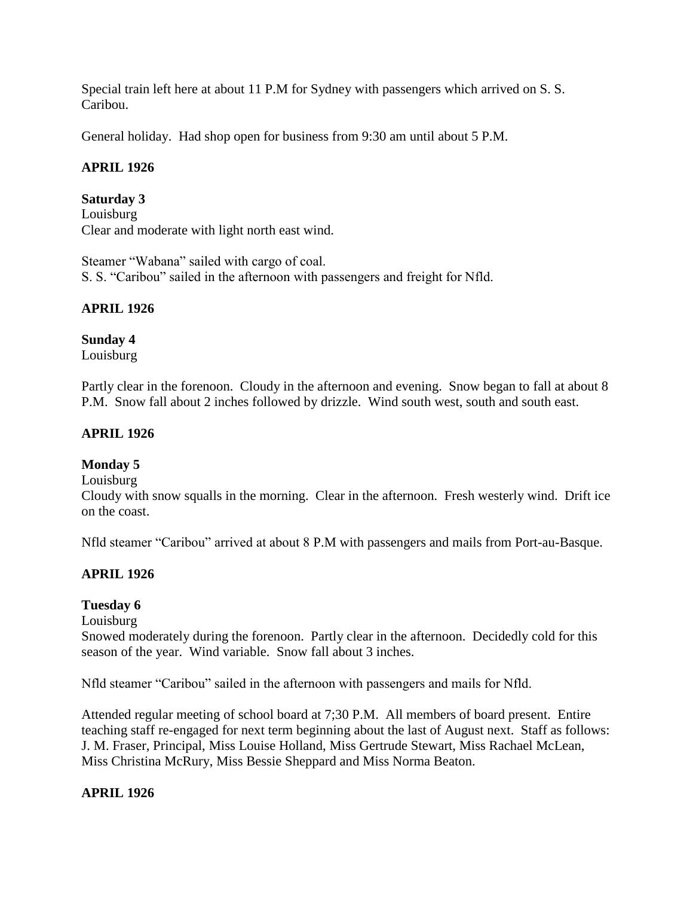Special train left here at about 11 P.M for Sydney with passengers which arrived on S. S. Caribou.

General holiday. Had shop open for business from 9:30 am until about 5 P.M.

**APRIL 1926**

**Saturday 3**
Louisburg
Clear and moderate with light north east wind.

Steamer "Wabana" sailed with cargo of coal.
S. S. "Caribou" sailed in the afternoon with passengers and freight for Nfld.

**APRIL 1926**

**Sunday 4**
Louisburg

Partly clear in the forenoon. Cloudy in the afternoon and evening. Snow began to fall at about 8 P.M. Snow fall about 2 inches followed by drizzle. Wind south west, south and south east.

**APRIL 1926**

**Monday 5**
Louisburg
Cloudy with snow squalls in the morning. Clear in the afternoon. Fresh westerly wind. Drift ice on the coast.

Nfld steamer "Caribou" arrived at about 8 P.M with passengers and mails from Port-au-Basque.

**APRIL 1926**

**Tuesday 6**
Louisburg
Snowed moderately during the forenoon. Partly clear in the afternoon. Decidedly cold for this season of the year. Wind variable. Snow fall about 3 inches.

Nfld steamer "Caribou" sailed in the afternoon with passengers and mails for Nfld.

Attended regular meeting of school board at 7;30 P.M. All members of board present. Entire teaching staff re-engaged for next term beginning about the last of August next. Staff as follows: J. M. Fraser, Principal, Miss Louise Holland, Miss Gertrude Stewart, Miss Rachael McLean, Miss Christina McRury, Miss Bessie Sheppard and Miss Norma Beaton.

**APRIL 1926**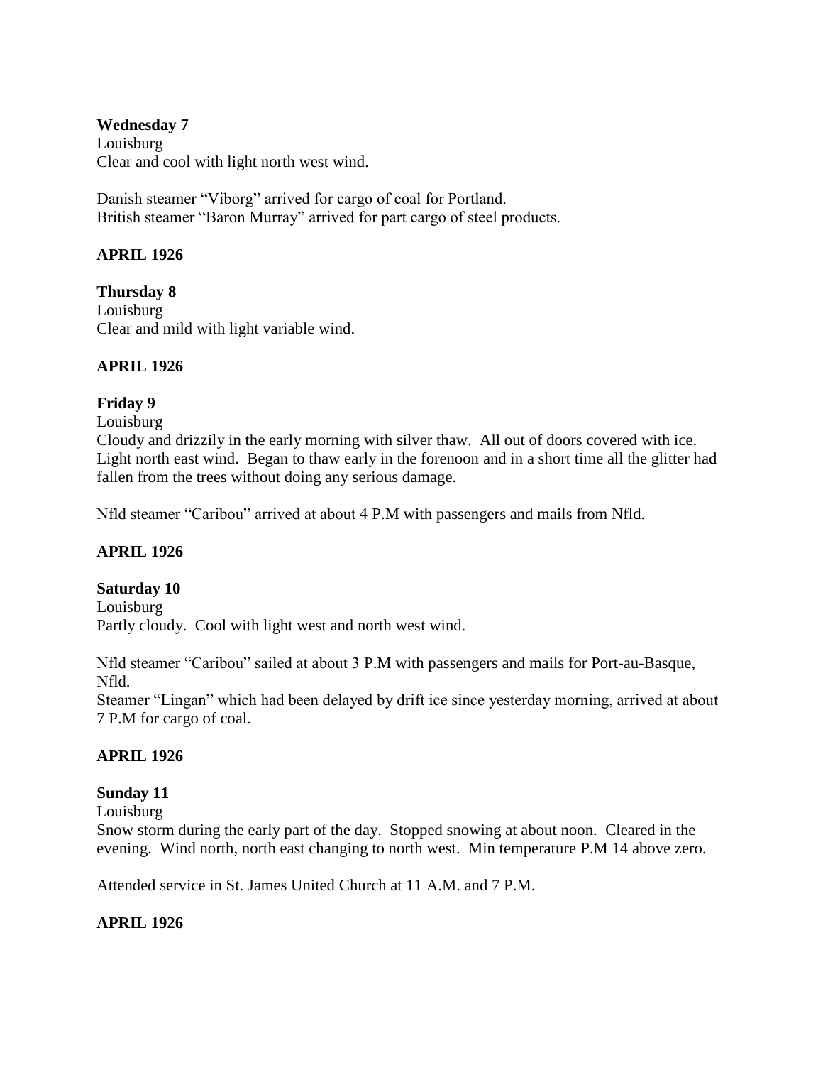**Wednesday 7**
Louisburg
Clear and cool with light north west wind.

Danish steamer "Viborg" arrived for cargo of coal for Portland.
British steamer "Baron Murray" arrived for part cargo of steel products.

**APRIL 1926**

**Thursday 8**
Louisburg
Clear and mild with light variable wind.

**APRIL 1926**

**Friday 9**
Louisburg
Cloudy and drizzily in the early morning with silver thaw. All out of doors covered with ice. Light north east wind. Began to thaw early in the forenoon and in a short time all the glitter had fallen from the trees without doing any serious damage.

Nfld steamer "Caribou" arrived at about 4 P.M with passengers and mails from Nfld.

**APRIL 1926**

**Saturday 10**
Louisburg
Partly cloudy. Cool with light west and north west wind.

Nfld steamer "Caribou" sailed at about 3 P.M with passengers and mails for Port-au-Basque, Nfld.
Steamer "Lingan" which had been delayed by drift ice since yesterday morning, arrived at about 7 P.M for cargo of coal.

**APRIL 1926**

**Sunday 11**
Louisburg
Snow storm during the early part of the day. Stopped snowing at about noon. Cleared in the evening. Wind north, north east changing to north west. Min temperature P.M 14 above zero.

Attended service in St. James United Church at 11 A.M. and 7 P.M.

**APRIL 1926**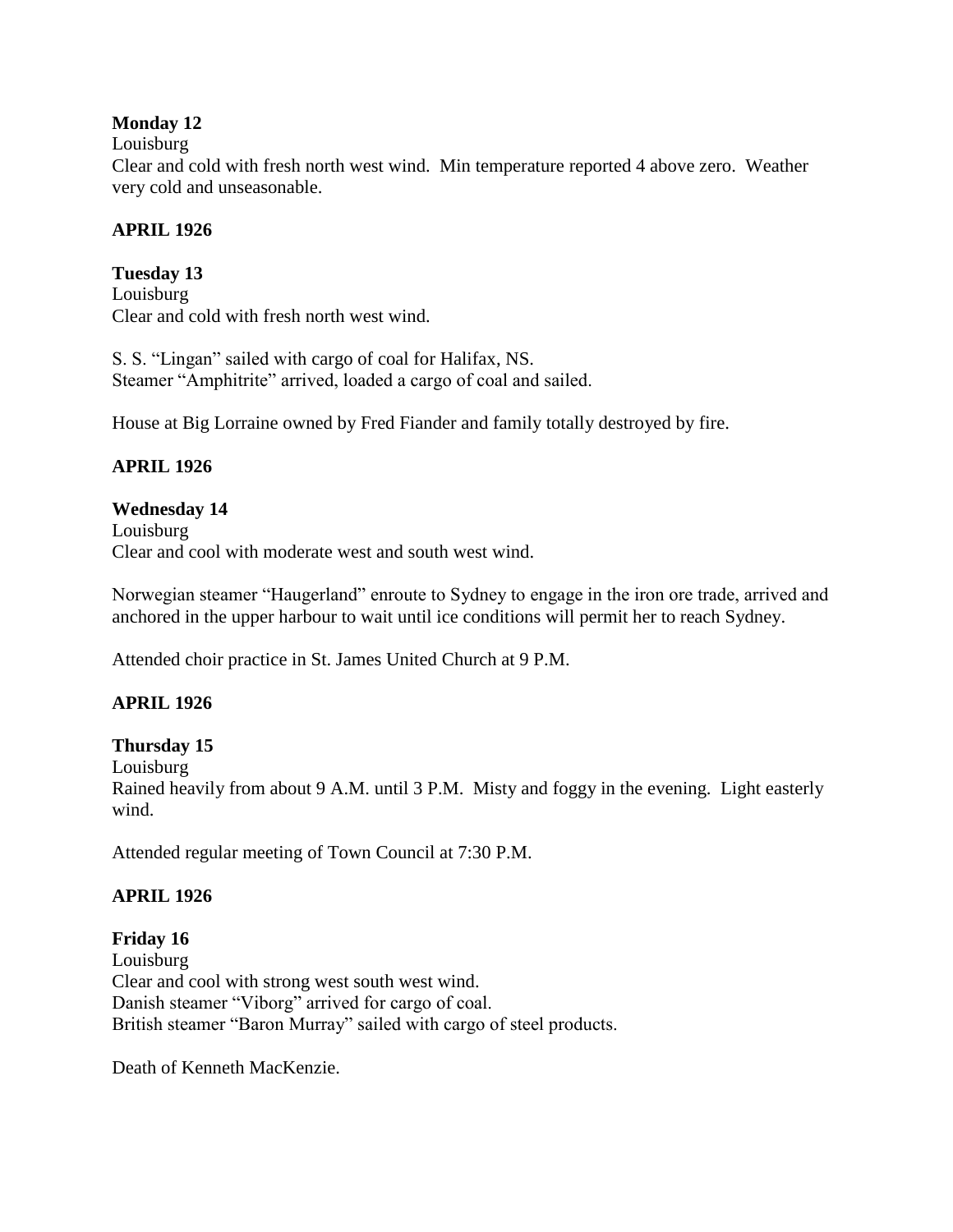**Monday 12**
Louisburg
Clear and cold with fresh north west wind. Min temperature reported 4 above zero. Weather very cold and unseasonable.

**APRIL 1926**

**Tuesday 13**
Louisburg
Clear and cold with fresh north west wind.

S. S. "Lingan" sailed with cargo of coal for Halifax, NS.
Steamer "Amphitrite" arrived, loaded a cargo of coal and sailed.

House at Big Lorraine owned by Fred Fiander and family totally destroyed by fire.

**APRIL 1926**

**Wednesday 14**
Louisburg
Clear and cool with moderate west and south west wind.

Norwegian steamer "Haugerland" enroute to Sydney to engage in the iron ore trade, arrived and anchored in the upper harbour to wait until ice conditions will permit her to reach Sydney.

Attended choir practice in St. James United Church at 9 P.M.

**APRIL 1926**

**Thursday 15**
Louisburg
Rained heavily from about 9 A.M. until 3 P.M. Misty and foggy in the evening. Light easterly wind.

Attended regular meeting of Town Council at 7:30 P.M.

**APRIL 1926**

**Friday 16**
Louisburg
Clear and cool with strong west south west wind.
Danish steamer "Viborg" arrived for cargo of coal.
British steamer "Baron Murray" sailed with cargo of steel products.

Death of Kenneth MacKenzie.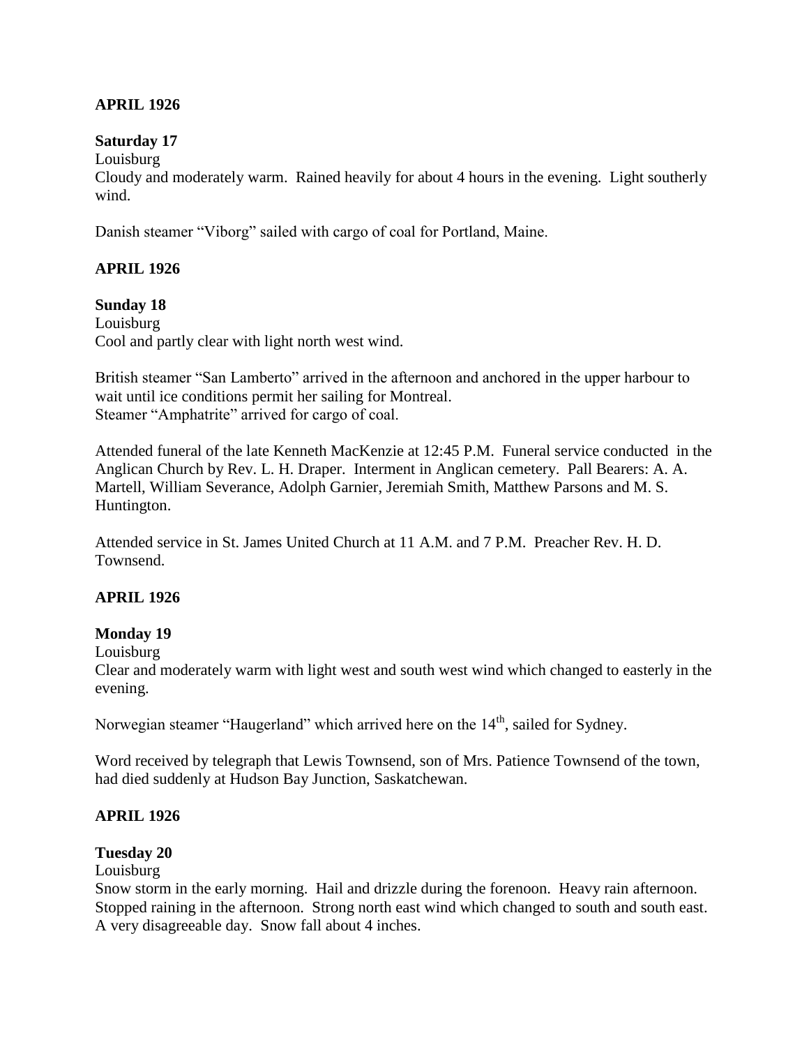**APRIL 1926**

**Saturday 17**

Louisburg

Cloudy and moderately warm. Rained heavily for about 4 hours in the evening. Light southerly wind.

Danish steamer "Viborg" sailed with cargo of coal for Portland, Maine.

**APRIL 1926**

**Sunday 18**

Louisburg

Cool and partly clear with light north west wind.

British steamer "San Lamberto" arrived in the afternoon and anchored in the upper harbour to wait until ice conditions permit her sailing for Montreal.

Steamer "Amphatrite" arrived for cargo of coal.

Attended funeral of the late Kenneth MacKenzie at 12:45 P.M. Funeral service conducted in the Anglican Church by Rev. L. H. Draper. Interment in Anglican cemetery. Pall Bearers: A. A. Martell, William Severance, Adolph Garnier, Jeremiah Smith, Matthew Parsons and M. S. Huntington.

Attended service in St. James United Church at 11 A.M. and 7 P.M. Preacher Rev. H. D. Townsend.

**APRIL 1926**

**Monday 19**

Louisburg

Clear and moderately warm with light west and south west wind which changed to easterly in the evening.

Norwegian steamer "Haugerland" which arrived here on the 14th, sailed for Sydney.

Word received by telegraph that Lewis Townsend, son of Mrs. Patience Townsend of the town, had died suddenly at Hudson Bay Junction, Saskatchewan.

**APRIL 1926**

**Tuesday 20**

Louisburg

Snow storm in the early morning. Hail and drizzle during the forenoon. Heavy rain afternoon. Stopped raining in the afternoon. Strong north east wind which changed to south and south east. A very disagreeable day. Snow fall about 4 inches.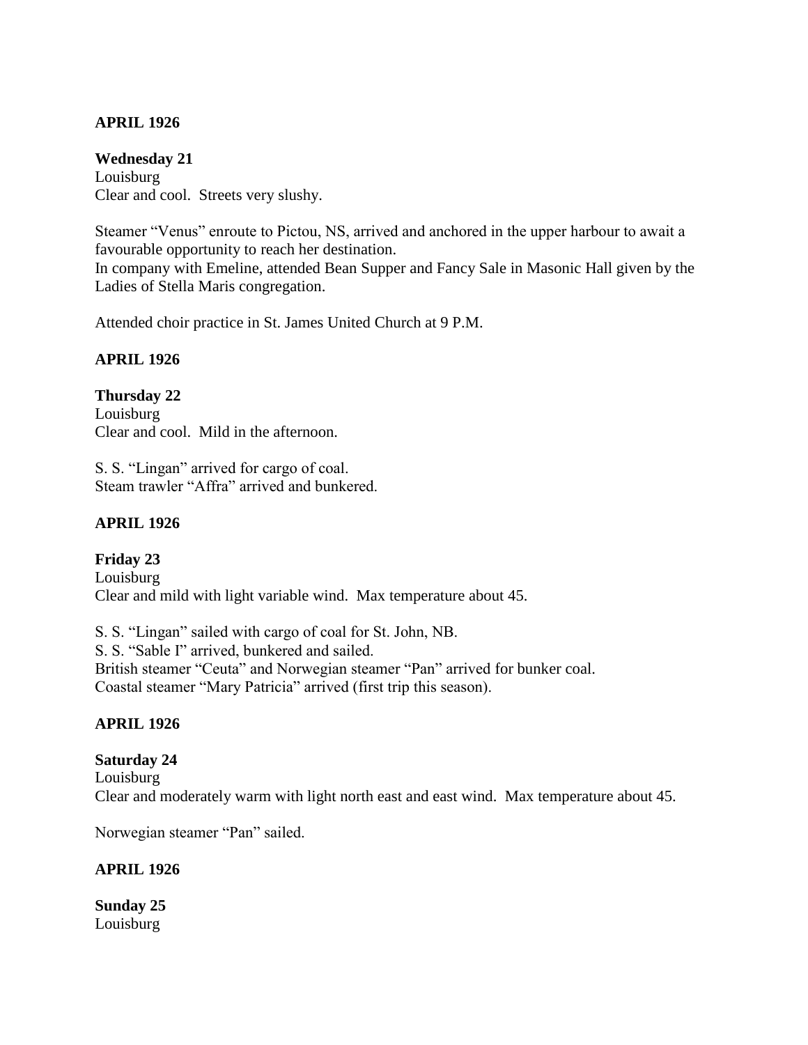**APRIL 1926**

**Wednesday 21**
Louisburg
Clear and cool. Streets very slushy.

Steamer "Venus" enroute to Pictou, NS, arrived and anchored in the upper harbour to await a favourable opportunity to reach her destination.
In company with Emeline, attended Bean Supper and Fancy Sale in Masonic Hall given by the Ladies of Stella Maris congregation.

Attended choir practice in St. James United Church at 9 P.M.

**APRIL 1926**

**Thursday 22**
Louisburg
Clear and cool. Mild in the afternoon.

S. S. "Lingan" arrived for cargo of coal.
Steam trawler "Affra" arrived and bunkered.

**APRIL 1926**

**Friday 23**
Louisburg
Clear and mild with light variable wind. Max temperature about 45.

S. S. "Lingan" sailed with cargo of coal for St. John, NB.
S. S. "Sable I" arrived, bunkered and sailed.
British steamer "Ceuta" and Norwegian steamer "Pan" arrived for bunker coal.
Coastal steamer "Mary Patricia" arrived (first trip this season).

**APRIL 1926**

**Saturday 24**
Louisburg
Clear and moderately warm with light north east and east wind. Max temperature about 45.

Norwegian steamer "Pan" sailed.

**APRIL 1926**

**Sunday 25**
Louisburg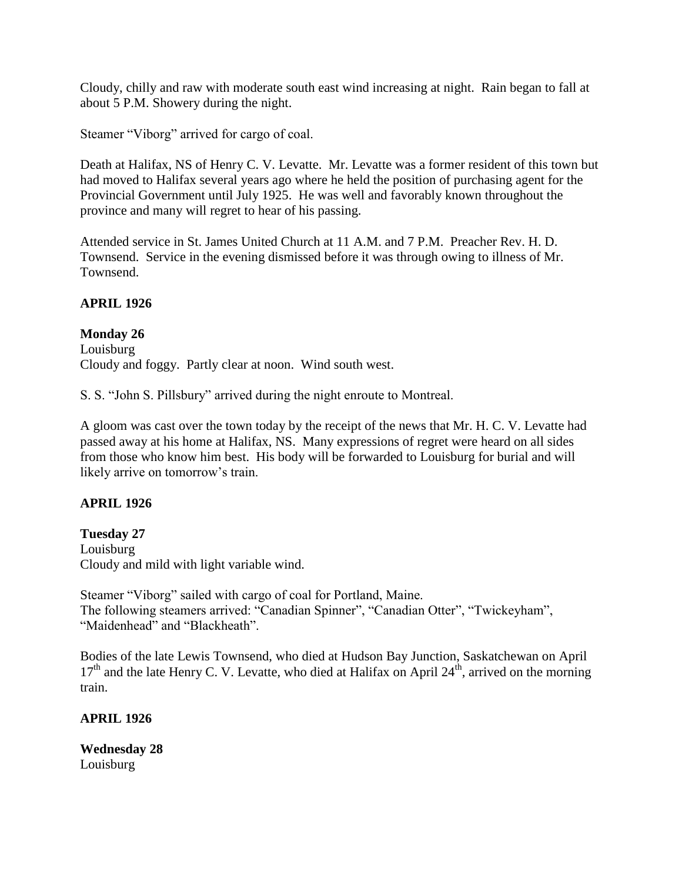Cloudy, chilly and raw with moderate south east wind increasing at night. Rain began to fall at about 5 P.M. Showery during the night.

Steamer "Viborg" arrived for cargo of coal.

Death at Halifax, NS of Henry C. V. Levatte. Mr. Levatte was a former resident of this town but had moved to Halifax several years ago where he held the position of purchasing agent for the Provincial Government until July 1925. He was well and favorably known throughout the province and many will regret to hear of his passing.

Attended service in St. James United Church at 11 A.M. and 7 P.M. Preacher Rev. H. D. Townsend. Service in the evening dismissed before it was through owing to illness of Mr. Townsend.

**APRIL 1926**

**Monday 26**
Louisburg
Cloudy and foggy. Partly clear at noon. Wind south west.

S. S. "John S. Pillsbury" arrived during the night enroute to Montreal.

A gloom was cast over the town today by the receipt of the news that Mr. H. C. V. Levatte had passed away at his home at Halifax, NS. Many expressions of regret were heard on all sides from those who know him best. His body will be forwarded to Louisburg for burial and will likely arrive on tomorrow's train.

**APRIL 1926**

**Tuesday 27**
Louisburg
Cloudy and mild with light variable wind.

Steamer "Viborg" sailed with cargo of coal for Portland, Maine.
The following steamers arrived: "Canadian Spinner", "Canadian Otter", "Twickeyham", "Maidenhead" and "Blackheath".

Bodies of the late Lewis Townsend, who died at Hudson Bay Junction, Saskatchewan on April 17th and the late Henry C. V. Levatte, who died at Halifax on April 24th, arrived on the morning train.

**APRIL 1926**

**Wednesday 28**
Louisburg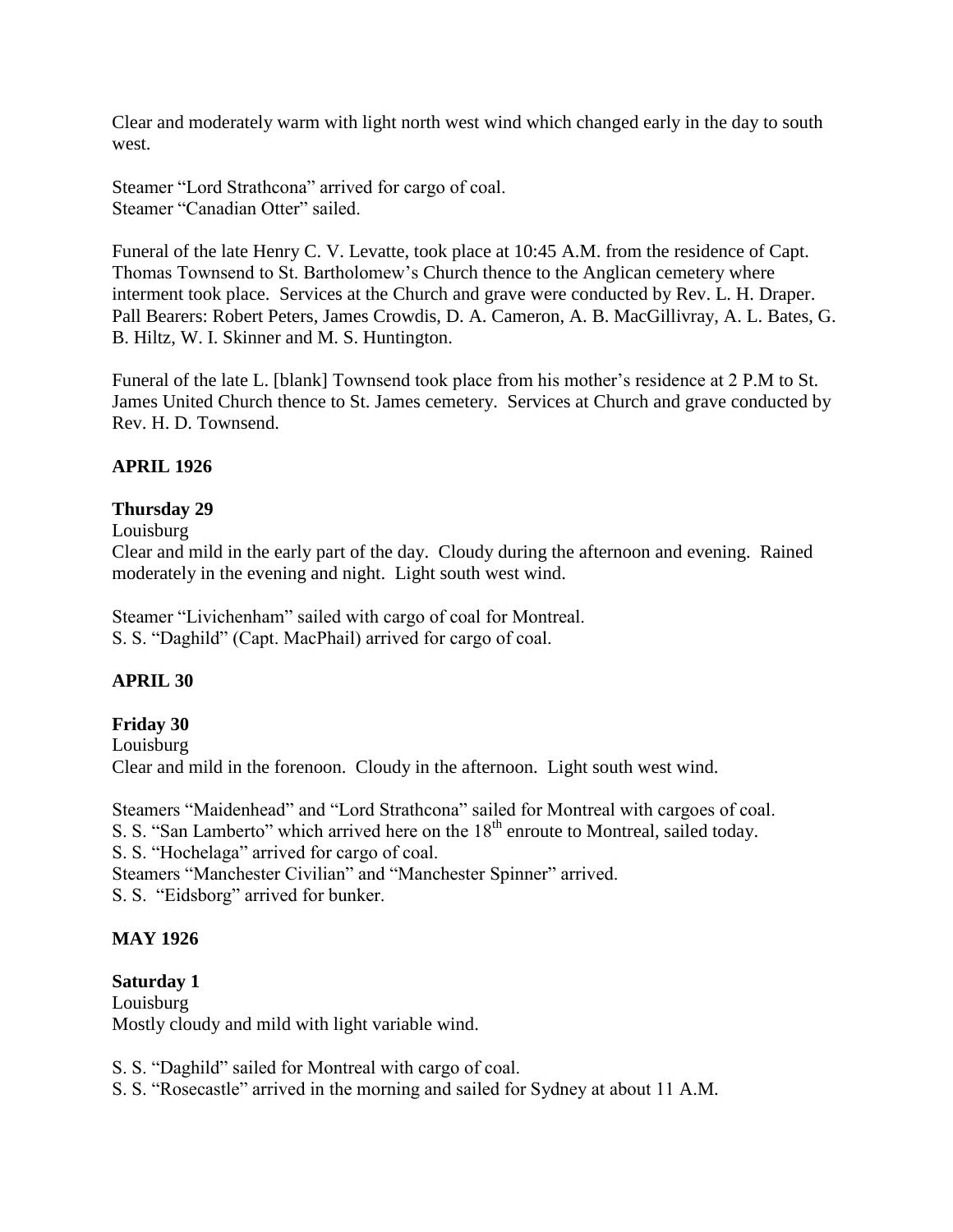Clear and moderately warm with light north west wind which changed early in the day to south west.

Steamer "Lord Strathcona" arrived for cargo of coal.
Steamer "Canadian Otter" sailed.

Funeral of the late Henry C. V. Levatte, took place at 10:45 A.M. from the residence of Capt. Thomas Townsend to St. Bartholomew's Church thence to the Anglican cemetery where interment took place. Services at the Church and grave were conducted by Rev. L. H. Draper. Pall Bearers: Robert Peters, James Crowdis, D. A. Cameron, A. B. MacGillivray, A. L. Bates, G. B. Hiltz, W. I. Skinner and M. S. Huntington.

Funeral of the late L. [blank] Townsend took place from his mother's residence at 2 P.M to St. James United Church thence to St. James cemetery. Services at Church and grave conducted by Rev. H. D. Townsend.

**APRIL 1926**

**Thursday 29**
Louisburg
Clear and mild in the early part of the day. Cloudy during the afternoon and evening. Rained moderately in the evening and night. Light south west wind.

Steamer "Livichenham" sailed with cargo of coal for Montreal.
S. S. "Daghild" (Capt. MacPhail) arrived for cargo of coal.

**APRIL 30**

**Friday 30**
Louisburg
Clear and mild in the forenoon. Cloudy in the afternoon. Light south west wind.

Steamers "Maidenhead" and "Lord Strathcona" sailed for Montreal with cargoes of coal.
S. S. "San Lamberto" which arrived here on the 18th enroute to Montreal, sailed today.
S. S. "Hochelaga" arrived for cargo of coal.
Steamers "Manchester Civilian" and "Manchester Spinner" arrived.
S. S. "Eidsborg" arrived for bunker.

**MAY 1926**

**Saturday 1**
Louisburg
Mostly cloudy and mild with light variable wind.

S. S. "Daghild" sailed for Montreal with cargo of coal.
S. S. "Rosecastle" arrived in the morning and sailed for Sydney at about 11 A.M.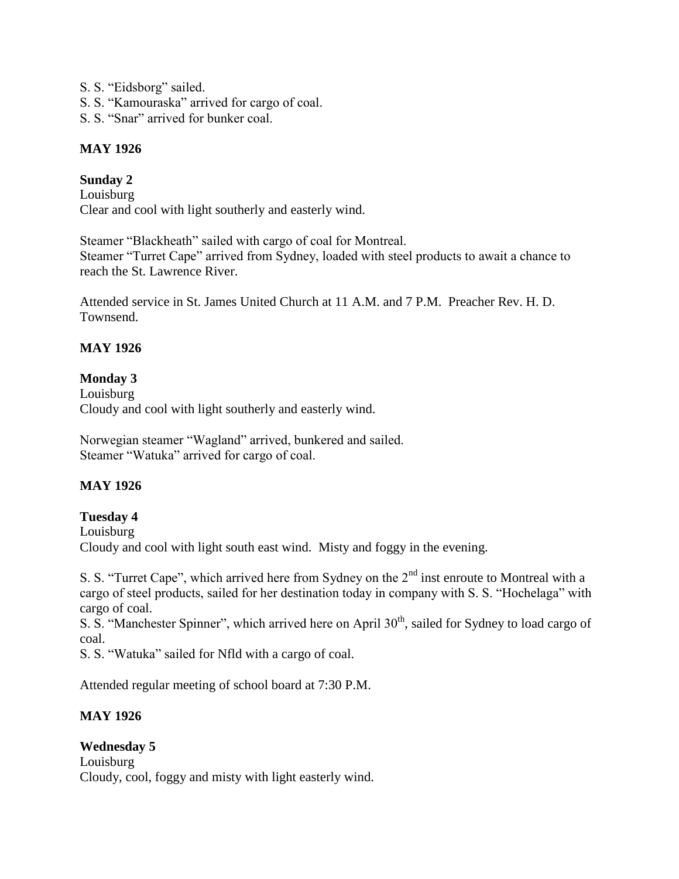S. S. "Eidsborg" sailed.
S. S. "Kamouraska" arrived for cargo of coal.
S. S. "Snar" arrived for bunker coal.

**MAY 1926**

**Sunday 2**
Louisburg
Clear and cool with light southerly and easterly wind.

Steamer "Blackheath" sailed with cargo of coal for Montreal.
Steamer "Turret Cape" arrived from Sydney, loaded with steel products to await a chance to reach the St. Lawrence River.

Attended service in St. James United Church at 11 A.M. and 7 P.M. Preacher Rev. H. D. Townsend.

**MAY 1926**

**Monday 3**
Louisburg
Cloudy and cool with light southerly and easterly wind.

Norwegian steamer "Wagland" arrived, bunkered and sailed.
Steamer "Watuka" arrived for cargo of coal.

**MAY 1926**

**Tuesday 4**
Louisburg
Cloudy and cool with light south east wind. Misty and foggy in the evening.

S. S. "Turret Cape", which arrived here from Sydney on the 2nd inst enroute to Montreal with a cargo of steel products, sailed for her destination today in company with S. S. "Hochelaga" with cargo of coal.
S. S. "Manchester Spinner", which arrived here on April 30th, sailed for Sydney to load cargo of coal.
S. S. "Watuka" sailed for Nfld with a cargo of coal.

Attended regular meeting of school board at 7:30 P.M.

**MAY 1926**

**Wednesday 5**
Louisburg
Cloudy, cool, foggy and misty with light easterly wind.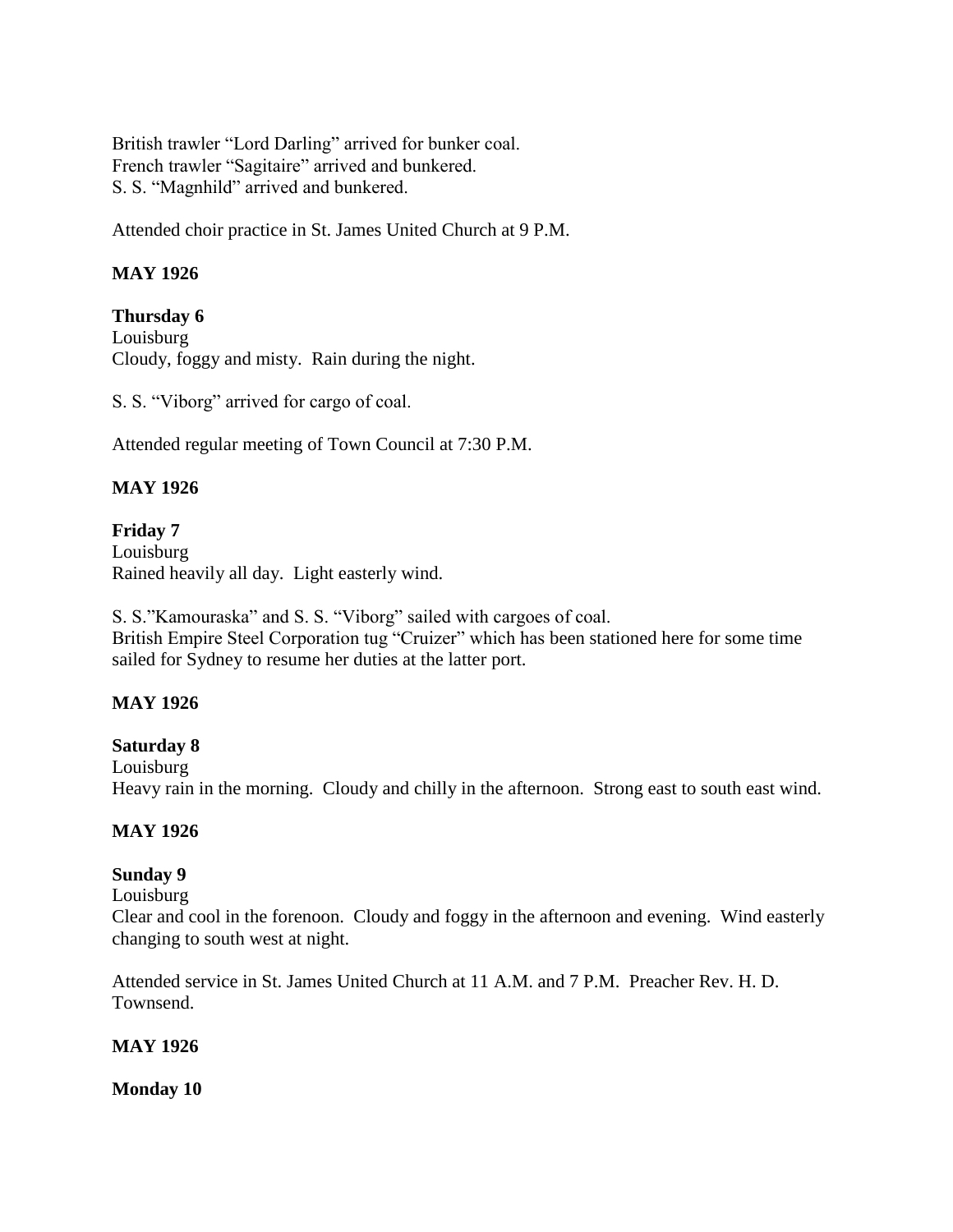British trawler "Lord Darling" arrived for bunker coal.
French trawler "Sagitaire" arrived and bunkered.
S. S. "Magnhild" arrived and bunkered.

Attended choir practice in St. James United Church at 9 P.M.

**MAY 1926**

**Thursday 6**
Louisburg
Cloudy, foggy and misty. Rain during the night.

S. S. "Viborg" arrived for cargo of coal.

Attended regular meeting of Town Council at 7:30 P.M.

**MAY 1926**

**Friday 7**
Louisburg
Rained heavily all day. Light easterly wind.

S. S."Kamouraska" and S. S. "Viborg" sailed with cargoes of coal.
British Empire Steel Corporation tug "Cruizer" which has been stationed here for some time sailed for Sydney to resume her duties at the latter port.

**MAY 1926**

**Saturday 8**
Louisburg
Heavy rain in the morning. Cloudy and chilly in the afternoon. Strong east to south east wind.

**MAY 1926**

**Sunday 9**
Louisburg
Clear and cool in the forenoon. Cloudy and foggy in the afternoon and evening. Wind easterly changing to south west at night.

Attended service in St. James United Church at 11 A.M. and 7 P.M. Preacher Rev. H. D. Townsend.

**MAY 1926**

**Monday 10**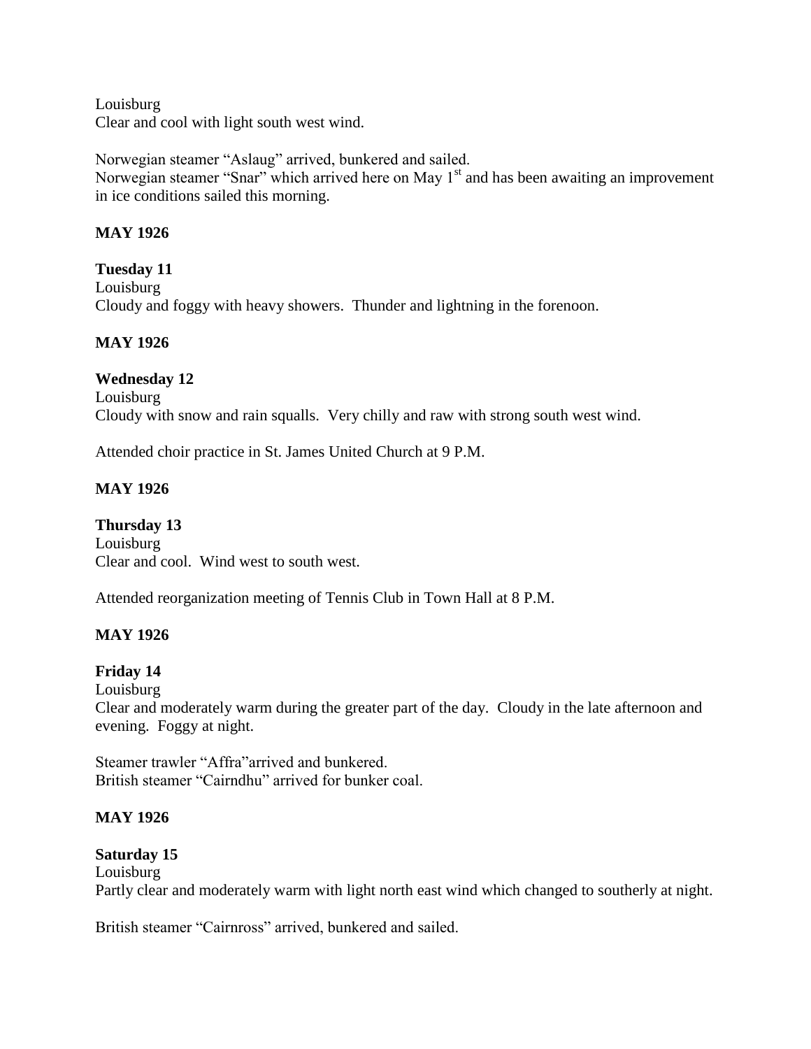Louisburg
Clear and cool with light south west wind.

Norwegian steamer "Aslaug" arrived, bunkered and sailed.
Norwegian steamer "Snar" which arrived here on May 1st and has been awaiting an improvement in ice conditions sailed this morning.

**MAY 1926**

**Tuesday 11**
Louisburg
Cloudy and foggy with heavy showers. Thunder and lightning in the forenoon.

**MAY 1926**

**Wednesday 12**
Louisburg
Cloudy with snow and rain squalls. Very chilly and raw with strong south west wind.

Attended choir practice in St. James United Church at 9 P.M.

**MAY 1926**

**Thursday 13**
Louisburg
Clear and cool. Wind west to south west.

Attended reorganization meeting of Tennis Club in Town Hall at 8 P.M.

**MAY 1926**

**Friday 14**
Louisburg
Clear and moderately warm during the greater part of the day. Cloudy in the late afternoon and evening. Foggy at night.

Steamer trawler "Affra"arrived and bunkered.
British steamer "Cairndhu" arrived for bunker coal.

**MAY 1926**

**Saturday 15**
Louisburg
Partly clear and moderately warm with light north east wind which changed to southerly at night.

British steamer "Cairnross" arrived, bunkered and sailed.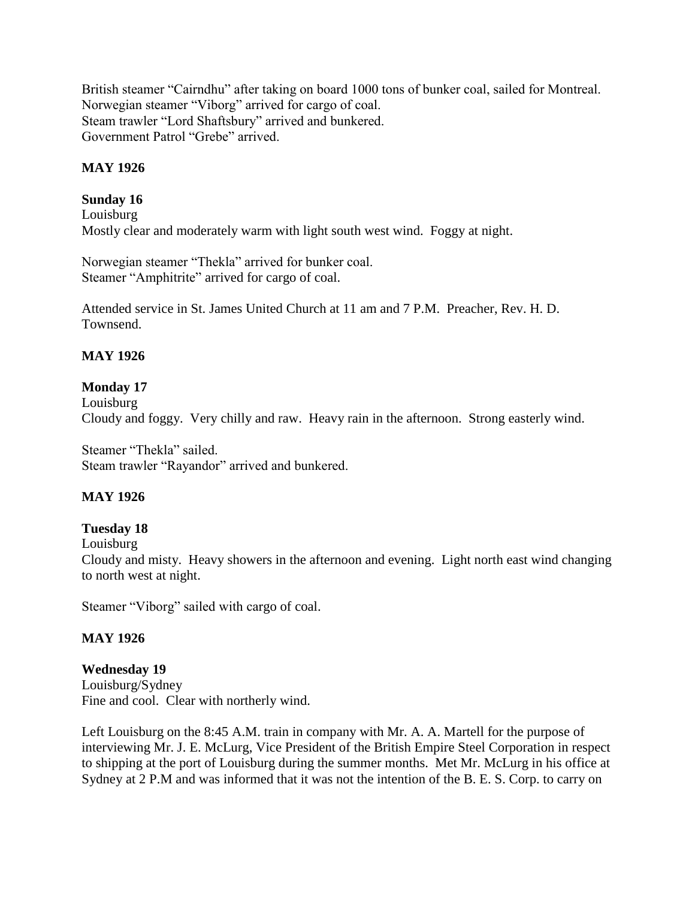British steamer "Cairndhu" after taking on board 1000 tons of bunker coal, sailed for Montreal.
Norwegian steamer "Viborg" arrived for cargo of coal.
Steam trawler "Lord Shaftsbury" arrived and bunkered.
Government Patrol "Grebe" arrived.

**MAY 1926**

**Sunday 16**
Louisburg
Mostly clear and moderately warm with light south west wind. Foggy at night.

Norwegian steamer "Thekla" arrived for bunker coal.
Steamer "Amphitrite" arrived for cargo of coal.

Attended service in St. James United Church at 11 am and 7 P.M. Preacher, Rev. H. D. Townsend.

**MAY 1926**

**Monday 17**
Louisburg
Cloudy and foggy. Very chilly and raw. Heavy rain in the afternoon. Strong easterly wind.

Steamer "Thekla" sailed.
Steam trawler "Rayandor" arrived and bunkered.

**MAY 1926**

**Tuesday 18**
Louisburg
Cloudy and misty. Heavy showers in the afternoon and evening. Light north east wind changing to north west at night.

Steamer "Viborg" sailed with cargo of coal.

**MAY 1926**

**Wednesday 19**
Louisburg/Sydney
Fine and cool. Clear with northerly wind.

Left Louisburg on the 8:45 A.M. train in company with Mr. A. A. Martell for the purpose of interviewing Mr. J. E. McLurg, Vice President of the British Empire Steel Corporation in respect to shipping at the port of Louisburg during the summer months. Met Mr. McLurg in his office at Sydney at 2 P.M and was informed that it was not the intention of the B. E. S. Corp. to carry on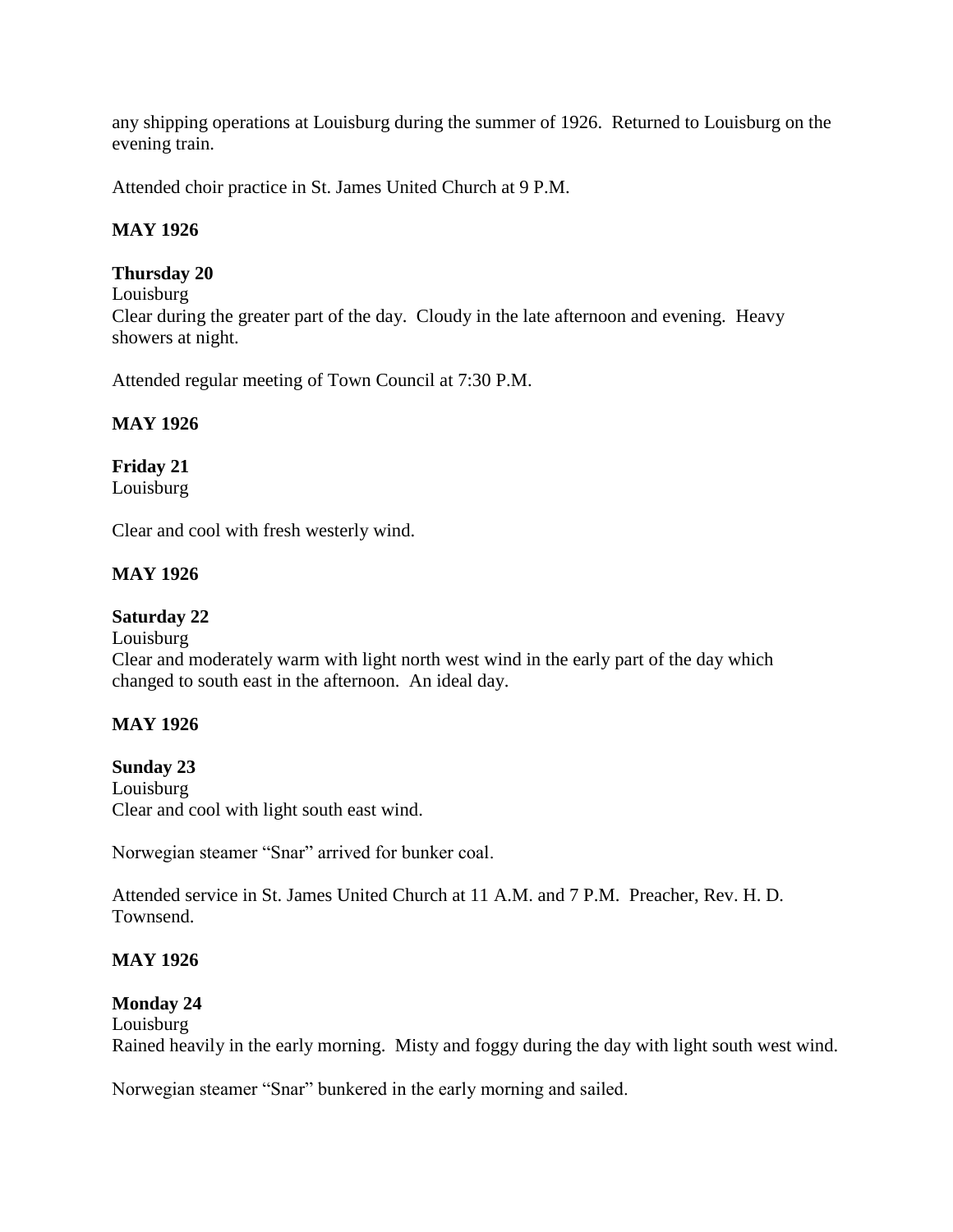any shipping operations at Louisburg during the summer of 1926. Returned to Louisburg on the evening train.

Attended choir practice in St. James United Church at 9 P.M.

**MAY 1926**

**Thursday 20**
Louisburg
Clear during the greater part of the day. Cloudy in the late afternoon and evening. Heavy showers at night.

Attended regular meeting of Town Council at 7:30 P.M.

**MAY 1926**

**Friday 21**
Louisburg

Clear and cool with fresh westerly wind.

**MAY 1926**

**Saturday 22**
Louisburg
Clear and moderately warm with light north west wind in the early part of the day which changed to south east in the afternoon. An ideal day.

**MAY 1926**

**Sunday 23**
Louisburg
Clear and cool with light south east wind.

Norwegian steamer "Snar" arrived for bunker coal.

Attended service in St. James United Church at 11 A.M. and 7 P.M. Preacher, Rev. H. D. Townsend.

**MAY 1926**

**Monday 24**
Louisburg
Rained heavily in the early morning. Misty and foggy during the day with light south west wind.

Norwegian steamer "Snar" bunkered in the early morning and sailed.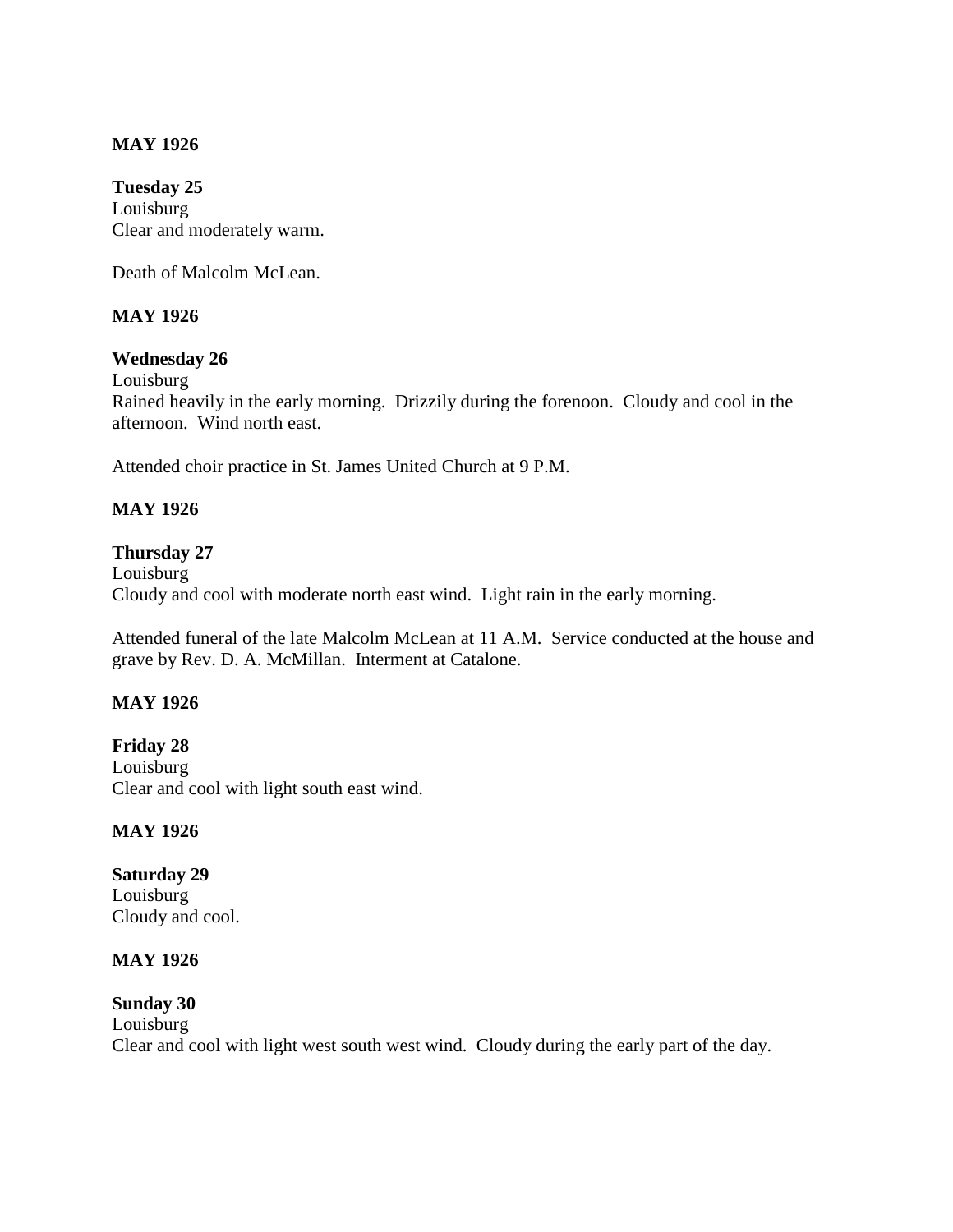**MAY 1926**

**Tuesday 25**
Louisburg
Clear and moderately warm.

Death of Malcolm McLean.

**MAY 1926**

**Wednesday 26**
Louisburg
Rained heavily in the early morning. Drizzily during the forenoon. Cloudy and cool in the afternoon. Wind north east.

Attended choir practice in St. James United Church at 9 P.M.

**MAY 1926**

**Thursday 27**
Louisburg
Cloudy and cool with moderate north east wind. Light rain in the early morning.

Attended funeral of the late Malcolm McLean at 11 A.M. Service conducted at the house and grave by Rev. D. A. McMillan. Interment at Catalone.

**MAY 1926**

**Friday 28**
Louisburg
Clear and cool with light south east wind.

**MAY 1926**

**Saturday 29**
Louisburg
Cloudy and cool.

**MAY 1926**

**Sunday 30**
Louisburg
Clear and cool with light west south west wind. Cloudy during the early part of the day.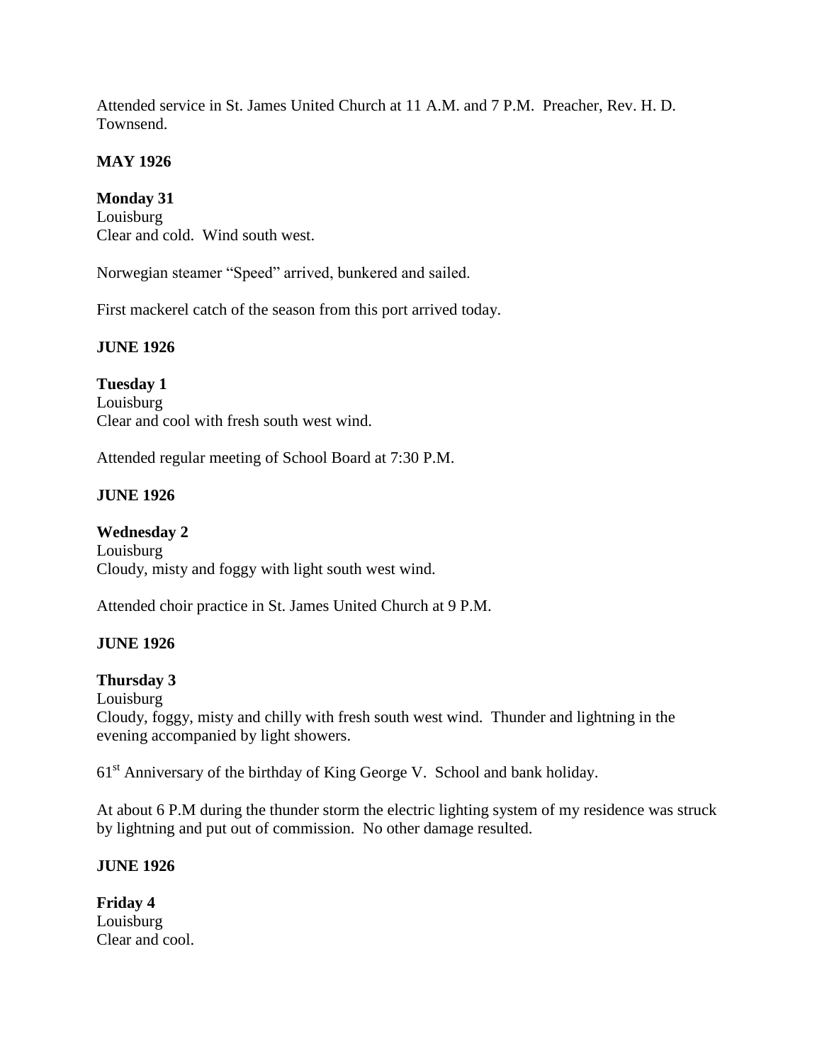Attended service in St. James United Church at 11 A.M. and 7 P.M. Preacher, Rev. H. D. Townsend.

**MAY 1926**

**Monday 31**
Louisburg
Clear and cold. Wind south west.

Norwegian steamer "Speed" arrived, bunkered and sailed.

First mackerel catch of the season from this port arrived today.

**JUNE 1926**

**Tuesday 1**
Louisburg
Clear and cool with fresh south west wind.

Attended regular meeting of School Board at 7:30 P.M.

**JUNE 1926**

**Wednesday 2**
Louisburg
Cloudy, misty and foggy with light south west wind.

Attended choir practice in St. James United Church at 9 P.M.

**JUNE 1926**

**Thursday 3**
Louisburg
Cloudy, foggy, misty and chilly with fresh south west wind. Thunder and lightning in the evening accompanied by light showers.

61st Anniversary of the birthday of King George V. School and bank holiday.

At about 6 P.M during the thunder storm the electric lighting system of my residence was struck by lightning and put out of commission. No other damage resulted.

**JUNE 1926**

**Friday 4**
Louisburg
Clear and cool.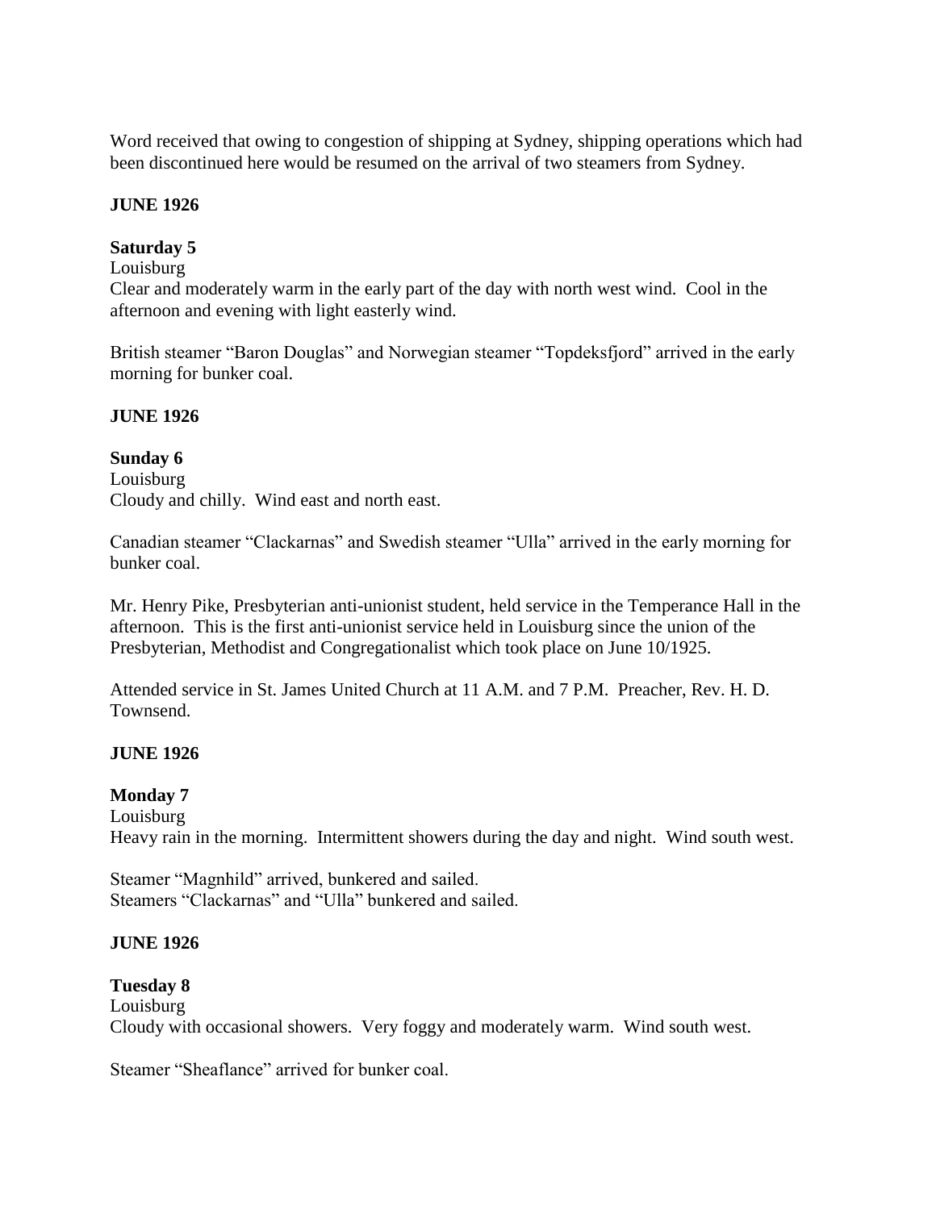Word received that owing to congestion of shipping at Sydney, shipping operations which had been discontinued here would be resumed on the arrival of two steamers from Sydney.

**JUNE 1926**

**Saturday 5**

Louisburg

Clear and moderately warm in the early part of the day with north west wind. Cool in the afternoon and evening with light easterly wind.

British steamer "Baron Douglas" and Norwegian steamer "Topdeksfjord" arrived in the early morning for bunker coal.

**JUNE 1926**

**Sunday 6**

Louisburg

Cloudy and chilly. Wind east and north east.

Canadian steamer "Clackarnas" and Swedish steamer "Ulla" arrived in the early morning for bunker coal.

Mr. Henry Pike, Presbyterian anti-unionist student, held service in the Temperance Hall in the afternoon. This is the first anti-unionist service held in Louisburg since the union of the Presbyterian, Methodist and Congregationalist which took place on June 10/1925.

Attended service in St. James United Church at 11 A.M. and 7 P.M. Preacher, Rev. H. D. Townsend.

**JUNE 1926**

**Monday 7**

Louisburg

Heavy rain in the morning. Intermittent showers during the day and night. Wind south west.

Steamer "Magnhild" arrived, bunkered and sailed.
Steamers "Clackarnas" and "Ulla" bunkered and sailed.

**JUNE 1926**

**Tuesday 8**

Louisburg

Cloudy with occasional showers. Very foggy and moderately warm. Wind south west.

Steamer "Sheaflance" arrived for bunker coal.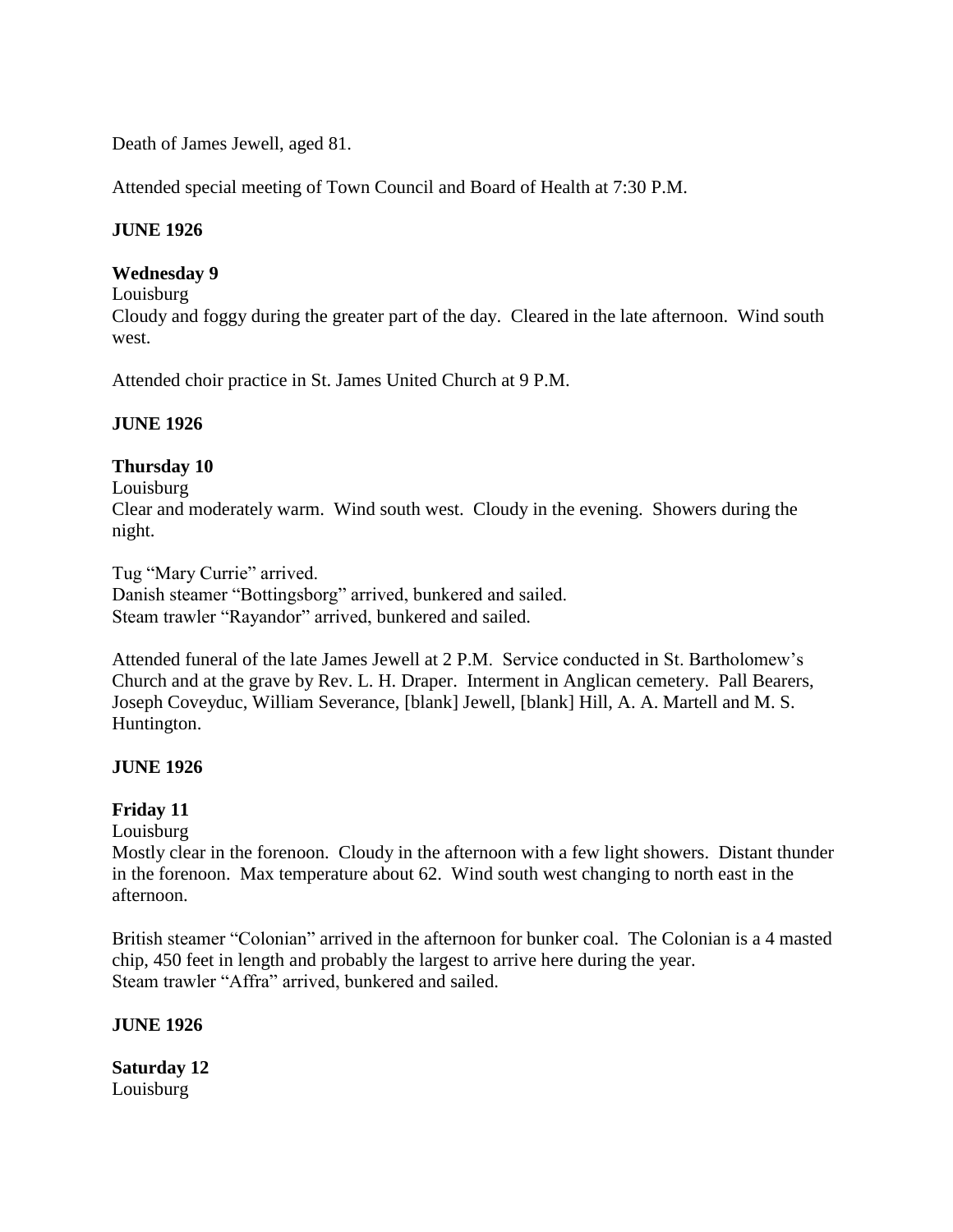Death of James Jewell, aged 81.

Attended special meeting of Town Council and Board of Health at 7:30 P.M.

**JUNE 1926**

**Wednesday 9**

Louisburg

Cloudy and foggy during the greater part of the day. Cleared in the late afternoon. Wind south west.

Attended choir practice in St. James United Church at 9 P.M.

**JUNE 1926**

**Thursday 10**

Louisburg

Clear and moderately warm. Wind south west. Cloudy in the evening. Showers during the night.

Tug "Mary Currie" arrived.
Danish steamer "Bottingsborg" arrived, bunkered and sailed.
Steam trawler "Rayandor" arrived, bunkered and sailed.

Attended funeral of the late James Jewell at 2 P.M. Service conducted in St. Bartholomew's Church and at the grave by Rev. L. H. Draper. Interment in Anglican cemetery. Pall Bearers, Joseph Coveyduc, William Severance, [blank] Jewell, [blank] Hill, A. A. Martell and M. S. Huntington.

**JUNE 1926**

**Friday 11**

Louisburg

Mostly clear in the forenoon. Cloudy in the afternoon with a few light showers. Distant thunder in the forenoon. Max temperature about 62. Wind south west changing to north east in the afternoon.

British steamer "Colonian" arrived in the afternoon for bunker coal. The Colonian is a 4 masted chip, 450 feet in length and probably the largest to arrive here during the year.
Steam trawler "Affra" arrived, bunkered and sailed.

**JUNE 1926**

**Saturday 12**

Louisburg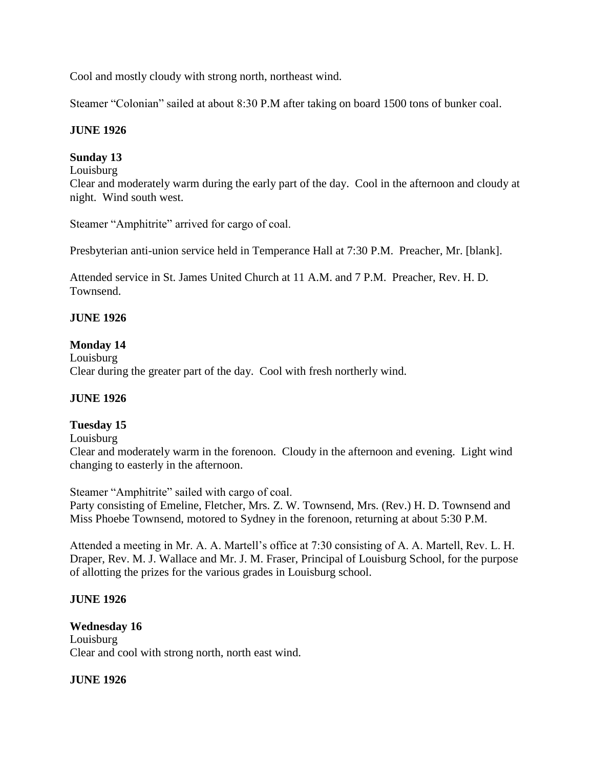Cool and mostly cloudy with strong north, northeast wind.

Steamer "Colonian" sailed at about 8:30 P.M after taking on board 1500 tons of bunker coal.

**JUNE 1926**

**Sunday 13**
Louisburg
Clear and moderately warm during the early part of the day. Cool in the afternoon and cloudy at night. Wind south west.

Steamer "Amphitrite" arrived for cargo of coal.

Presbyterian anti-union service held in Temperance Hall at 7:30 P.M. Preacher, Mr. [blank].

Attended service in St. James United Church at 11 A.M. and 7 P.M. Preacher, Rev. H. D. Townsend.

**JUNE 1926**

**Monday 14**
Louisburg
Clear during the greater part of the day. Cool with fresh northerly wind.

**JUNE 1926**

**Tuesday 15**
Louisburg
Clear and moderately warm in the forenoon. Cloudy in the afternoon and evening. Light wind changing to easterly in the afternoon.

Steamer "Amphitrite" sailed with cargo of coal.
Party consisting of Emeline, Fletcher, Mrs. Z. W. Townsend, Mrs. (Rev.) H. D. Townsend and Miss Phoebe Townsend, motored to Sydney in the forenoon, returning at about 5:30 P.M.

Attended a meeting in Mr. A. A. Martell's office at 7:30 consisting of A. A. Martell, Rev. L. H. Draper, Rev. M. J. Wallace and Mr. J. M. Fraser, Principal of Louisburg School, for the purpose of allotting the prizes for the various grades in Louisburg school.

**JUNE 1926**

**Wednesday 16**
Louisburg
Clear and cool with strong north, north east wind.

**JUNE 1926**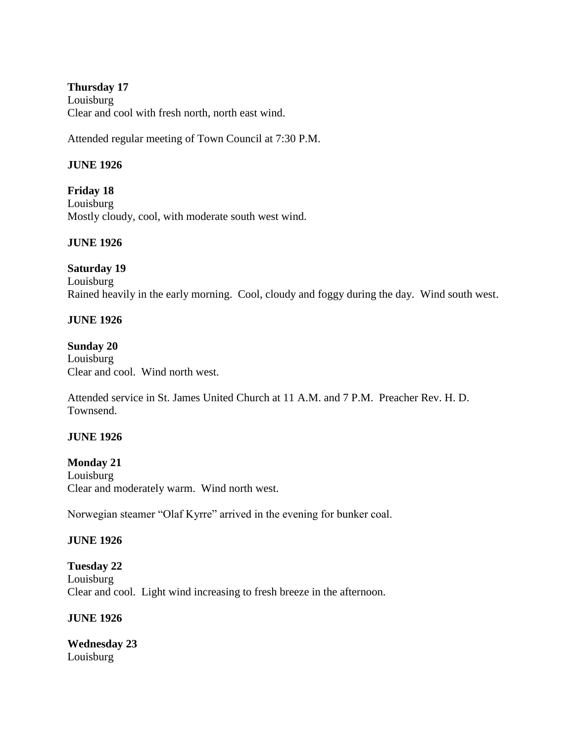**Thursday 17**
Louisburg
Clear and cool with fresh north, north east wind.

Attended regular meeting of Town Council at 7:30 P.M.

**JUNE 1926**

**Friday 18**
Louisburg
Mostly cloudy, cool, with moderate south west wind.

**JUNE 1926**

**Saturday 19**
Louisburg
Rained heavily in the early morning. Cool, cloudy and foggy during the day. Wind south west.

**JUNE 1926**

**Sunday 20**
Louisburg
Clear and cool. Wind north west.

Attended service in St. James United Church at 11 A.M. and 7 P.M. Preacher Rev. H. D. Townsend.

**JUNE 1926**

**Monday 21**
Louisburg
Clear and moderately warm. Wind north west.

Norwegian steamer "Olaf Kyrre" arrived in the evening for bunker coal.

**JUNE 1926**

**Tuesday 22**
Louisburg
Clear and cool. Light wind increasing to fresh breeze in the afternoon.

**JUNE 1926**

**Wednesday 23**
Louisburg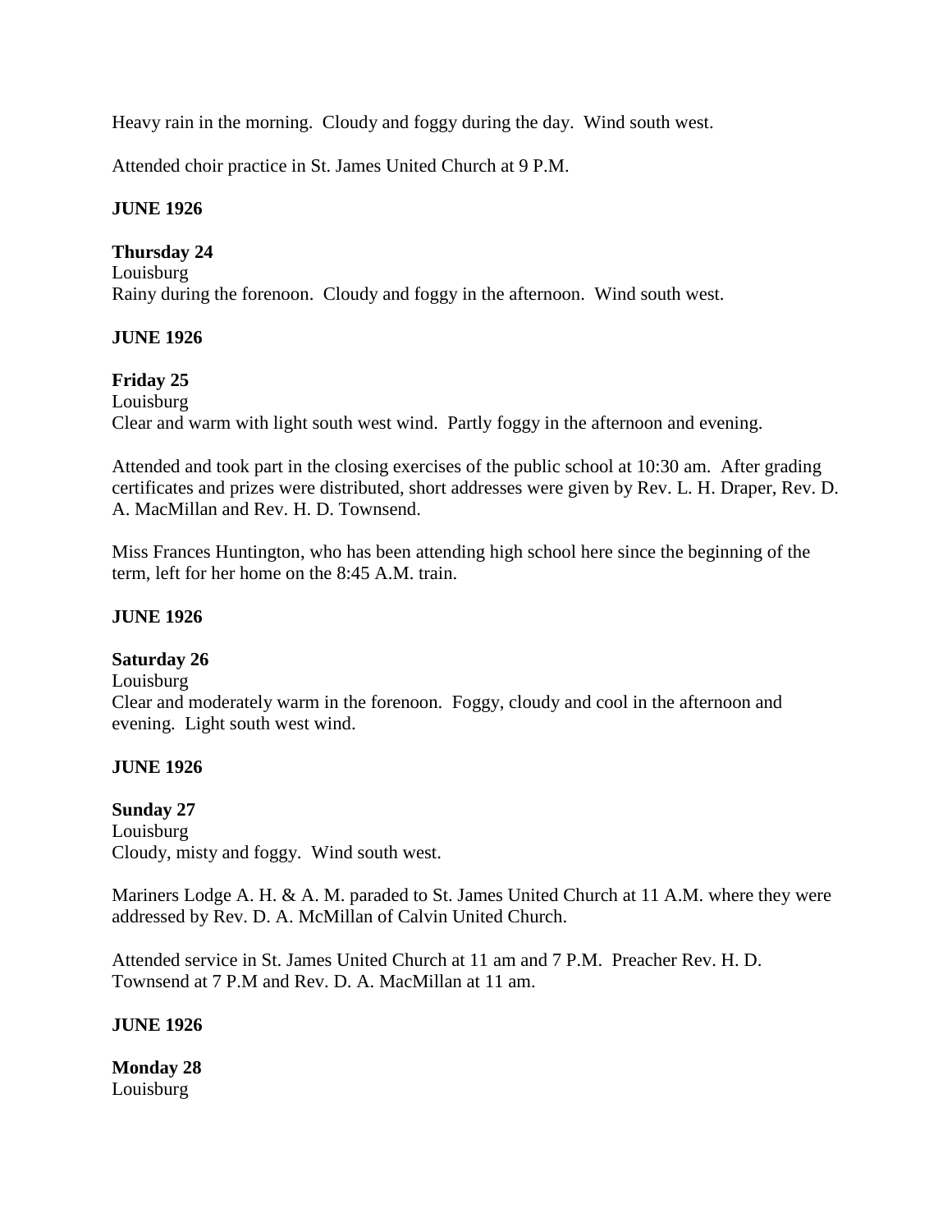Heavy rain in the morning.  Cloudy and foggy during the day.  Wind south west.

Attended choir practice in St. James United Church at 9 P.M.

**JUNE 1926**

**Thursday 24**
Louisburg
Rainy during the forenoon.  Cloudy and foggy in the afternoon.  Wind south west.

**JUNE 1926**

**Friday 25**
Louisburg
Clear and warm with light south west wind.  Partly foggy in the afternoon and evening.

Attended and took part in the closing exercises of the public school at 10:30 am.  After grading certificates and prizes were distributed, short addresses were given by Rev. L. H. Draper, Rev. D. A. MacMillan and Rev. H. D. Townsend.

Miss Frances Huntington, who has been attending high school here since the beginning of the term, left for her home on the 8:45 A.M. train.

**JUNE 1926**

**Saturday 26**
Louisburg
Clear and moderately warm in the forenoon.  Foggy, cloudy and cool in the afternoon and evening.  Light south west wind.

**JUNE 1926**

**Sunday 27**
Louisburg
Cloudy, misty and foggy.  Wind south west.

Mariners Lodge A. H. & A. M. paraded to St. James United Church at 11 A.M. where they were addressed by Rev. D. A. McMillan of Calvin United Church.

Attended service in St. James United Church at 11 am and 7 P.M.  Preacher Rev. H. D. Townsend at 7 P.M and Rev. D. A. MacMillan at 11 am.

**JUNE 1926**

**Monday 28**
Louisburg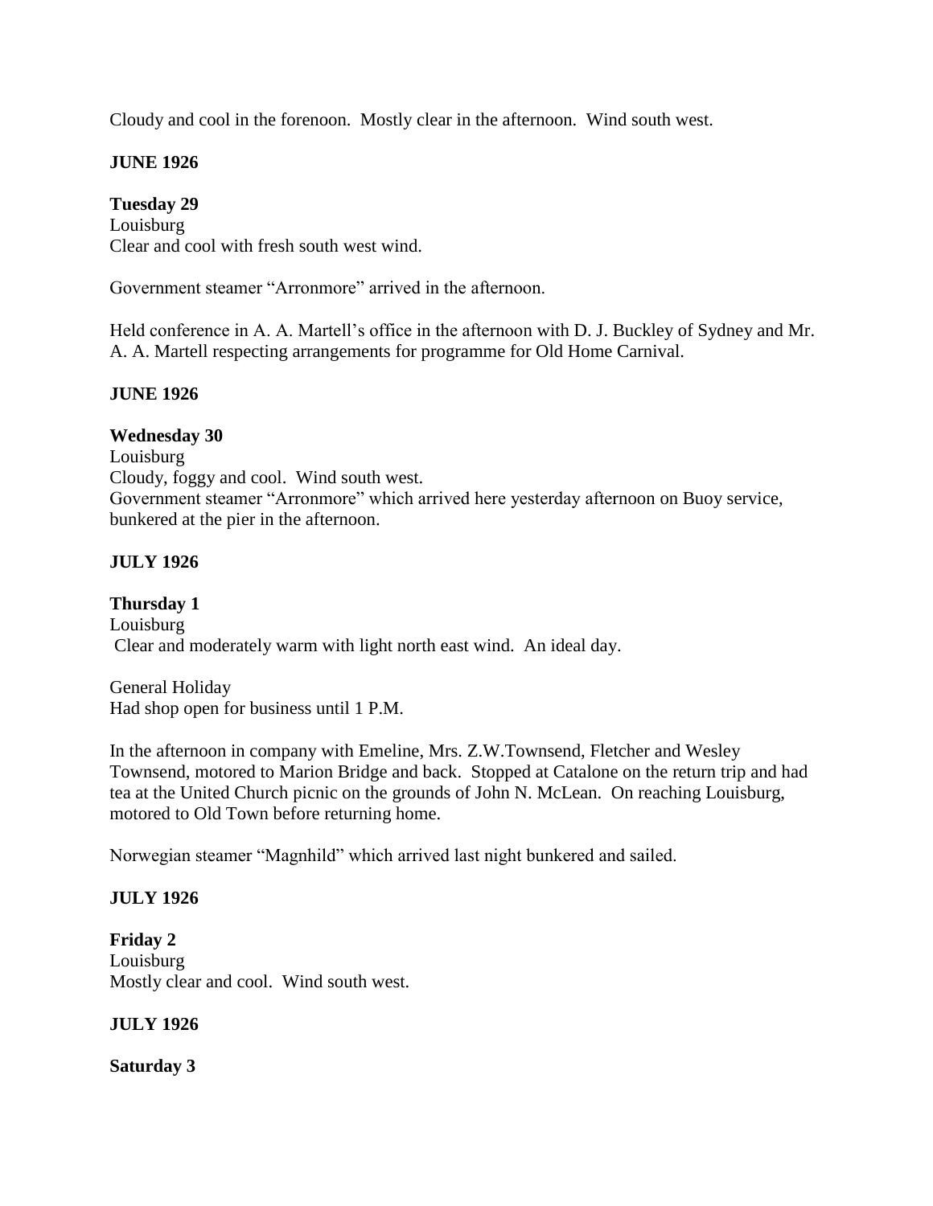Cloudy and cool in the forenoon. Mostly clear in the afternoon. Wind south west.

**JUNE 1926**

**Tuesday 29**
Louisburg
Clear and cool with fresh south west wind.

Government steamer "Arronmore" arrived in the afternoon.

Held conference in A. A. Martell's office in the afternoon with D. J. Buckley of Sydney and Mr. A. A. Martell respecting arrangements for programme for Old Home Carnival.

**JUNE 1926**

**Wednesday 30**
Louisburg
Cloudy, foggy and cool. Wind south west.
Government steamer "Arronmore" which arrived here yesterday afternoon on Buoy service, bunkered at the pier in the afternoon.

**JULY 1926**

**Thursday 1**
Louisburg
Clear and moderately warm with light north east wind. An ideal day.

General Holiday
Had shop open for business until 1 P.M.

In the afternoon in company with Emeline, Mrs. Z.W.Townsend, Fletcher and Wesley Townsend, motored to Marion Bridge and back. Stopped at Catalone on the return trip and had tea at the United Church picnic on the grounds of John N. McLean. On reaching Louisburg, motored to Old Town before returning home.

Norwegian steamer "Magnhild" which arrived last night bunkered and sailed.

**JULY 1926**

**Friday 2**
Louisburg
Mostly clear and cool. Wind south west.

**JULY 1926**

**Saturday 3**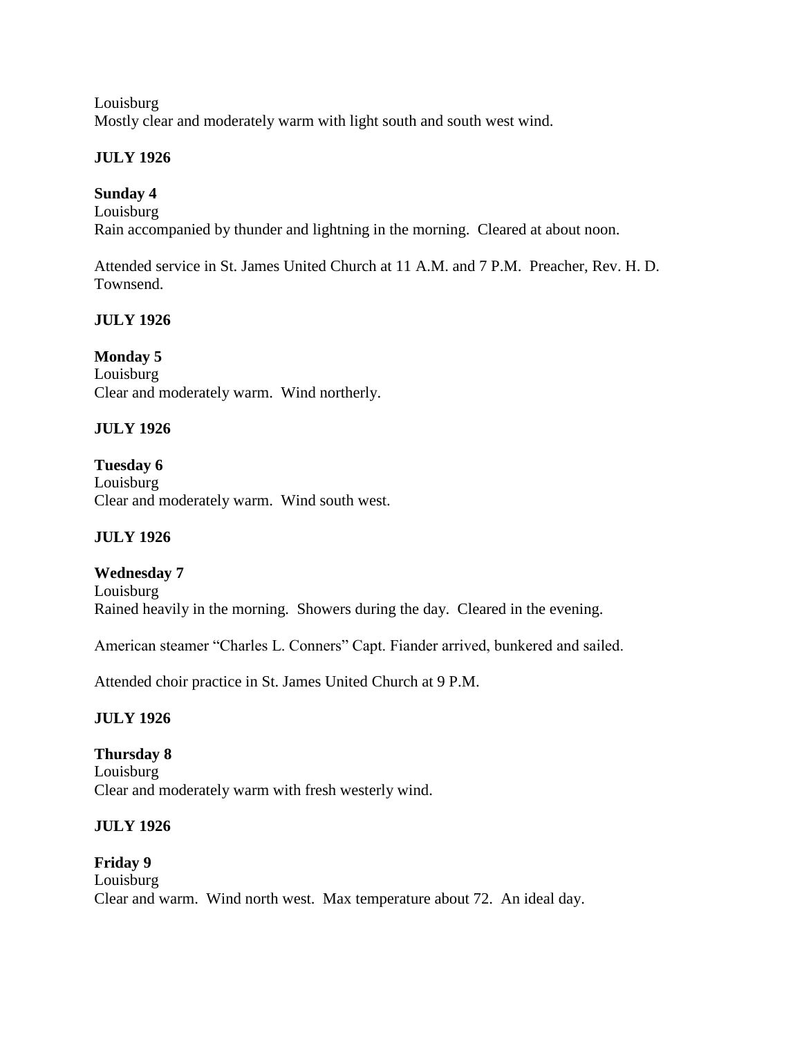Louisburg
Mostly clear and moderately warm with light south and south west wind.

**JULY 1926**

**Sunday 4**
Louisburg
Rain accompanied by thunder and lightning in the morning. Cleared at about noon.

Attended service in St. James United Church at 11 A.M. and 7 P.M. Preacher, Rev. H. D. Townsend.

**JULY 1926**

**Monday 5**
Louisburg
Clear and moderately warm. Wind northerly.

**JULY 1926**

**Tuesday 6**
Louisburg
Clear and moderately warm. Wind south west.

**JULY 1926**

**Wednesday 7**
Louisburg
Rained heavily in the morning. Showers during the day. Cleared in the evening.

American steamer "Charles L. Conners" Capt. Fiander arrived, bunkered and sailed.

Attended choir practice in St. James United Church at 9 P.M.

**JULY 1926**

**Thursday 8**
Louisburg
Clear and moderately warm with fresh westerly wind.

**JULY 1926**

**Friday 9**
Louisburg
Clear and warm. Wind north west. Max temperature about 72. An ideal day.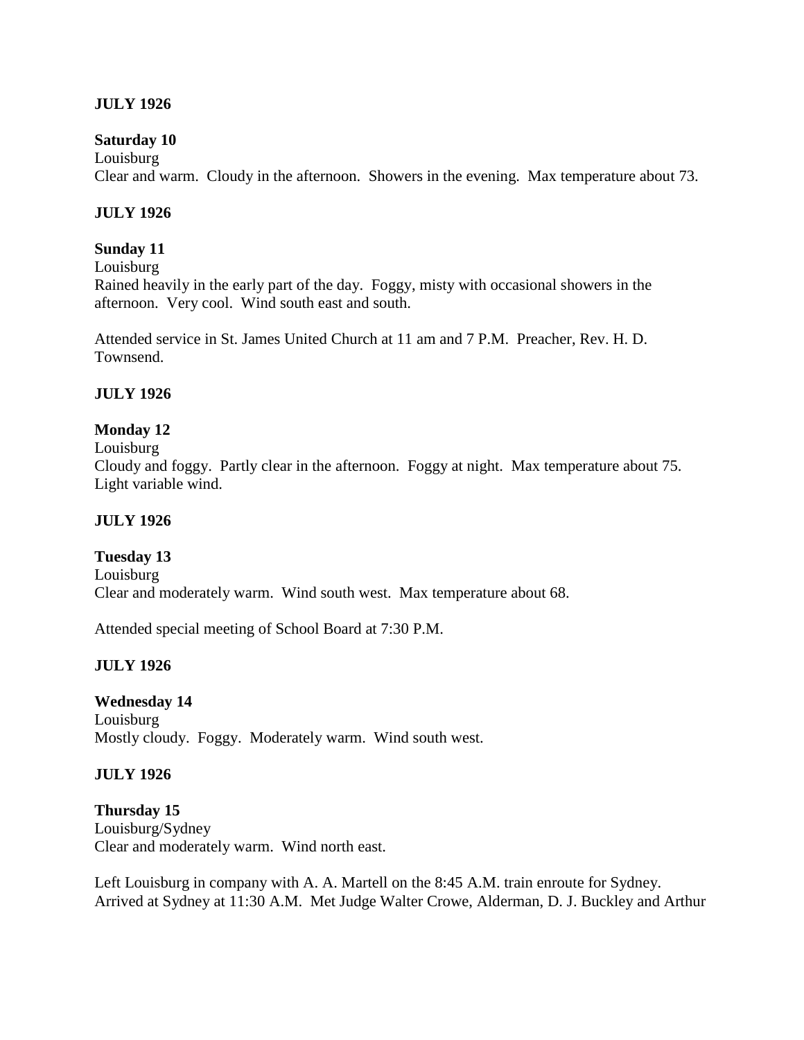**JULY 1926**

**Saturday 10**
Louisburg
Clear and warm. Cloudy in the afternoon. Showers in the evening. Max temperature about 73.

**JULY 1926**

**Sunday 11**
Louisburg
Rained heavily in the early part of the day. Foggy, misty with occasional showers in the afternoon. Very cool. Wind south east and south.

Attended service in St. James United Church at 11 am and 7 P.M. Preacher, Rev. H. D. Townsend.

**JULY 1926**

**Monday 12**
Louisburg
Cloudy and foggy. Partly clear in the afternoon. Foggy at night. Max temperature about 75. Light variable wind.

**JULY 1926**

**Tuesday 13**
Louisburg
Clear and moderately warm. Wind south west. Max temperature about 68.

Attended special meeting of School Board at 7:30 P.M.

**JULY 1926**

**Wednesday 14**
Louisburg
Mostly cloudy. Foggy. Moderately warm. Wind south west.

**JULY 1926**

**Thursday 15**
Louisburg/Sydney
Clear and moderately warm. Wind north east.

Left Louisburg in company with A. A. Martell on the 8:45 A.M. train enroute for Sydney. Arrived at Sydney at 11:30 A.M. Met Judge Walter Crowe, Alderman, D. J. Buckley and Arthur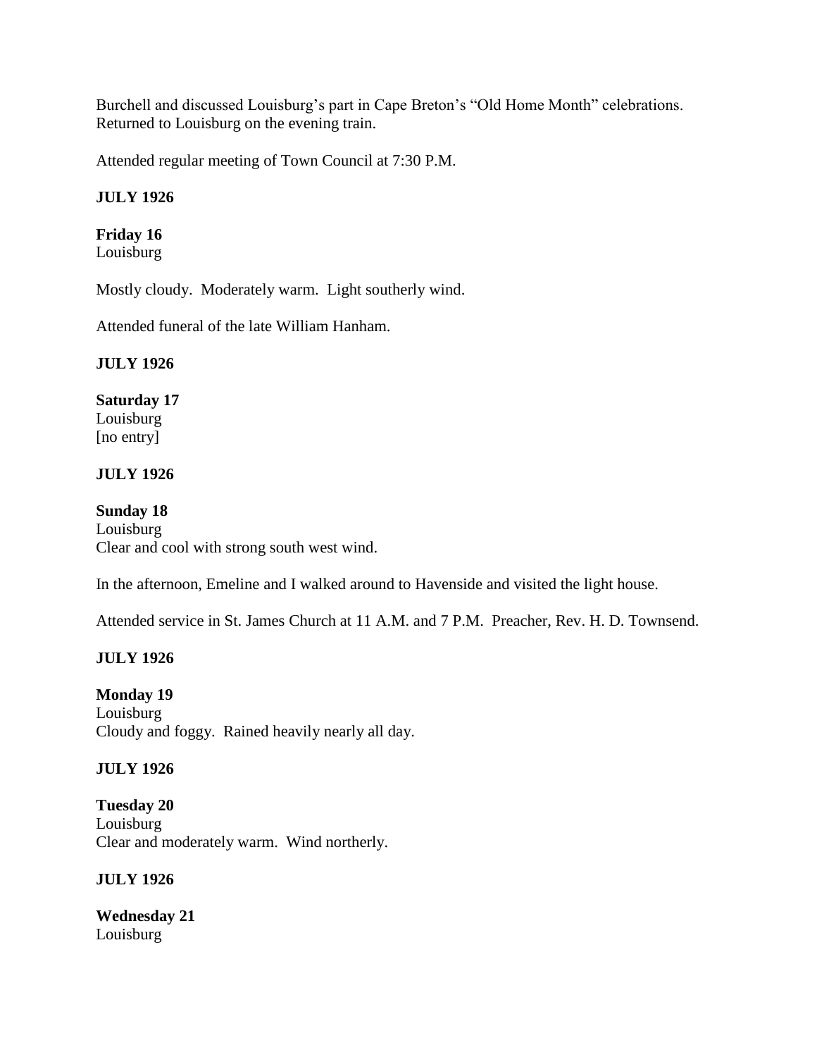Burchell and discussed Louisburg's part in Cape Breton's "Old Home Month" celebrations. Returned to Louisburg on the evening train.

Attended regular meeting of Town Council at 7:30 P.M.

**JULY 1926**

**Friday 16**
Louisburg

Mostly cloudy. Moderately warm. Light southerly wind.

Attended funeral of the late William Hanham.

**JULY 1926**

**Saturday 17**
Louisburg
[no entry]

**JULY 1926**

**Sunday 18**
Louisburg
Clear and cool with strong south west wind.

In the afternoon, Emeline and I walked around to Havenside and visited the light house.

Attended service in St. James Church at 11 A.M. and 7 P.M. Preacher, Rev. H. D. Townsend.

**JULY 1926**

**Monday 19**
Louisburg
Cloudy and foggy. Rained heavily nearly all day.

**JULY 1926**

**Tuesday 20**
Louisburg
Clear and moderately warm. Wind northerly.

**JULY 1926**

**Wednesday 21**
Louisburg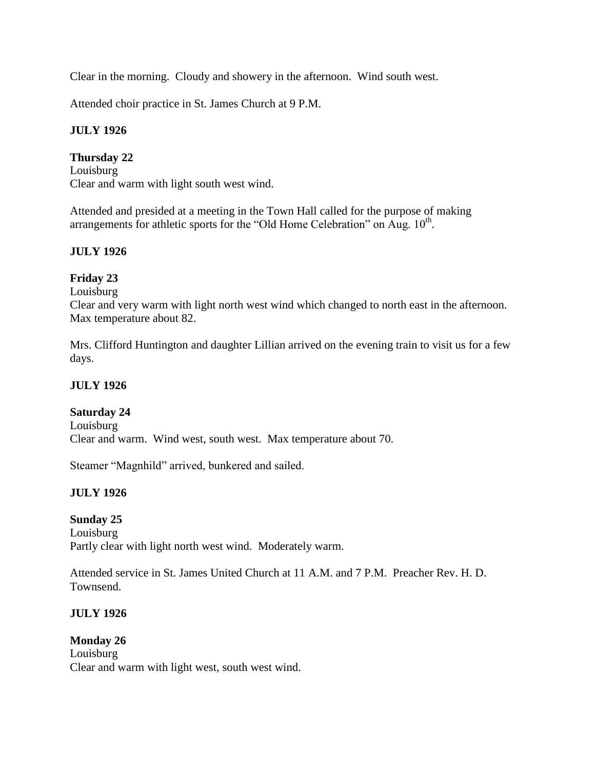Clear in the morning. Cloudy and showery in the afternoon. Wind south west.

Attended choir practice in St. James Church at 9 P.M.

**JULY 1926**

**Thursday 22**
Louisburg
Clear and warm with light south west wind.

Attended and presided at a meeting in the Town Hall called for the purpose of making arrangements for athletic sports for the "Old Home Celebration" on Aug. 10th.

**JULY 1926**

**Friday 23**
Louisburg
Clear and very warm with light north west wind which changed to north east in the afternoon. Max temperature about 82.

Mrs. Clifford Huntington and daughter Lillian arrived on the evening train to visit us for a few days.

**JULY 1926**

**Saturday 24**
Louisburg
Clear and warm. Wind west, south west. Max temperature about 70.

Steamer "Magnhild" arrived, bunkered and sailed.

**JULY 1926**

**Sunday 25**
Louisburg
Partly clear with light north west wind. Moderately warm.

Attended service in St. James United Church at 11 A.M. and 7 P.M. Preacher Rev. H. D. Townsend.

**JULY 1926**

**Monday 26**
Louisburg
Clear and warm with light west, south west wind.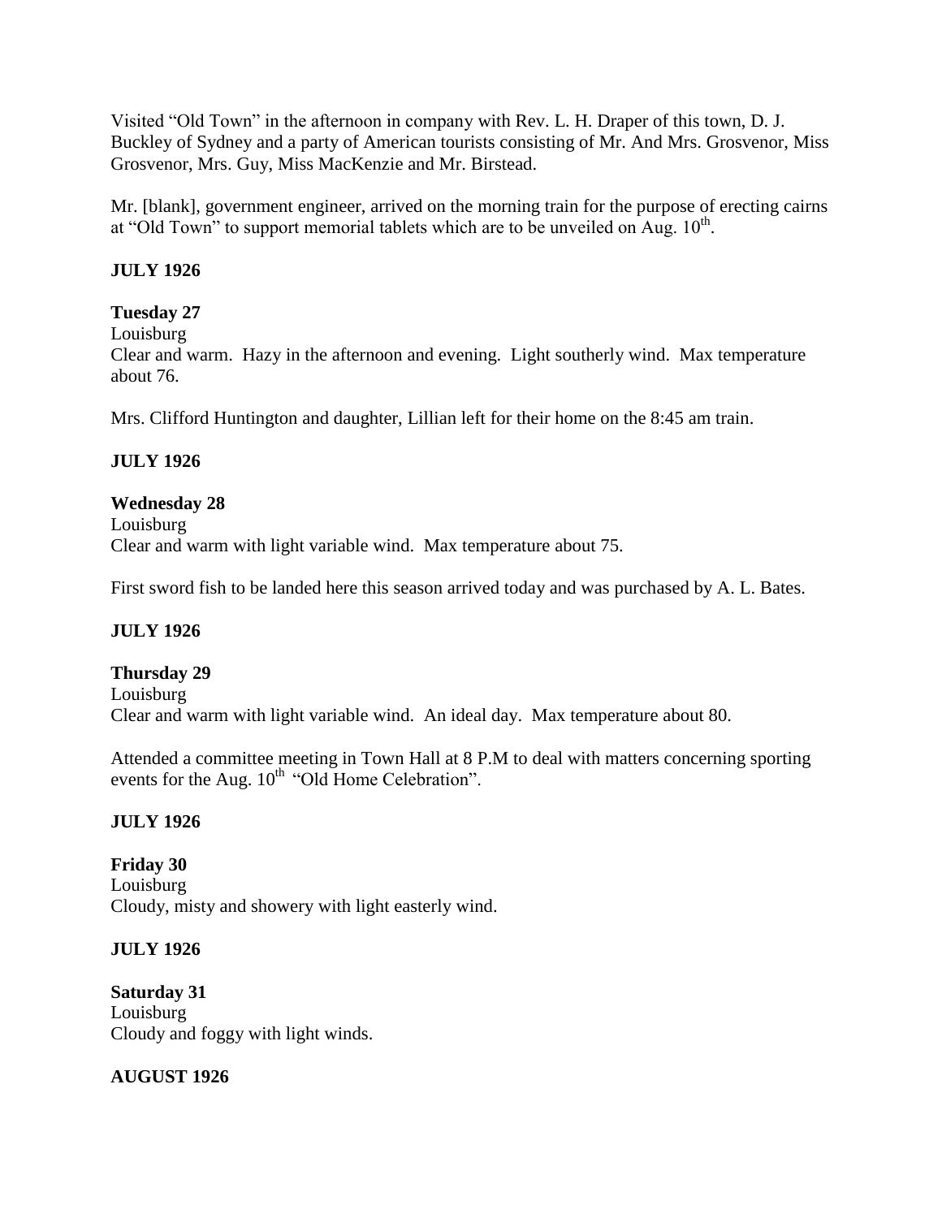Visited "Old Town" in the afternoon in company with Rev. L. H. Draper of this town, D. J. Buckley of Sydney and a party of American tourists consisting of Mr. And Mrs. Grosvenor, Miss Grosvenor, Mrs. Guy, Miss MacKenzie and Mr. Birstead.

Mr. [blank], government engineer, arrived on the morning train for the purpose of erecting cairns at "Old Town" to support memorial tablets which are to be unveiled on Aug. 10th.

**JULY 1926**

**Tuesday 27**
Louisburg
Clear and warm. Hazy in the afternoon and evening. Light southerly wind. Max temperature about 76.

Mrs. Clifford Huntington and daughter, Lillian left for their home on the 8:45 am train.

**JULY 1926**

**Wednesday 28**
Louisburg
Clear and warm with light variable wind. Max temperature about 75.

First sword fish to be landed here this season arrived today and was purchased by A. L. Bates.

**JULY 1926**

**Thursday 29**
Louisburg
Clear and warm with light variable wind. An ideal day. Max temperature about 80.

Attended a committee meeting in Town Hall at 8 P.M to deal with matters concerning sporting events for the Aug. 10th "Old Home Celebration".

**JULY 1926**

**Friday 30**
Louisburg
Cloudy, misty and showery with light easterly wind.

**JULY 1926**

**Saturday 31**
Louisburg
Cloudy and foggy with light winds.

**AUGUST 1926**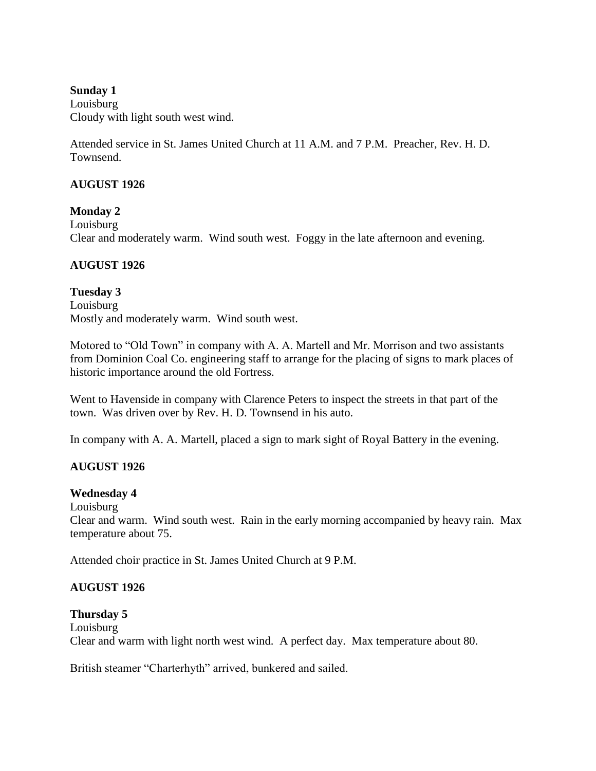**Sunday 1**
Louisburg
Cloudy with light south west wind.

Attended service in St. James United Church at 11 A.M. and 7 P.M. Preacher, Rev. H. D. Townsend.

**AUGUST 1926**

**Monday 2**
Louisburg
Clear and moderately warm. Wind south west. Foggy in the late afternoon and evening.

**AUGUST 1926**

**Tuesday 3**
Louisburg
Mostly and moderately warm. Wind south west.

Motored to "Old Town" in company with A. A. Martell and Mr. Morrison and two assistants from Dominion Coal Co. engineering staff to arrange for the placing of signs to mark places of historic importance around the old Fortress.

Went to Havenside in company with Clarence Peters to inspect the streets in that part of the town. Was driven over by Rev. H. D. Townsend in his auto.

In company with A. A. Martell, placed a sign to mark sight of Royal Battery in the evening.

**AUGUST 1926**

**Wednesday 4**
Louisburg
Clear and warm. Wind south west. Rain in the early morning accompanied by heavy rain. Max temperature about 75.

Attended choir practice in St. James United Church at 9 P.M.

**AUGUST 1926**

**Thursday 5**
Louisburg
Clear and warm with light north west wind. A perfect day. Max temperature about 80.

British steamer "Charterhyth" arrived, bunkered and sailed.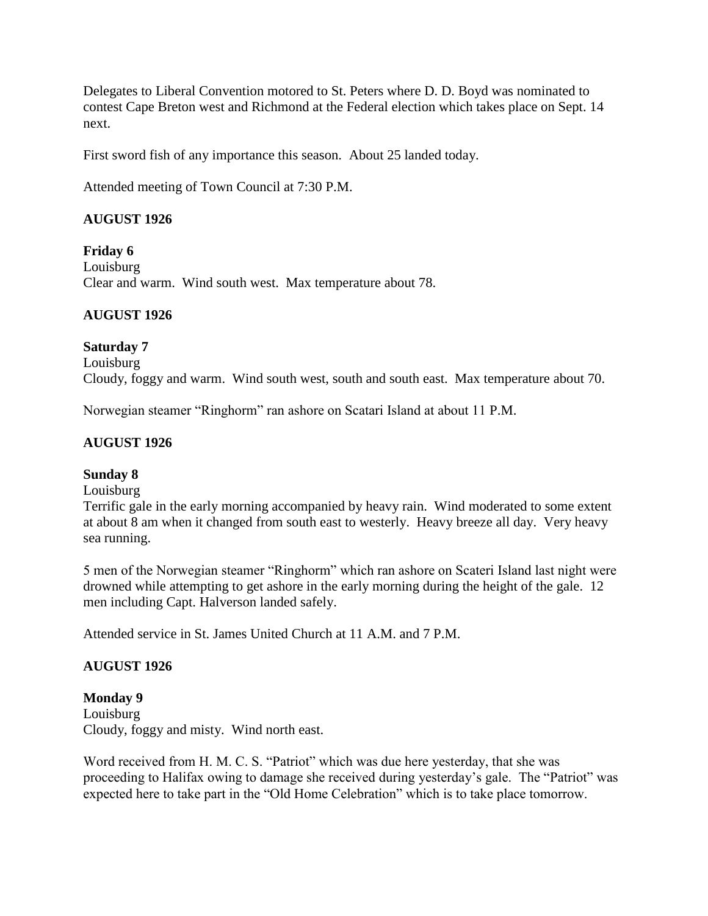Delegates to Liberal Convention motored to St. Peters where D. D. Boyd was nominated to contest Cape Breton west and Richmond at the Federal election which takes place on Sept. 14 next.

First sword fish of any importance this season. About 25 landed today.

Attended meeting of Town Council at 7:30 P.M.

**AUGUST 1926**

**Friday 6**
Louisburg
Clear and warm. Wind south west. Max temperature about 78.

**AUGUST 1926**

**Saturday 7**
Louisburg
Cloudy, foggy and warm. Wind south west, south and south east. Max temperature about 70.

Norwegian steamer "Ringhorm" ran ashore on Scatari Island at about 11 P.M.

**AUGUST 1926**

**Sunday 8**
Louisburg
Terrific gale in the early morning accompanied by heavy rain. Wind moderated to some extent at about 8 am when it changed from south east to westerly. Heavy breeze all day. Very heavy sea running.

5 men of the Norwegian steamer "Ringhorm" which ran ashore on Scateri Island last night were drowned while attempting to get ashore in the early morning during the height of the gale. 12 men including Capt. Halverson landed safely.

Attended service in St. James United Church at 11 A.M. and 7 P.M.

**AUGUST 1926**

**Monday 9**
Louisburg
Cloudy, foggy and misty. Wind north east.

Word received from H. M. C. S. "Patriot" which was due here yesterday, that she was proceeding to Halifax owing to damage she received during yesterday's gale. The "Patriot" was expected here to take part in the "Old Home Celebration" which is to take place tomorrow.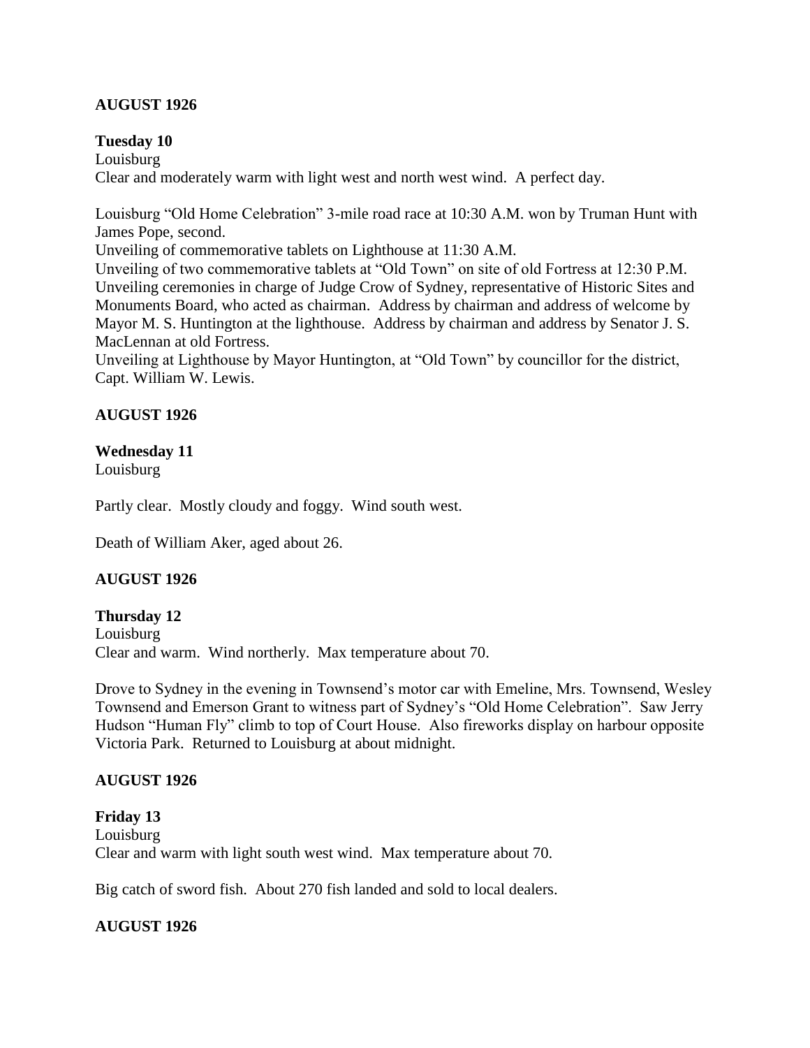**AUGUST 1926**

**Tuesday 10**

Louisburg

Clear and moderately warm with light west and north west wind. A perfect day.

Louisburg "Old Home Celebration" 3-mile road race at 10:30 A.M. won by Truman Hunt with James Pope, second.

Unveiling of commemorative tablets on Lighthouse at 11:30 A.M.

Unveiling of two commemorative tablets at "Old Town" on site of old Fortress at 12:30 P.M.

Unveiling ceremonies in charge of Judge Crow of Sydney, representative of Historic Sites and Monuments Board, who acted as chairman. Address by chairman and address of welcome by Mayor M. S. Huntington at the lighthouse. Address by chairman and address by Senator J. S. MacLennan at old Fortress.

Unveiling at Lighthouse by Mayor Huntington, at "Old Town" by councillor for the district, Capt. William W. Lewis.

**AUGUST 1926**

**Wednesday 11**

Louisburg

Partly clear. Mostly cloudy and foggy. Wind south west.

Death of William Aker, aged about 26.

**AUGUST 1926**

**Thursday 12**

Louisburg

Clear and warm. Wind northerly. Max temperature about 70.

Drove to Sydney in the evening in Townsend's motor car with Emeline, Mrs. Townsend, Wesley Townsend and Emerson Grant to witness part of Sydney's "Old Home Celebration". Saw Jerry Hudson "Human Fly" climb to top of Court House. Also fireworks display on harbour opposite Victoria Park. Returned to Louisburg at about midnight.

**AUGUST 1926**

**Friday 13**

Louisburg

Clear and warm with light south west wind. Max temperature about 70.

Big catch of sword fish. About 270 fish landed and sold to local dealers.

**AUGUST 1926**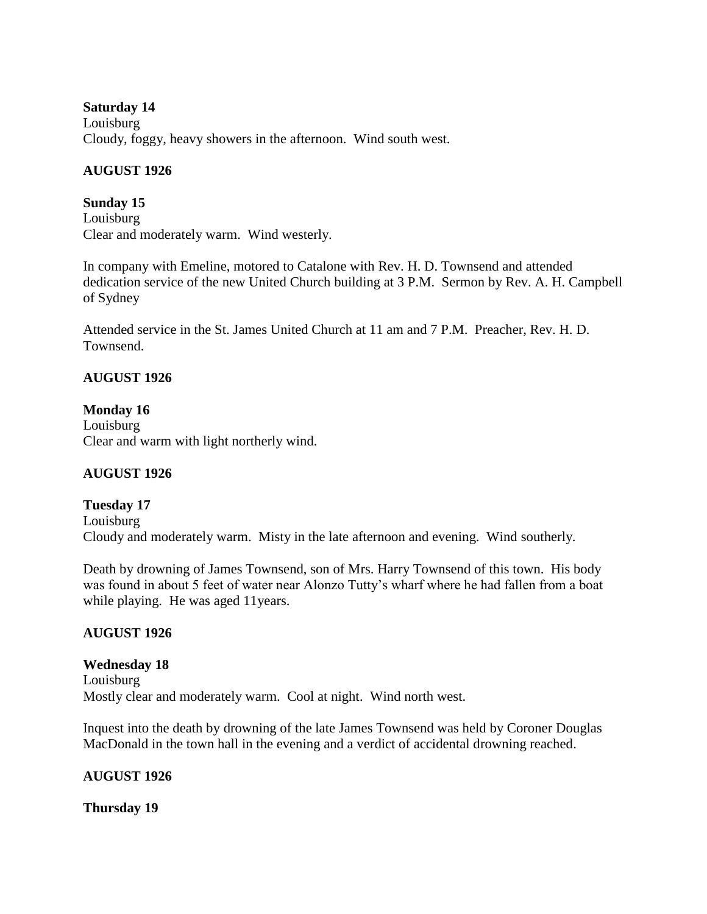**Saturday 14**
Louisburg
Cloudy, foggy, heavy showers in the afternoon. Wind south west.

**AUGUST 1926**

**Sunday 15**
Louisburg
Clear and moderately warm. Wind westerly.

In company with Emeline, motored to Catalone with Rev. H. D. Townsend and attended dedication service of the new United Church building at 3 P.M. Sermon by Rev. A. H. Campbell of Sydney

Attended service in the St. James United Church at 11 am and 7 P.M. Preacher, Rev. H. D. Townsend.

**AUGUST 1926**

**Monday 16**
Louisburg
Clear and warm with light northerly wind.

**AUGUST 1926**

**Tuesday 17**
Louisburg
Cloudy and moderately warm. Misty in the late afternoon and evening. Wind southerly.

Death by drowning of James Townsend, son of Mrs. Harry Townsend of this town. His body was found in about 5 feet of water near Alonzo Tutty's wharf where he had fallen from a boat while playing. He was aged 11years.

**AUGUST 1926**

**Wednesday 18**
Louisburg
Mostly clear and moderately warm. Cool at night. Wind north west.

Inquest into the death by drowning of the late James Townsend was held by Coroner Douglas MacDonald in the town hall in the evening and a verdict of accidental drowning reached.

**AUGUST 1926**

**Thursday 19**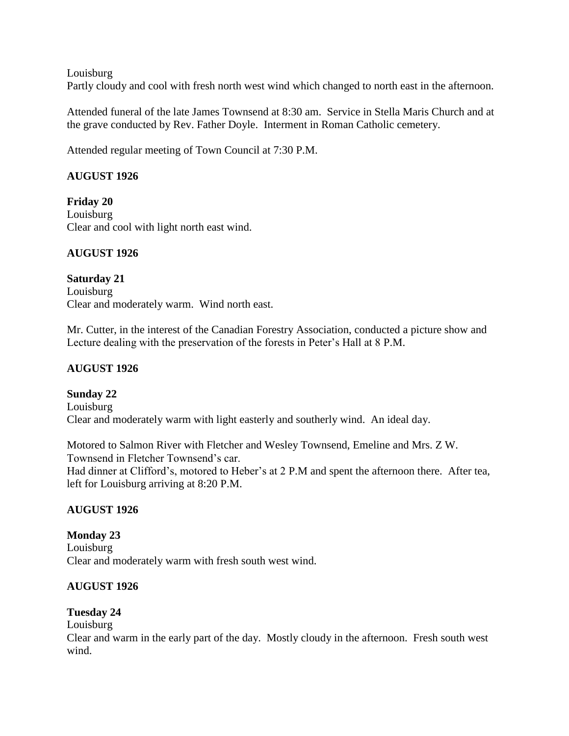Louisburg
Partly cloudy and cool with fresh north west wind which changed to north east in the afternoon.

Attended funeral of the late James Townsend at 8:30 am. Service in Stella Maris Church and at the grave conducted by Rev. Father Doyle. Interment in Roman Catholic cemetery.

Attended regular meeting of Town Council at 7:30 P.M.

**AUGUST 1926**

**Friday 20**
Louisburg
Clear and cool with light north east wind.

**AUGUST 1926**

**Saturday 21**
Louisburg
Clear and moderately warm. Wind north east.

Mr. Cutter, in the interest of the Canadian Forestry Association, conducted a picture show and Lecture dealing with the preservation of the forests in Peter's Hall at 8 P.M.

**AUGUST 1926**

**Sunday 22**
Louisburg
Clear and moderately warm with light easterly and southerly wind. An ideal day.

Motored to Salmon River with Fletcher and Wesley Townsend, Emeline and Mrs. Z W. Townsend in Fletcher Townsend's car.
Had dinner at Clifford's, motored to Heber's at 2 P.M and spent the afternoon there. After tea, left for Louisburg arriving at 8:20 P.M.

**AUGUST 1926**

**Monday 23**
Louisburg
Clear and moderately warm with fresh south west wind.

**AUGUST 1926**

**Tuesday 24**
Louisburg
Clear and warm in the early part of the day. Mostly cloudy in the afternoon. Fresh south west wind.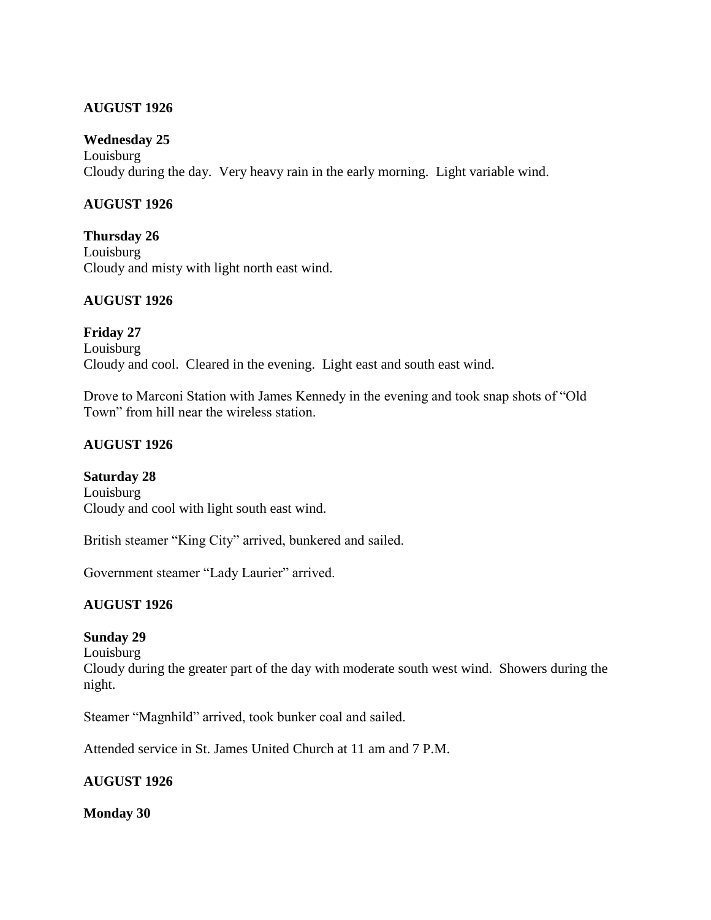**AUGUST 1926**

**Wednesday 25**
Louisburg
Cloudy during the day. Very heavy rain in the early morning. Light variable wind.

**AUGUST 1926**

**Thursday 26**
Louisburg
Cloudy and misty with light north east wind.

**AUGUST 1926**

**Friday 27**
Louisburg
Cloudy and cool. Cleared in the evening. Light east and south east wind.

Drove to Marconi Station with James Kennedy in the evening and took snap shots of "Old Town" from hill near the wireless station.

**AUGUST 1926**

**Saturday 28**
Louisburg
Cloudy and cool with light south east wind.

British steamer "King City" arrived, bunkered and sailed.

Government steamer "Lady Laurier" arrived.

**AUGUST 1926**

**Sunday 29**
Louisburg
Cloudy during the greater part of the day with moderate south west wind. Showers during the night.

Steamer "Magnhild" arrived, took bunker coal and sailed.

Attended service in St. James United Church at 11 am and 7 P.M.

**AUGUST 1926**

**Monday 30**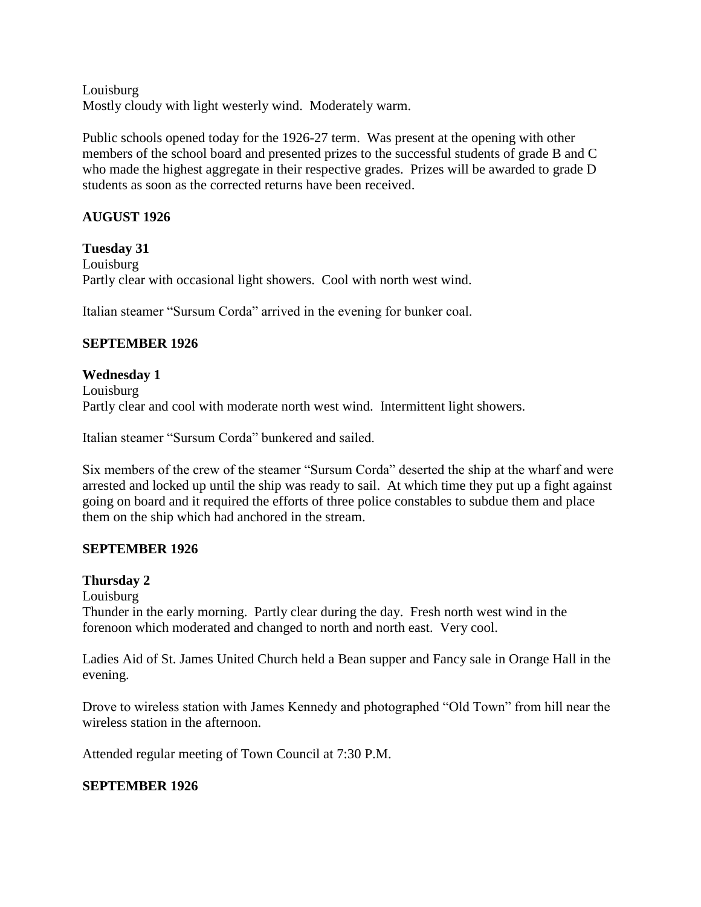Louisburg
Mostly cloudy with light westerly wind. Moderately warm.

Public schools opened today for the 1926-27 term. Was present at the opening with other members of the school board and presented prizes to the successful students of grade B and C who made the highest aggregate in their respective grades. Prizes will be awarded to grade D students as soon as the corrected returns have been received.

**AUGUST 1926**

**Tuesday 31**
Louisburg
Partly clear with occasional light showers. Cool with north west wind.

Italian steamer "Sursum Corda" arrived in the evening for bunker coal.

**SEPTEMBER 1926**

**Wednesday 1**
Louisburg
Partly clear and cool with moderate north west wind. Intermittent light showers.

Italian steamer "Sursum Corda" bunkered and sailed.

Six members of the crew of the steamer "Sursum Corda" deserted the ship at the wharf and were arrested and locked up until the ship was ready to sail. At which time they put up a fight against going on board and it required the efforts of three police constables to subdue them and place them on the ship which had anchored in the stream.

**SEPTEMBER 1926**

**Thursday 2**
Louisburg
Thunder in the early morning. Partly clear during the day. Fresh north west wind in the forenoon which moderated and changed to north and north east. Very cool.

Ladies Aid of St. James United Church held a Bean supper and Fancy sale in Orange Hall in the evening.

Drove to wireless station with James Kennedy and photographed "Old Town" from hill near the wireless station in the afternoon.

Attended regular meeting of Town Council at 7:30 P.M.

**SEPTEMBER 1926**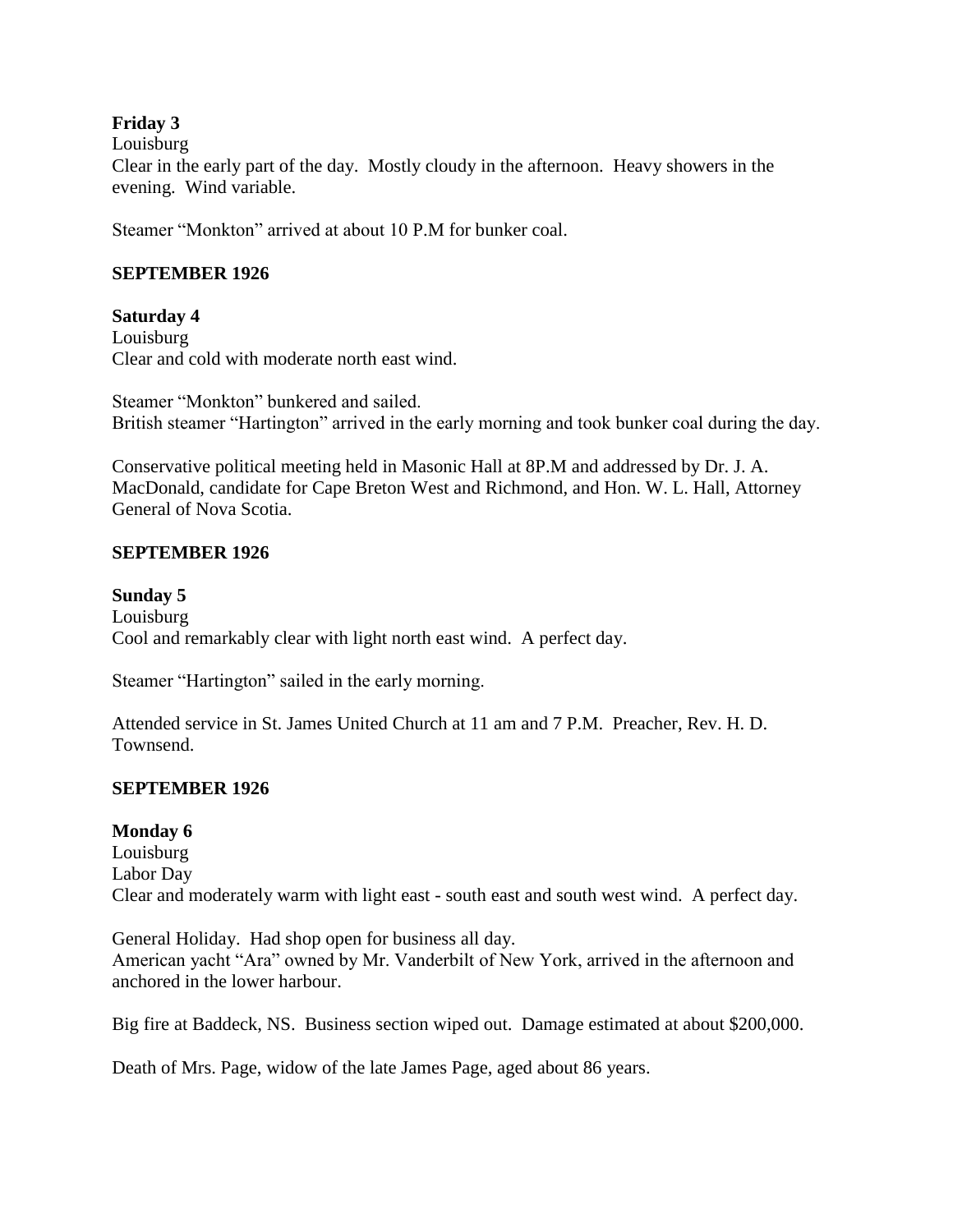**Friday 3**
Louisburg
Clear in the early part of the day. Mostly cloudy in the afternoon. Heavy showers in the evening. Wind variable.

Steamer "Monkton" arrived at about 10 P.M for bunker coal.

**SEPTEMBER 1926**

**Saturday 4**
Louisburg
Clear and cold with moderate north east wind.

Steamer "Monkton" bunkered and sailed.
British steamer "Hartington" arrived in the early morning and took bunker coal during the day.

Conservative political meeting held in Masonic Hall at 8P.M and addressed by Dr. J. A. MacDonald, candidate for Cape Breton West and Richmond, and Hon. W. L. Hall, Attorney General of Nova Scotia.

**SEPTEMBER 1926**

**Sunday 5**
Louisburg
Cool and remarkably clear with light north east wind. A perfect day.

Steamer "Hartington" sailed in the early morning.

Attended service in St. James United Church at 11 am and 7 P.M. Preacher, Rev. H. D. Townsend.

**SEPTEMBER 1926**

**Monday 6**
Louisburg
Labor Day
Clear and moderately warm with light east - south east and south west wind. A perfect day.

General Holiday. Had shop open for business all day.
American yacht "Ara" owned by Mr. Vanderbilt of New York, arrived in the afternoon and anchored in the lower harbour.

Big fire at Baddeck, NS. Business section wiped out. Damage estimated at about $200,000.

Death of Mrs. Page, widow of the late James Page, aged about 86 years.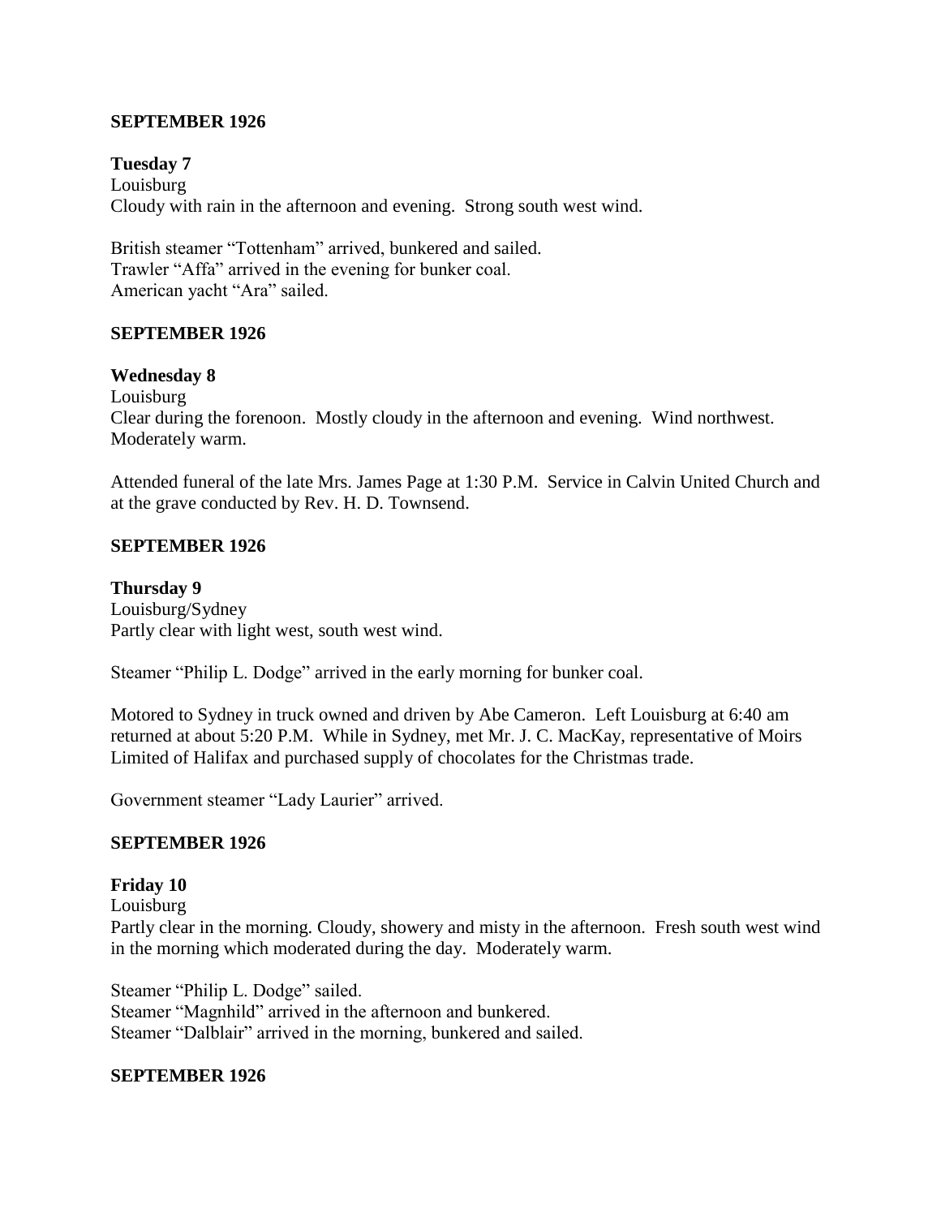**SEPTEMBER 1926**

**Tuesday 7**

Louisburg

Cloudy with rain in the afternoon and evening. Strong south west wind.

British steamer "Tottenham" arrived, bunkered and sailed.
Trawler "Affa" arrived in the evening for bunker coal.
American yacht "Ara" sailed.

**SEPTEMBER 1926**

**Wednesday 8**

Louisburg

Clear during the forenoon. Mostly cloudy in the afternoon and evening. Wind northwest. Moderately warm.

Attended funeral of the late Mrs. James Page at 1:30 P.M. Service in Calvin United Church and at the grave conducted by Rev. H. D. Townsend.

**SEPTEMBER 1926**

**Thursday 9**

Louisburg/Sydney

Partly clear with light west, south west wind.

Steamer "Philip L. Dodge" arrived in the early morning for bunker coal.

Motored to Sydney in truck owned and driven by Abe Cameron. Left Louisburg at 6:40 am returned at about 5:20 P.M. While in Sydney, met Mr. J. C. MacKay, representative of Moirs Limited of Halifax and purchased supply of chocolates for the Christmas trade.

Government steamer "Lady Laurier" arrived.

**SEPTEMBER 1926**

**Friday 10**

Louisburg

Partly clear in the morning. Cloudy, showery and misty in the afternoon. Fresh south west wind in the morning which moderated during the day. Moderately warm.

Steamer "Philip L. Dodge" sailed.
Steamer "Magnhild" arrived in the afternoon and bunkered.
Steamer "Dalblair" arrived in the morning, bunkered and sailed.

**SEPTEMBER 1926**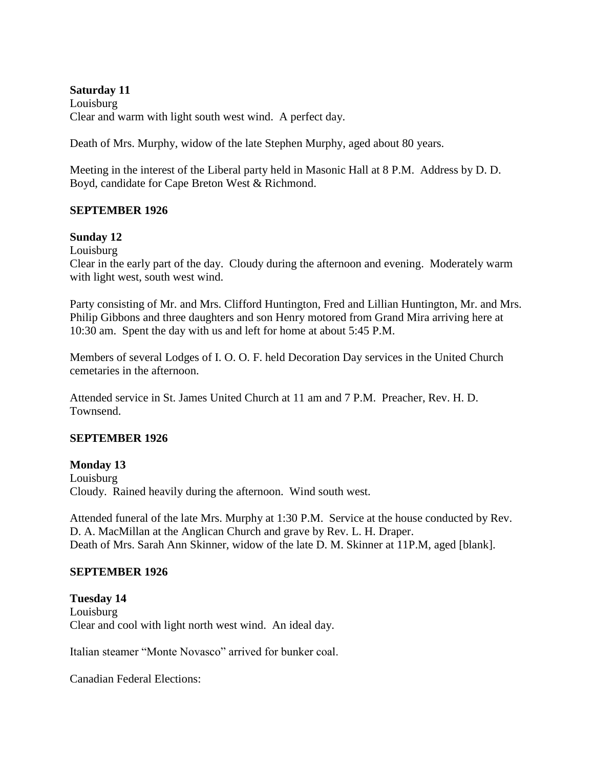**Saturday 11**
Louisburg
Clear and warm with light south west wind. A perfect day.

Death of Mrs. Murphy, widow of the late Stephen Murphy, aged about 80 years.

Meeting in the interest of the Liberal party held in Masonic Hall at 8 P.M. Address by D. D. Boyd, candidate for Cape Breton West & Richmond.

**SEPTEMBER 1926**

**Sunday 12**
Louisburg
Clear in the early part of the day. Cloudy during the afternoon and evening. Moderately warm with light west, south west wind.

Party consisting of Mr. and Mrs. Clifford Huntington, Fred and Lillian Huntington, Mr. and Mrs. Philip Gibbons and three daughters and son Henry motored from Grand Mira arriving here at 10:30 am. Spent the day with us and left for home at about 5:45 P.M.

Members of several Lodges of I. O. O. F. held Decoration Day services in the United Church cemetaries in the afternoon.

Attended service in St. James United Church at 11 am and 7 P.M. Preacher, Rev. H. D. Townsend.

**SEPTEMBER 1926**

**Monday 13**
Louisburg
Cloudy. Rained heavily during the afternoon. Wind south west.

Attended funeral of the late Mrs. Murphy at 1:30 P.M. Service at the house conducted by Rev. D. A. MacMillan at the Anglican Church and grave by Rev. L. H. Draper.
Death of Mrs. Sarah Ann Skinner, widow of the late D. M. Skinner at 11P.M, aged [blank].

**SEPTEMBER 1926**

**Tuesday 14**
Louisburg
Clear and cool with light north west wind. An ideal day.

Italian steamer "Monte Novasco" arrived for bunker coal.

Canadian Federal Elections: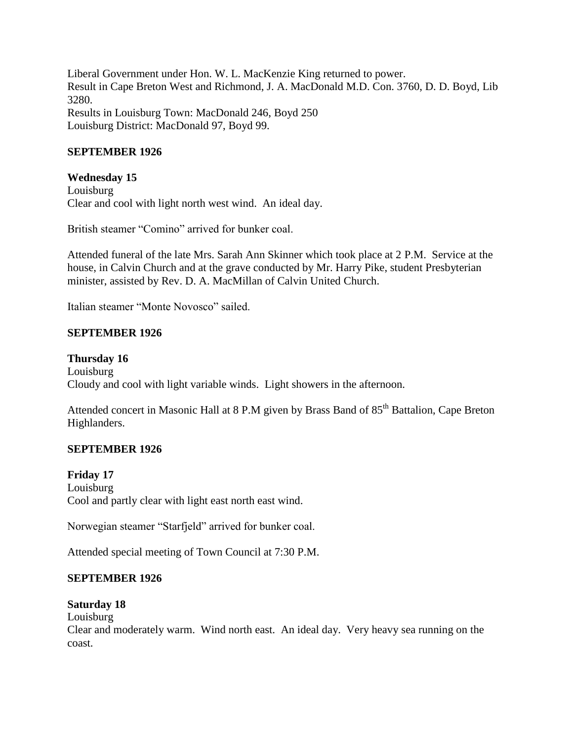Liberal Government under Hon. W. L. MacKenzie King returned to power.
Result in Cape Breton West and Richmond, J. A. MacDonald M.D. Con. 3760, D. D. Boyd, Lib 3280.
Results in Louisburg Town: MacDonald 246, Boyd 250
Louisburg District: MacDonald 97, Boyd 99.

**SEPTEMBER 1926**

**Wednesday 15**
Louisburg
Clear and cool with light north west wind. An ideal day.

British steamer "Comino" arrived for bunker coal.

Attended funeral of the late Mrs. Sarah Ann Skinner which took place at 2 P.M. Service at the house, in Calvin Church and at the grave conducted by Mr. Harry Pike, student Presbyterian minister, assisted by Rev. D. A. MacMillan of Calvin United Church.

Italian steamer "Monte Novosco" sailed.

**SEPTEMBER 1926**

**Thursday 16**
Louisburg
Cloudy and cool with light variable winds. Light showers in the afternoon.

Attended concert in Masonic Hall at 8 P.M given by Brass Band of 85th Battalion, Cape Breton Highlanders.

**SEPTEMBER 1926**

**Friday 17**
Louisburg
Cool and partly clear with light east north east wind.

Norwegian steamer "Starfjeld" arrived for bunker coal.

Attended special meeting of Town Council at 7:30 P.M.

**SEPTEMBER 1926**

**Saturday 18**
Louisburg
Clear and moderately warm. Wind north east. An ideal day. Very heavy sea running on the coast.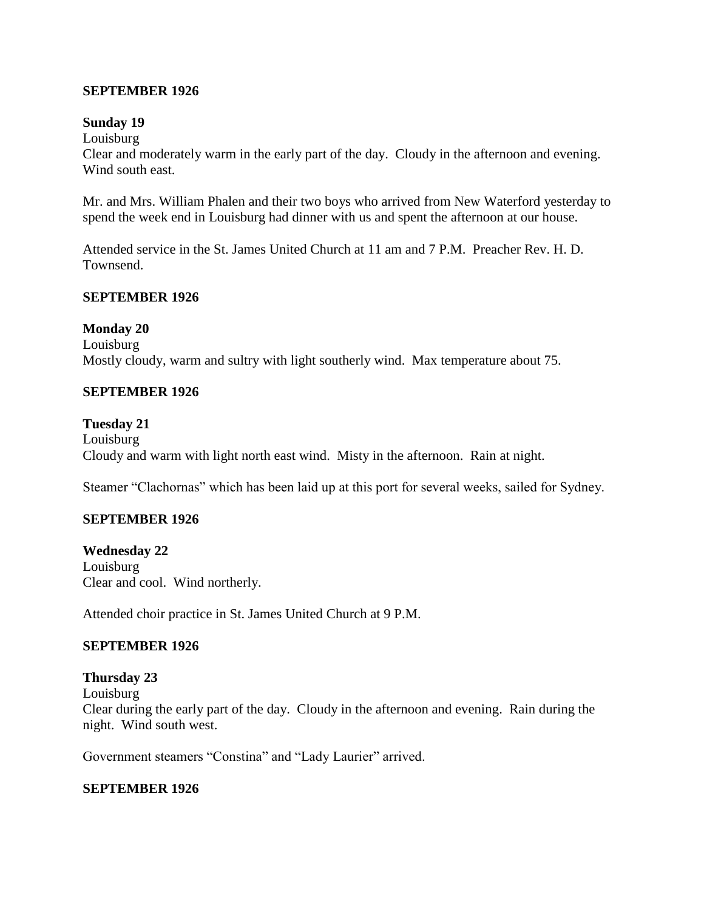**SEPTEMBER 1926**

**Sunday 19**

Louisburg

Clear and moderately warm in the early part of the day. Cloudy in the afternoon and evening. Wind south east.

Mr. and Mrs. William Phalen and their two boys who arrived from New Waterford yesterday to spend the week end in Louisburg had dinner with us and spent the afternoon at our house.

Attended service in the St. James United Church at 11 am and 7 P.M. Preacher Rev. H. D. Townsend.

**SEPTEMBER 1926**

**Monday 20**

Louisburg

Mostly cloudy, warm and sultry with light southerly wind. Max temperature about 75.

**SEPTEMBER 1926**

**Tuesday 21**

Louisburg

Cloudy and warm with light north east wind. Misty in the afternoon. Rain at night.

Steamer "Clachornas" which has been laid up at this port for several weeks, sailed for Sydney.

**SEPTEMBER 1926**

**Wednesday 22**

Louisburg

Clear and cool. Wind northerly.

Attended choir practice in St. James United Church at 9 P.M.

**SEPTEMBER 1926**

**Thursday 23**

Louisburg

Clear during the early part of the day. Cloudy in the afternoon and evening. Rain during the night. Wind south west.

Government steamers "Constina" and "Lady Laurier" arrived.

**SEPTEMBER 1926**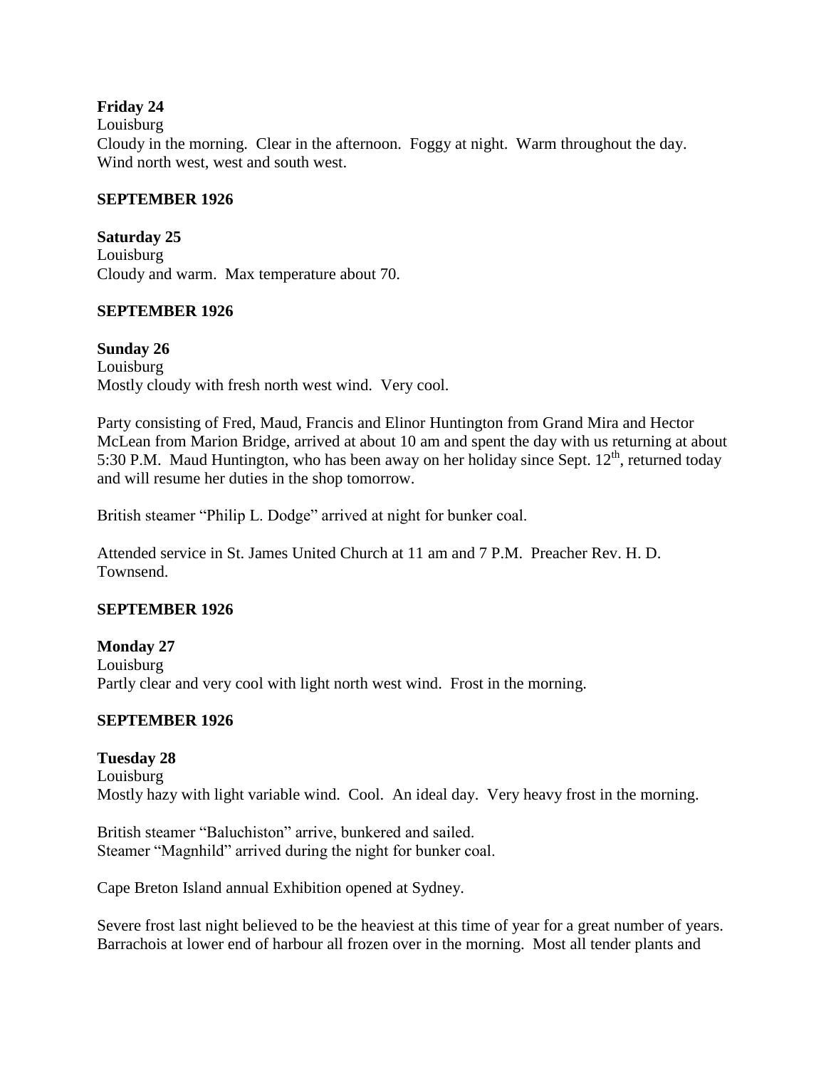**Friday 24**
Louisburg
Cloudy in the morning. Clear in the afternoon. Foggy at night. Warm throughout the day. Wind north west, west and south west.

**SEPTEMBER 1926**

**Saturday 25**
Louisburg
Cloudy and warm. Max temperature about 70.

**SEPTEMBER 1926**

**Sunday 26**
Louisburg
Mostly cloudy with fresh north west wind. Very cool.

Party consisting of Fred, Maud, Francis and Elinor Huntington from Grand Mira and Hector McLean from Marion Bridge, arrived at about 10 am and spent the day with us returning at about 5:30 P.M. Maud Huntington, who has been away on her holiday since Sept. 12th, returned today and will resume her duties in the shop tomorrow.

British steamer "Philip L. Dodge" arrived at night for bunker coal.

Attended service in St. James United Church at 11 am and 7 P.M. Preacher Rev. H. D. Townsend.

**SEPTEMBER 1926**

**Monday 27**
Louisburg
Partly clear and very cool with light north west wind. Frost in the morning.

**SEPTEMBER 1926**

**Tuesday 28**
Louisburg
Mostly hazy with light variable wind. Cool. An ideal day. Very heavy frost in the morning.

British steamer "Baluchiston" arrive, bunkered and sailed.
Steamer "Magnhild" arrived during the night for bunker coal.

Cape Breton Island annual Exhibition opened at Sydney.

Severe frost last night believed to be the heaviest at this time of year for a great number of years. Barrachois at lower end of harbour all frozen over in the morning. Most all tender plants and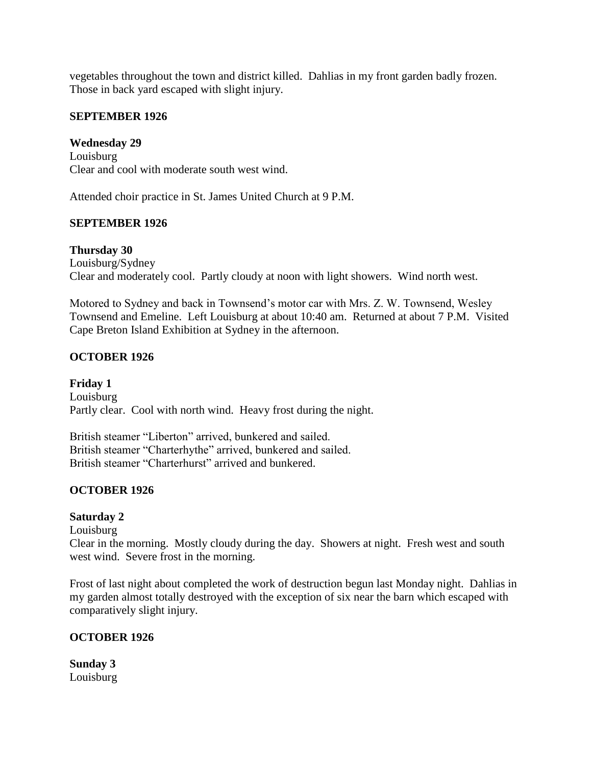vegetables throughout the town and district killed. Dahlias in my front garden badly frozen. Those in back yard escaped with slight injury.

**SEPTEMBER 1926**

**Wednesday 29**
Louisburg
Clear and cool with moderate south west wind.

Attended choir practice in St. James United Church at 9 P.M.

**SEPTEMBER 1926**

**Thursday 30**
Louisburg/Sydney
Clear and moderately cool. Partly cloudy at noon with light showers. Wind north west.

Motored to Sydney and back in Townsend's motor car with Mrs. Z. W. Townsend, Wesley Townsend and Emeline. Left Louisburg at about 10:40 am. Returned at about 7 P.M. Visited Cape Breton Island Exhibition at Sydney in the afternoon.

**OCTOBER 1926**

**Friday 1**
Louisburg
Partly clear. Cool with north wind. Heavy frost during the night.

British steamer "Liberton" arrived, bunkered and sailed.
British steamer "Charterhythe" arrived, bunkered and sailed.
British steamer "Charterhurst" arrived and bunkered.

**OCTOBER 1926**

**Saturday 2**
Louisburg
Clear in the morning. Mostly cloudy during the day. Showers at night. Fresh west and south west wind. Severe frost in the morning.

Frost of last night about completed the work of destruction begun last Monday night. Dahlias in my garden almost totally destroyed with the exception of six near the barn which escaped with comparatively slight injury.

**OCTOBER 1926**

**Sunday 3**
Louisburg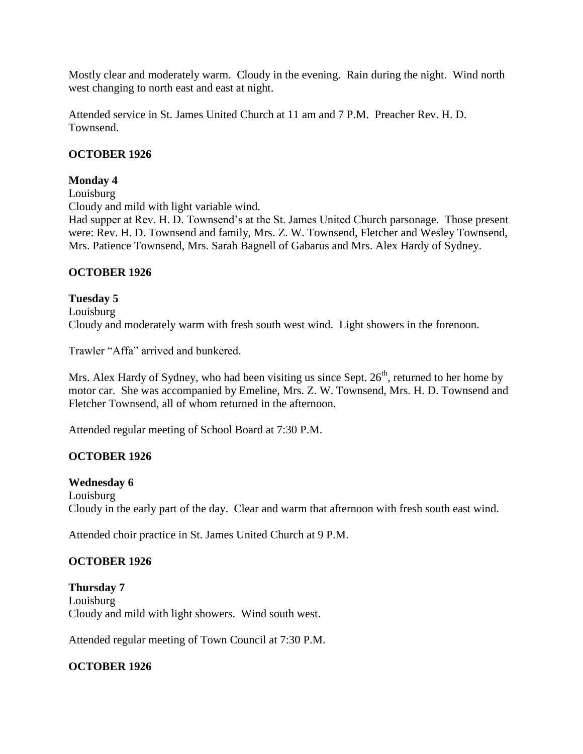Mostly clear and moderately warm. Cloudy in the evening. Rain during the night. Wind north west changing to north east and east at night.

Attended service in St. James United Church at 11 am and 7 P.M. Preacher Rev. H. D. Townsend.

**OCTOBER 1926**

**Monday 4**

Louisburg

Cloudy and mild with light variable wind.

Had supper at Rev. H. D. Townsend's at the St. James United Church parsonage. Those present were: Rev. H. D. Townsend and family, Mrs. Z. W. Townsend, Fletcher and Wesley Townsend, Mrs. Patience Townsend, Mrs. Sarah Bagnell of Gabarus and Mrs. Alex Hardy of Sydney.

**OCTOBER 1926**

**Tuesday 5**

Louisburg

Cloudy and moderately warm with fresh south west wind. Light showers in the forenoon.

Trawler "Affa" arrived and bunkered.

Mrs. Alex Hardy of Sydney, who had been visiting us since Sept. 26th, returned to her home by motor car. She was accompanied by Emeline, Mrs. Z. W. Townsend, Mrs. H. D. Townsend and Fletcher Townsend, all of whom returned in the afternoon.

Attended regular meeting of School Board at 7:30 P.M.

**OCTOBER 1926**

**Wednesday 6**

Louisburg

Cloudy in the early part of the day. Clear and warm that afternoon with fresh south east wind.

Attended choir practice in St. James United Church at 9 P.M.

**OCTOBER 1926**

**Thursday 7**

Louisburg

Cloudy and mild with light showers. Wind south west.

Attended regular meeting of Town Council at 7:30 P.M.

**OCTOBER 1926**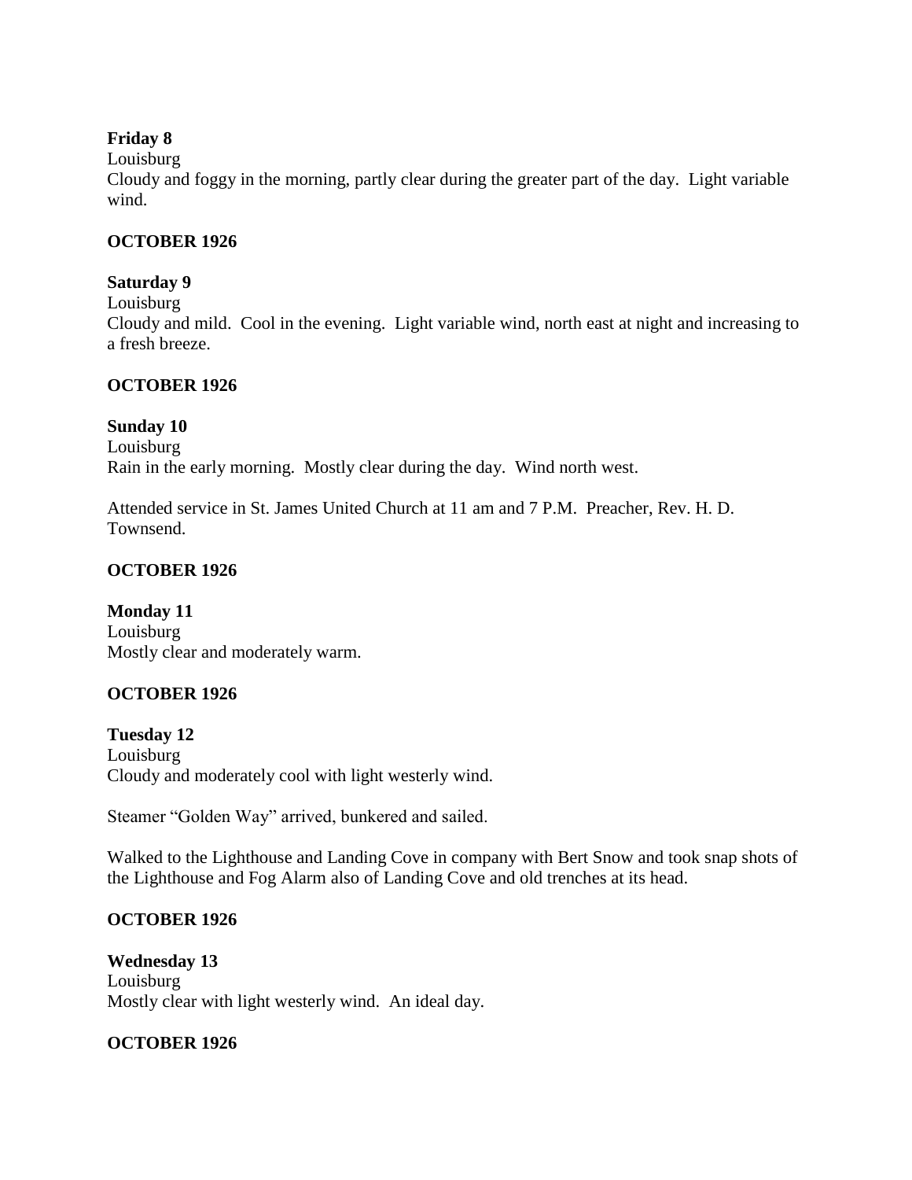**Friday 8**

Louisburg

Cloudy and foggy in the morning, partly clear during the greater part of the day. Light variable wind.

**OCTOBER 1926**

**Saturday 9**

Louisburg

Cloudy and mild. Cool in the evening. Light variable wind, north east at night and increasing to a fresh breeze.

**OCTOBER 1926**

**Sunday 10**

Louisburg

Rain in the early morning. Mostly clear during the day. Wind north west.

Attended service in St. James United Church at 11 am and 7 P.M. Preacher, Rev. H. D. Townsend.

**OCTOBER 1926**

**Monday 11**

Louisburg

Mostly clear and moderately warm.

**OCTOBER 1926**

**Tuesday 12**

Louisburg

Cloudy and moderately cool with light westerly wind.

Steamer "Golden Way" arrived, bunkered and sailed.

Walked to the Lighthouse and Landing Cove in company with Bert Snow and took snap shots of the Lighthouse and Fog Alarm also of Landing Cove and old trenches at its head.

**OCTOBER 1926**

**Wednesday 13**

Louisburg

Mostly clear with light westerly wind. An ideal day.

**OCTOBER 1926**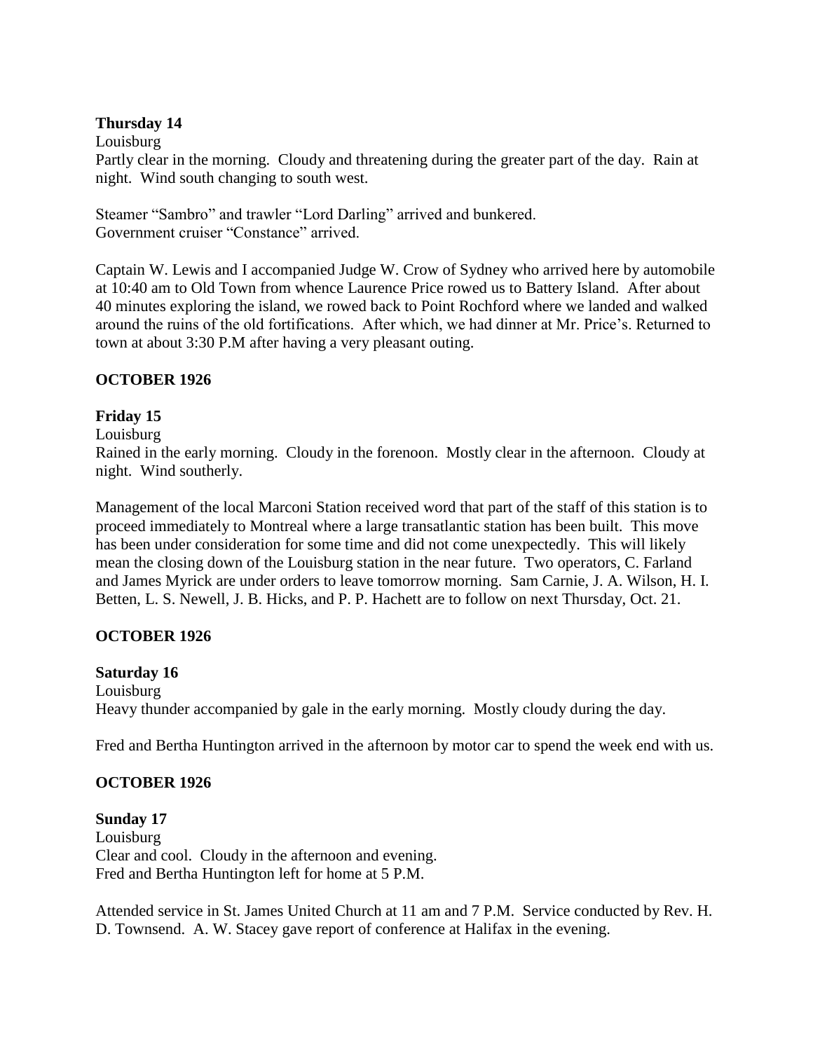**Thursday 14**

Louisburg

Partly clear in the morning. Cloudy and threatening during the greater part of the day. Rain at night. Wind south changing to south west.

Steamer "Sambro" and trawler "Lord Darling" arrived and bunkered.
Government cruiser "Constance" arrived.

Captain W. Lewis and I accompanied Judge W. Crow of Sydney who arrived here by automobile at 10:40 am to Old Town from whence Laurence Price rowed us to Battery Island. After about 40 minutes exploring the island, we rowed back to Point Rochford where we landed and walked around the ruins of the old fortifications. After which, we had dinner at Mr. Price's. Returned to town at about 3:30 P.M after having a very pleasant outing.

**OCTOBER 1926**

**Friday 15**

Louisburg

Rained in the early morning. Cloudy in the forenoon. Mostly clear in the afternoon. Cloudy at night. Wind southerly.

Management of the local Marconi Station received word that part of the staff of this station is to proceed immediately to Montreal where a large transatlantic station has been built. This move has been under consideration for some time and did not come unexpectedly. This will likely mean the closing down of the Louisburg station in the near future. Two operators, C. Farland and James Myrick are under orders to leave tomorrow morning. Sam Carnie, J. A. Wilson, H. I. Betten, L. S. Newell, J. B. Hicks, and P. P. Hachett are to follow on next Thursday, Oct. 21.

**OCTOBER 1926**

**Saturday 16**

Louisburg

Heavy thunder accompanied by gale in the early morning. Mostly cloudy during the day.

Fred and Bertha Huntington arrived in the afternoon by motor car to spend the week end with us.

**OCTOBER 1926**

**Sunday 17**

Louisburg

Clear and cool. Cloudy in the afternoon and evening.
Fred and Bertha Huntington left for home at 5 P.M.

Attended service in St. James United Church at 11 am and 7 P.M. Service conducted by Rev. H. D. Townsend. A. W. Stacey gave report of conference at Halifax in the evening.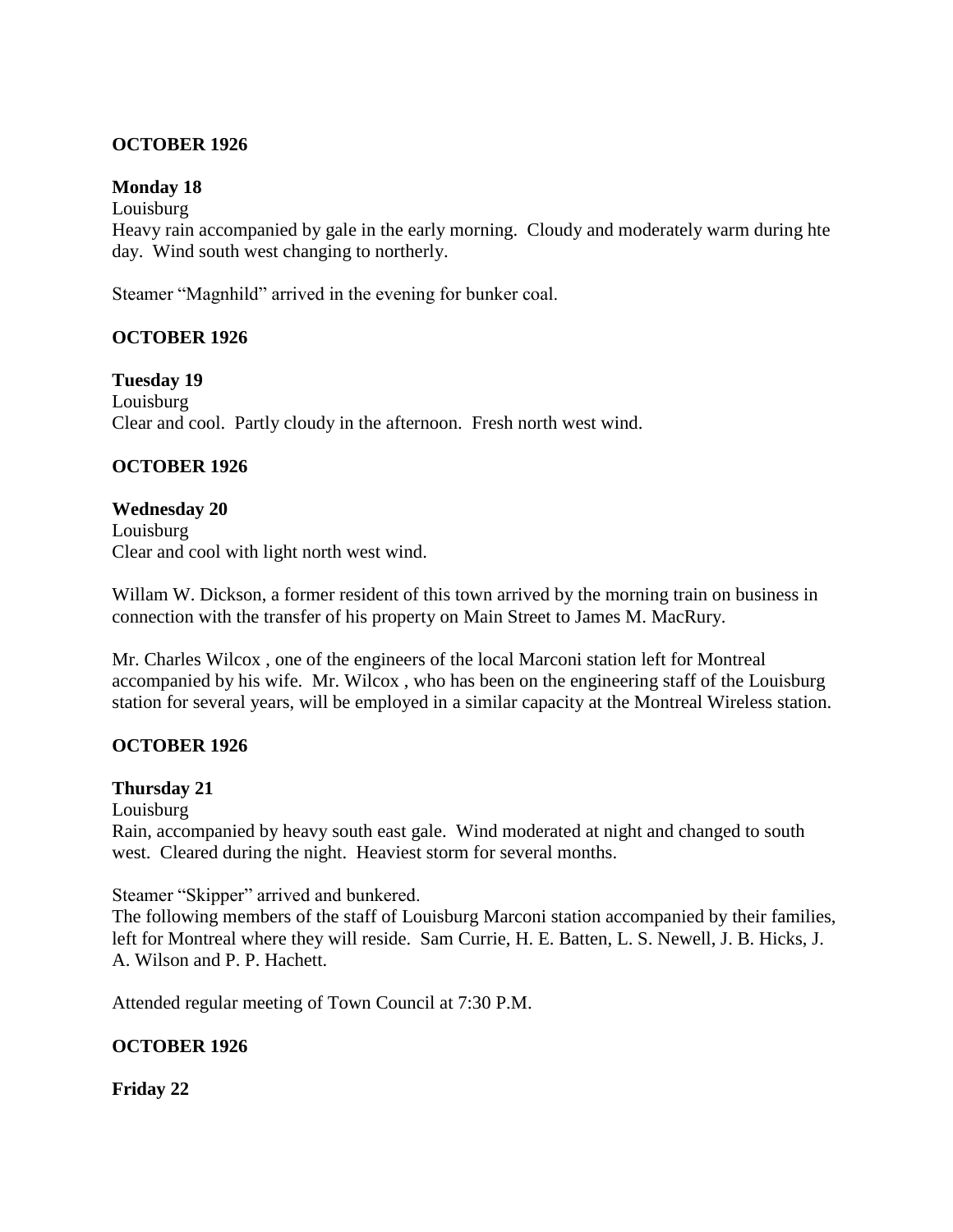**OCTOBER 1926**

**Monday 18**

Louisburg

Heavy rain accompanied by gale in the early morning. Cloudy and moderately warm during hte day. Wind south west changing to northerly.

Steamer "Magnhild" arrived in the evening for bunker coal.

**OCTOBER 1926**

**Tuesday 19**

Louisburg

Clear and cool. Partly cloudy in the afternoon. Fresh north west wind.

**OCTOBER 1926**

**Wednesday 20**

Louisburg

Clear and cool with light north west wind.

Willam W. Dickson, a former resident of this town arrived by the morning train on business in connection with the transfer of his property on Main Street to James M. MacRury.

Mr. Charles Wilcox , one of the engineers of the local Marconi station left for Montreal accompanied by his wife. Mr. Wilcox , who has been on the engineering staff of the Louisburg station for several years, will be employed in a similar capacity at the Montreal Wireless station.

**OCTOBER 1926**

**Thursday 21**

Louisburg

Rain, accompanied by heavy south east gale. Wind moderated at night and changed to south west. Cleared during the night. Heaviest storm for several months.

Steamer "Skipper" arrived and bunkered.

The following members of the staff of Louisburg Marconi station accompanied by their families, left for Montreal where they will reside. Sam Currie, H. E. Batten, L. S. Newell, J. B. Hicks, J. A. Wilson and P. P. Hachett.

Attended regular meeting of Town Council at 7:30 P.M.

**OCTOBER 1926**

**Friday 22**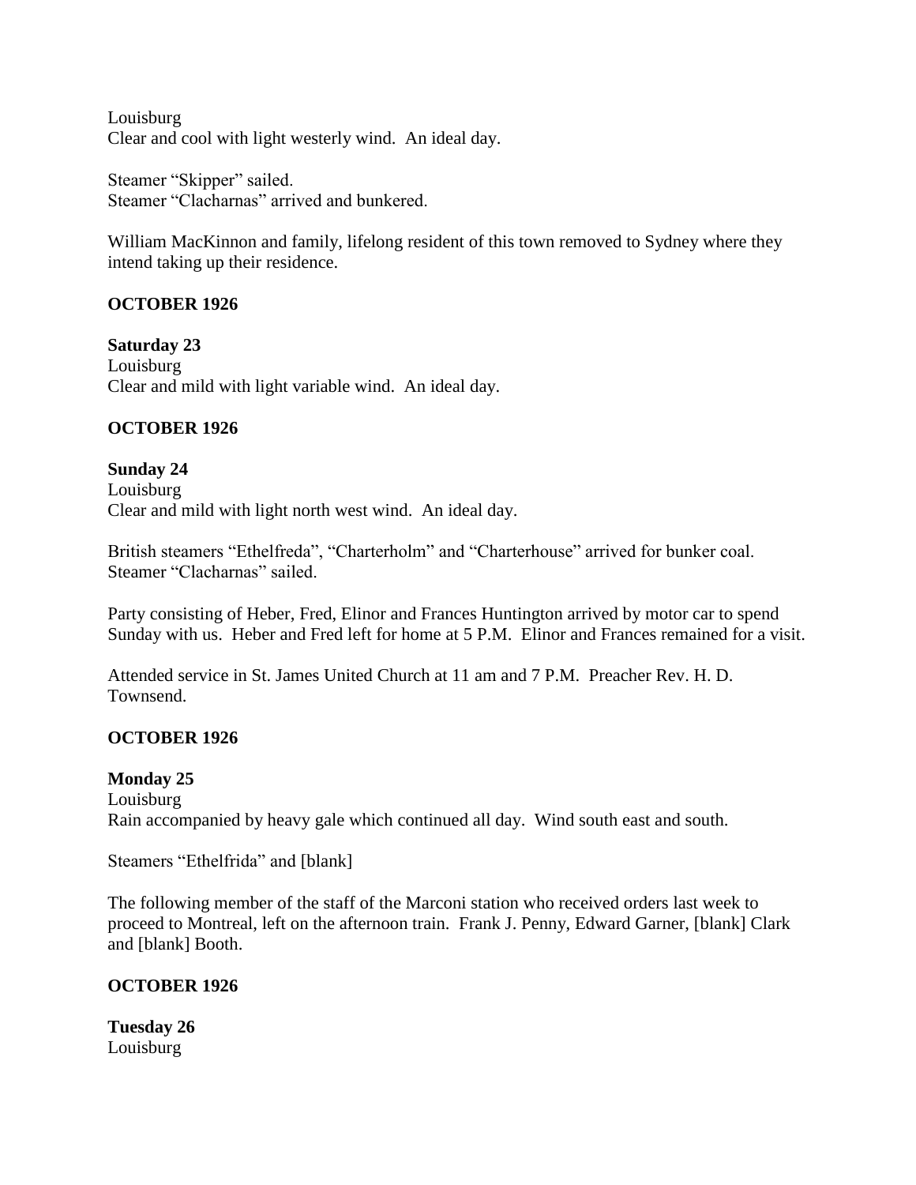Louisburg
Clear and cool with light westerly wind.  An ideal day.

Steamer "Skipper" sailed.
Steamer "Clacharnas" arrived and bunkered.

William MacKinnon and family, lifelong resident of this town removed to Sydney where they intend taking up their residence.

**OCTOBER 1926**

**Saturday 23**
Louisburg
Clear and mild with light variable wind.  An ideal day.

**OCTOBER 1926**

**Sunday 24**
Louisburg
Clear and mild with light north west wind.  An ideal day.

British steamers "Ethelfreda", "Charterholm" and "Charterhouse" arrived for bunker coal.
Steamer "Clacharnas" sailed.

Party consisting of Heber, Fred, Elinor and Frances Huntington arrived by motor car to spend Sunday with us.  Heber and Fred left for home at 5 P.M.  Elinor and Frances remained for a visit.

Attended service in St. James United Church at 11 am and 7 P.M.  Preacher Rev. H. D. Townsend.

**OCTOBER 1926**

**Monday 25**
Louisburg
Rain accompanied by heavy gale which continued all day.  Wind south east and south.

Steamers "Ethelfrida" and [blank]

The following member of the staff of the Marconi station who received orders last week to proceed to Montreal, left on the afternoon train.  Frank J. Penny, Edward Garner, [blank] Clark and [blank] Booth.

**OCTOBER 1926**

**Tuesday 26**
Louisburg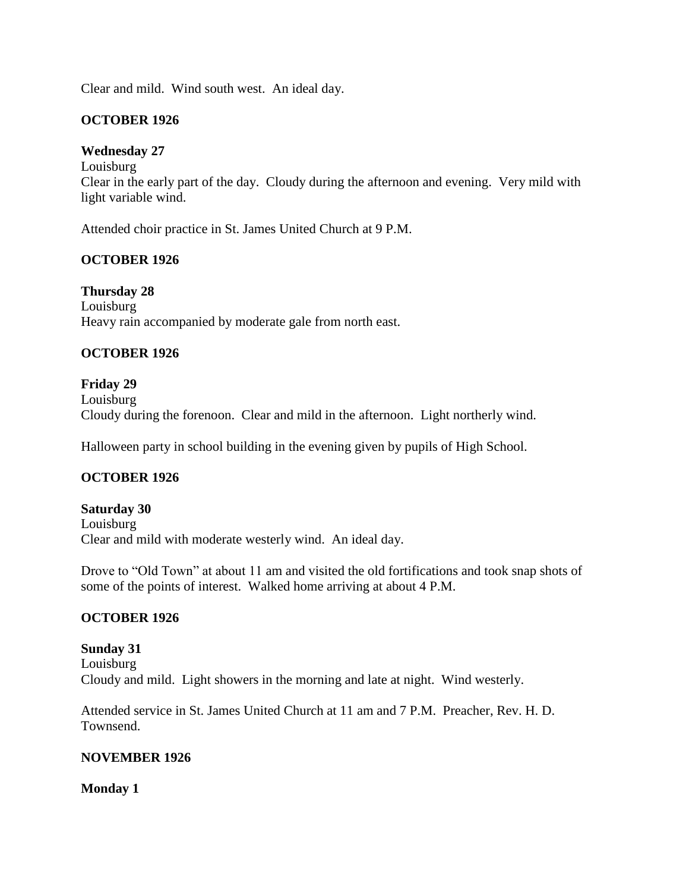Clear and mild. Wind south west. An ideal day.

**OCTOBER 1926**

**Wednesday 27**

Louisburg

Clear in the early part of the day. Cloudy during the afternoon and evening. Very mild with light variable wind.

Attended choir practice in St. James United Church at 9 P.M.

**OCTOBER 1926**

**Thursday 28**

Louisburg

Heavy rain accompanied by moderate gale from north east.

**OCTOBER 1926**

**Friday 29**

Louisburg

Cloudy during the forenoon. Clear and mild in the afternoon. Light northerly wind.

Halloween party in school building in the evening given by pupils of High School.

**OCTOBER 1926**

**Saturday 30**

Louisburg

Clear and mild with moderate westerly wind. An ideal day.

Drove to "Old Town" at about 11 am and visited the old fortifications and took snap shots of some of the points of interest. Walked home arriving at about 4 P.M.

**OCTOBER 1926**

**Sunday 31**

Louisburg

Cloudy and mild. Light showers in the morning and late at night. Wind westerly.

Attended service in St. James United Church at 11 am and 7 P.M. Preacher, Rev. H. D. Townsend.

**NOVEMBER 1926**

**Monday 1**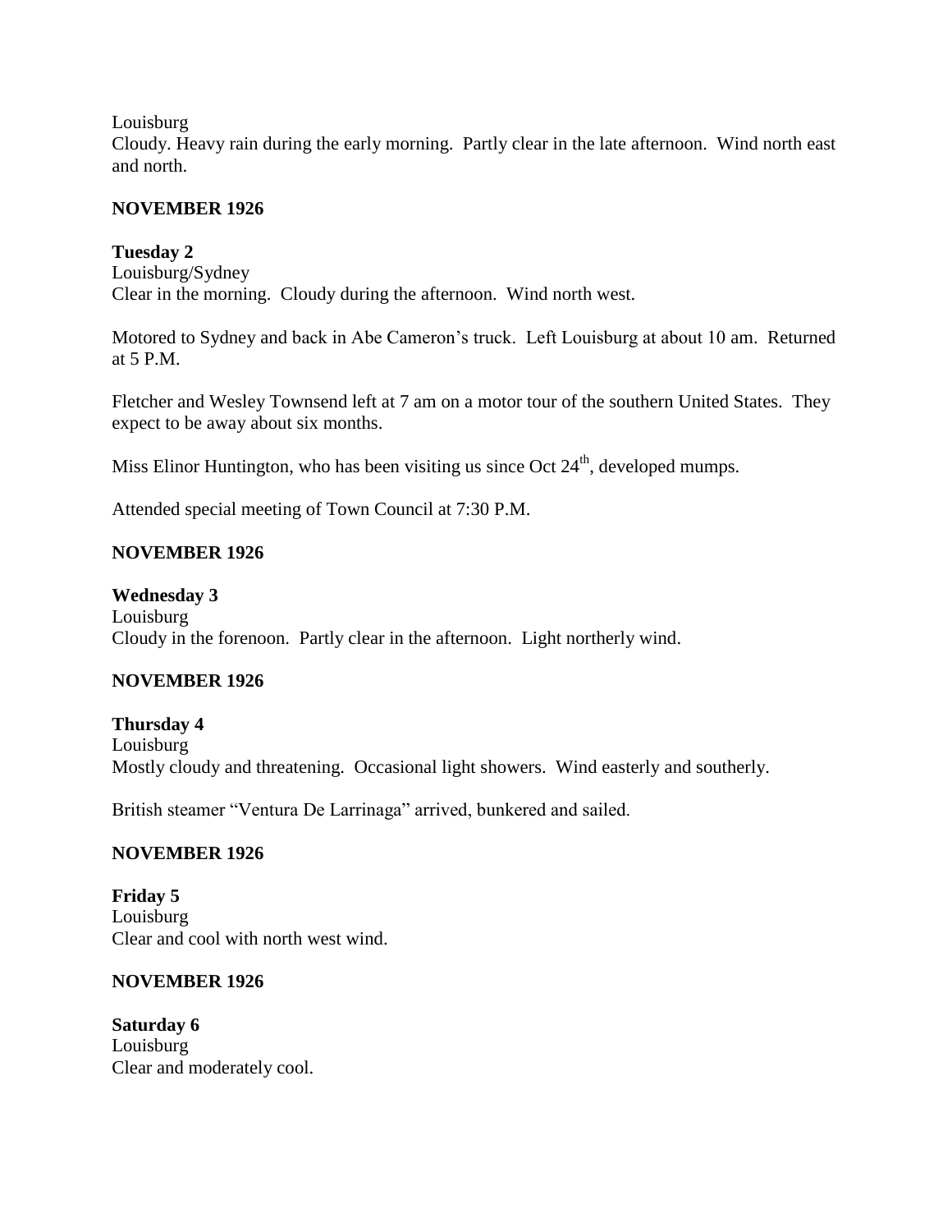Louisburg
Cloudy. Heavy rain during the early morning. Partly clear in the late afternoon. Wind north east and north.

**NOVEMBER 1926**

**Tuesday 2**
Louisburg/Sydney
Clear in the morning. Cloudy during the afternoon. Wind north west.

Motored to Sydney and back in Abe Cameron's truck. Left Louisburg at about 10 am. Returned at 5 P.M.

Fletcher and Wesley Townsend left at 7 am on a motor tour of the southern United States. They expect to be away about six months.

Miss Elinor Huntington, who has been visiting us since Oct 24th, developed mumps.

Attended special meeting of Town Council at 7:30 P.M.

**NOVEMBER 1926**

**Wednesday 3**
Louisburg
Cloudy in the forenoon. Partly clear in the afternoon. Light northerly wind.

**NOVEMBER 1926**

**Thursday 4**
Louisburg
Mostly cloudy and threatening. Occasional light showers. Wind easterly and southerly.

British steamer "Ventura De Larrinaga" arrived, bunkered and sailed.

**NOVEMBER 1926**

**Friday 5**
Louisburg
Clear and cool with north west wind.

**NOVEMBER 1926**

**Saturday 6**
Louisburg
Clear and moderately cool.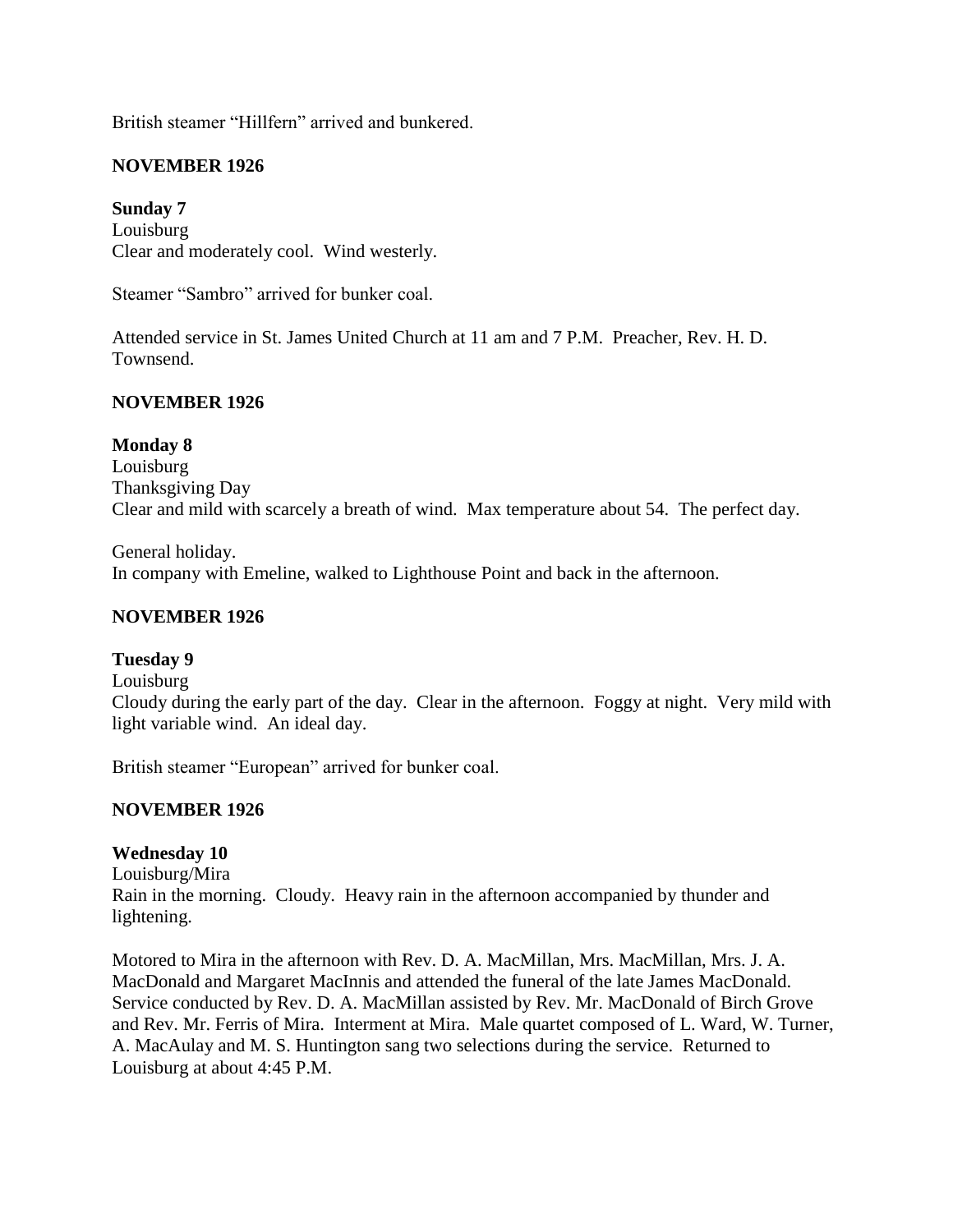British steamer "Hillfern" arrived and bunkered.

**NOVEMBER 1926**

**Sunday 7**
Louisburg
Clear and moderately cool. Wind westerly.

Steamer "Sambro" arrived for bunker coal.

Attended service in St. James United Church at 11 am and 7 P.M. Preacher, Rev. H. D. Townsend.

**NOVEMBER 1926**

**Monday 8**
Louisburg
Thanksgiving Day
Clear and mild with scarcely a breath of wind. Max temperature about 54. The perfect day.

General holiday.
In company with Emeline, walked to Lighthouse Point and back in the afternoon.

**NOVEMBER 1926**

**Tuesday 9**
Louisburg
Cloudy during the early part of the day. Clear in the afternoon. Foggy at night. Very mild with light variable wind. An ideal day.

British steamer "European" arrived for bunker coal.

**NOVEMBER 1926**

**Wednesday 10**
Louisburg/Mira
Rain in the morning. Cloudy. Heavy rain in the afternoon accompanied by thunder and lightening.

Motored to Mira in the afternoon with Rev. D. A. MacMillan, Mrs. MacMillan, Mrs. J. A. MacDonald and Margaret MacInnis and attended the funeral of the late James MacDonald. Service conducted by Rev. D. A. MacMillan assisted by Rev. Mr. MacDonald of Birch Grove and Rev. Mr. Ferris of Mira. Interment at Mira. Male quartet composed of L. Ward, W. Turner, A. MacAulay and M. S. Huntington sang two selections during the service. Returned to Louisburg at about 4:45 P.M.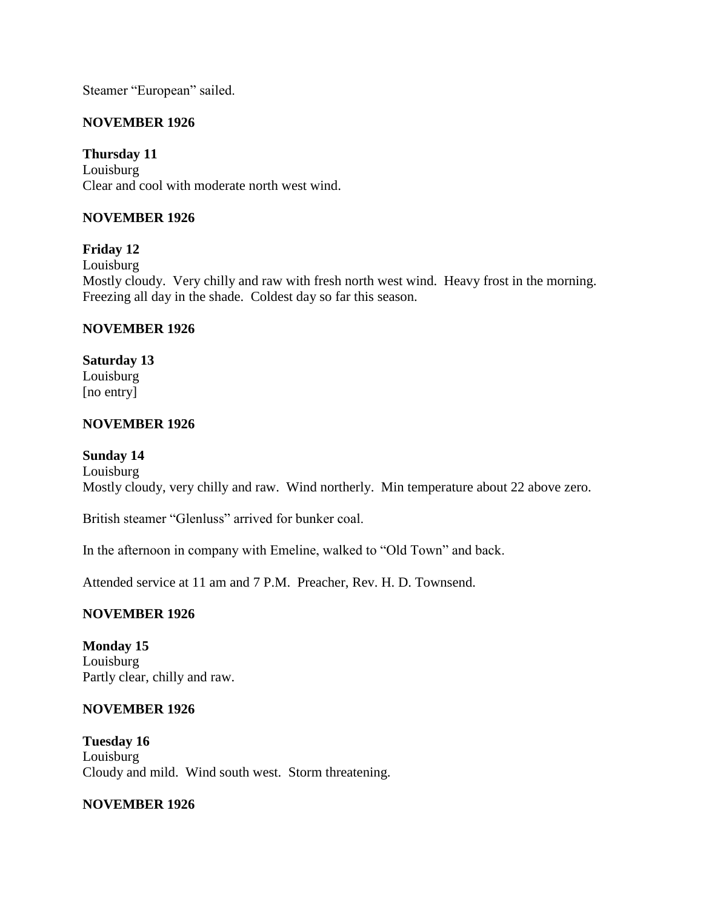Steamer "European" sailed.

**NOVEMBER 1926**

**Thursday 11**
Louisburg
Clear and cool with moderate north west wind.

**NOVEMBER 1926**

**Friday 12**
Louisburg
Mostly cloudy. Very chilly and raw with fresh north west wind. Heavy frost in the morning. Freezing all day in the shade. Coldest day so far this season.

**NOVEMBER 1926**

**Saturday 13**
Louisburg
[no entry]

**NOVEMBER 1926**

**Sunday 14**
Louisburg
Mostly cloudy, very chilly and raw. Wind northerly. Min temperature about 22 above zero.

British steamer "Glenluss" arrived for bunker coal.

In the afternoon in company with Emeline, walked to "Old Town" and back.

Attended service at 11 am and 7 P.M. Preacher, Rev. H. D. Townsend.

**NOVEMBER 1926**

**Monday 15**
Louisburg
Partly clear, chilly and raw.

**NOVEMBER 1926**

**Tuesday 16**
Louisburg
Cloudy and mild. Wind south west. Storm threatening.

**NOVEMBER 1926**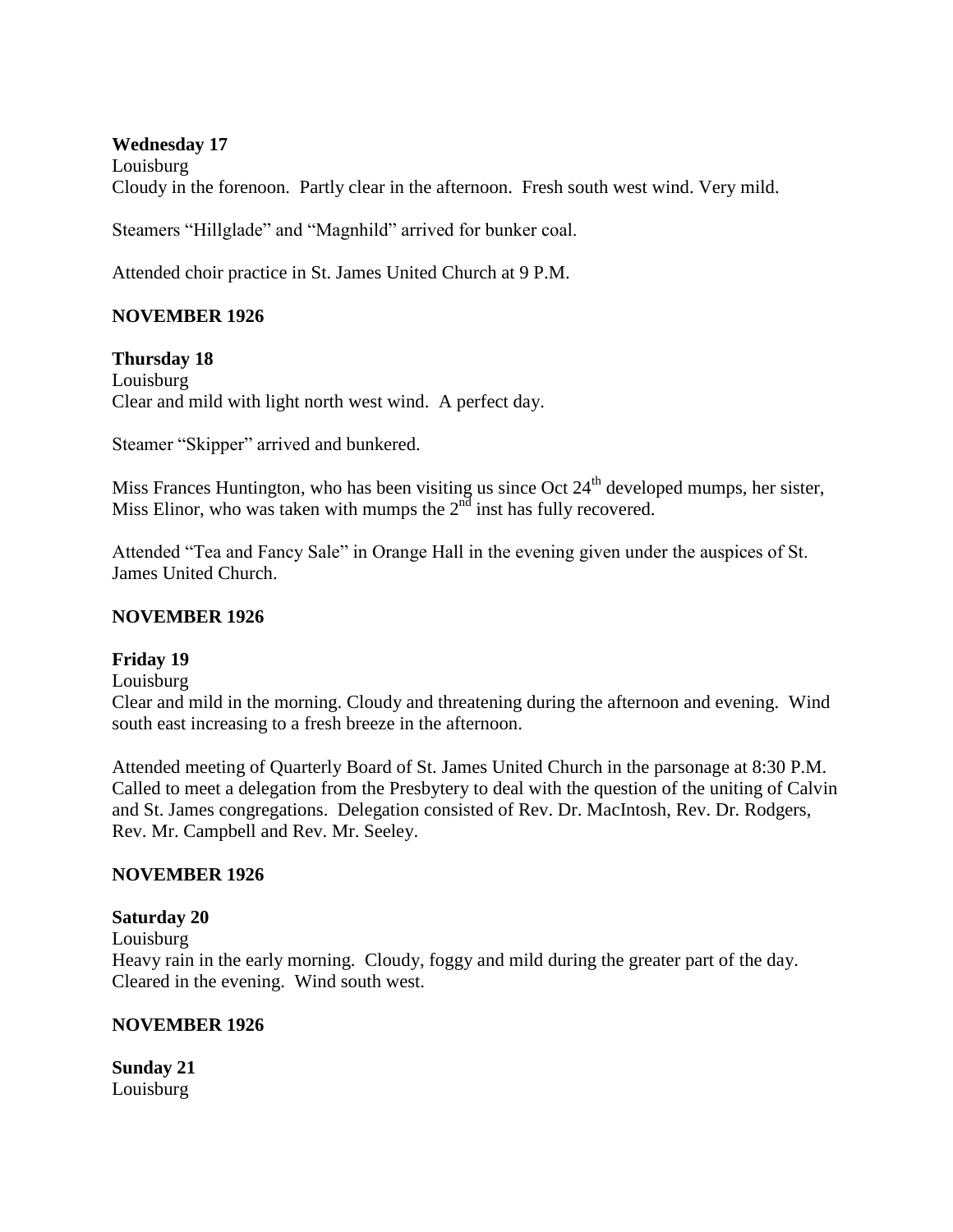**Wednesday 17**
Louisburg
Cloudy in the forenoon. Partly clear in the afternoon. Fresh south west wind. Very mild.

Steamers "Hillglade" and "Magnhild" arrived for bunker coal.

Attended choir practice in St. James United Church at 9 P.M.

**NOVEMBER 1926**

**Thursday 18**
Louisburg
Clear and mild with light north west wind. A perfect day.

Steamer "Skipper" arrived and bunkered.

Miss Frances Huntington, who has been visiting us since Oct 24th developed mumps, her sister, Miss Elinor, who was taken with mumps the 2nd inst has fully recovered.

Attended "Tea and Fancy Sale" in Orange Hall in the evening given under the auspices of St. James United Church.

**NOVEMBER 1926**

**Friday 19**
Louisburg
Clear and mild in the morning. Cloudy and threatening during the afternoon and evening. Wind south east increasing to a fresh breeze in the afternoon.

Attended meeting of Quarterly Board of St. James United Church in the parsonage at 8:30 P.M. Called to meet a delegation from the Presbytery to deal with the question of the uniting of Calvin and St. James congregations. Delegation consisted of Rev. Dr. MacIntosh, Rev. Dr. Rodgers, Rev. Mr. Campbell and Rev. Mr. Seeley.

**NOVEMBER 1926**

**Saturday 20**
Louisburg
Heavy rain in the early morning. Cloudy, foggy and mild during the greater part of the day. Cleared in the evening. Wind south west.

**NOVEMBER 1926**

**Sunday 21**
Louisburg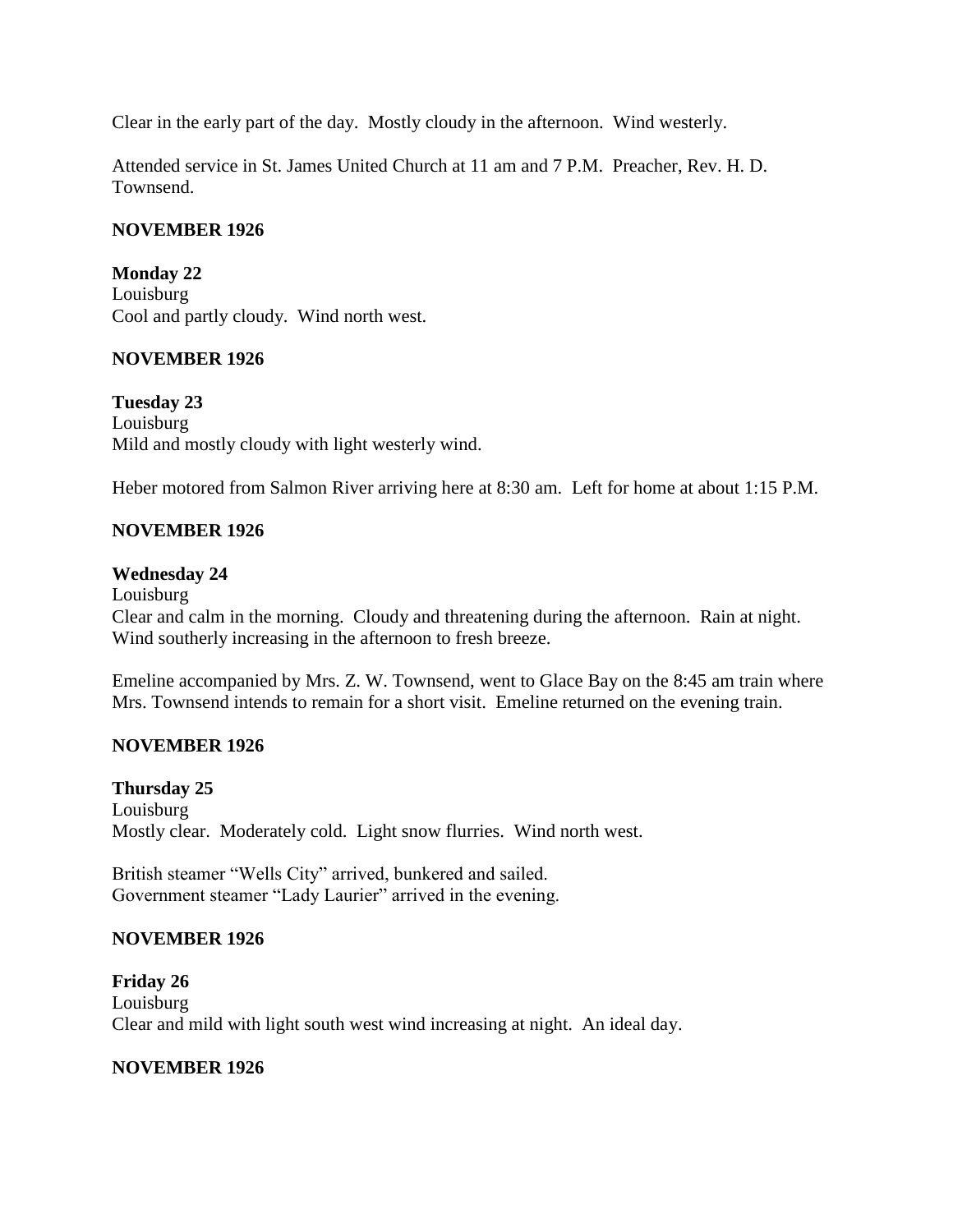Clear in the early part of the day. Mostly cloudy in the afternoon. Wind westerly.

Attended service in St. James United Church at 11 am and 7 P.M. Preacher, Rev. H. D. Townsend.

**NOVEMBER 1926**

**Monday 22**
Louisburg
Cool and partly cloudy. Wind north west.

**NOVEMBER 1926**

**Tuesday 23**
Louisburg
Mild and mostly cloudy with light westerly wind.

Heber motored from Salmon River arriving here at 8:30 am. Left for home at about 1:15 P.M.

**NOVEMBER 1926**

**Wednesday 24**
Louisburg
Clear and calm in the morning. Cloudy and threatening during the afternoon. Rain at night. Wind southerly increasing in the afternoon to fresh breeze.

Emeline accompanied by Mrs. Z. W. Townsend, went to Glace Bay on the 8:45 am train where Mrs. Townsend intends to remain for a short visit. Emeline returned on the evening train.

**NOVEMBER 1926**

**Thursday 25**
Louisburg
Mostly clear. Moderately cold. Light snow flurries. Wind north west.

British steamer "Wells City" arrived, bunkered and sailed.
Government steamer "Lady Laurier" arrived in the evening.

**NOVEMBER 1926**

**Friday 26**
Louisburg
Clear and mild with light south west wind increasing at night. An ideal day.

**NOVEMBER 1926**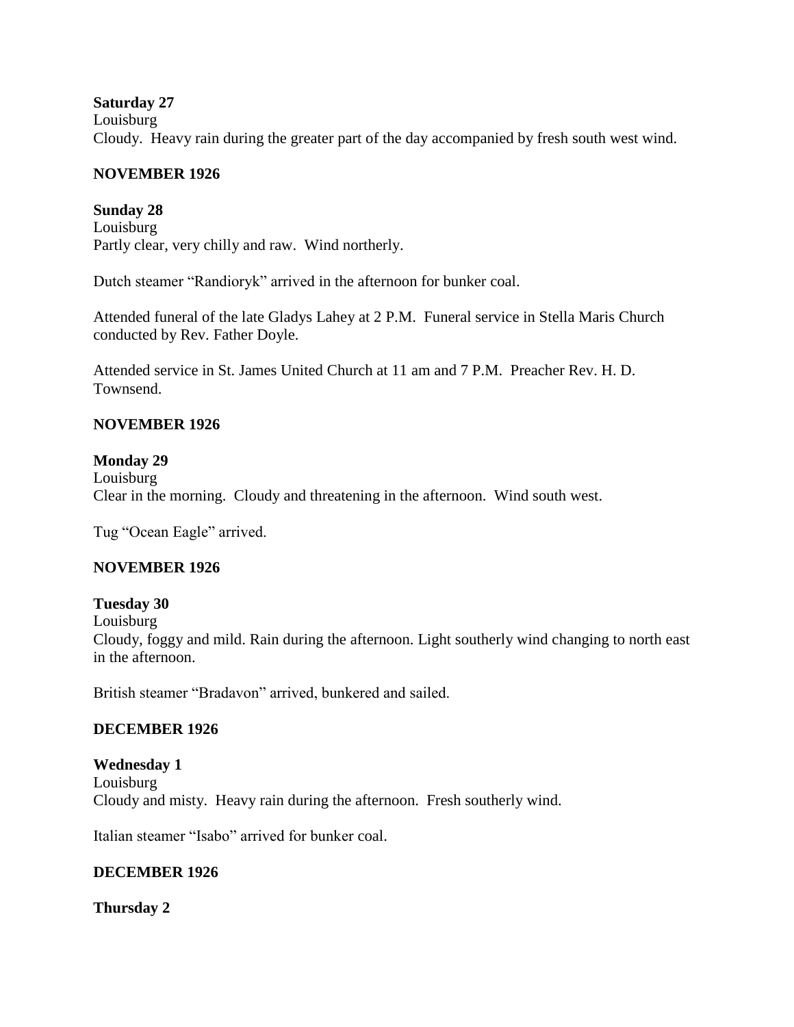**Saturday 27**
Louisburg
Cloudy. Heavy rain during the greater part of the day accompanied by fresh south west wind.

**NOVEMBER 1926**

**Sunday 28**
Louisburg
Partly clear, very chilly and raw. Wind northerly.

Dutch steamer "Randioryk" arrived in the afternoon for bunker coal.

Attended funeral of the late Gladys Lahey at 2 P.M. Funeral service in Stella Maris Church conducted by Rev. Father Doyle.

Attended service in St. James United Church at 11 am and 7 P.M. Preacher Rev. H. D. Townsend.

**NOVEMBER 1926**

**Monday 29**
Louisburg
Clear in the morning. Cloudy and threatening in the afternoon. Wind south west.

Tug "Ocean Eagle" arrived.

**NOVEMBER 1926**

**Tuesday 30**
Louisburg
Cloudy, foggy and mild. Rain during the afternoon. Light southerly wind changing to north east in the afternoon.

British steamer "Bradavon" arrived, bunkered and sailed.

**DECEMBER 1926**

**Wednesday 1**
Louisburg
Cloudy and misty. Heavy rain during the afternoon. Fresh southerly wind.

Italian steamer "Isabo" arrived for bunker coal.

**DECEMBER 1926**

**Thursday 2**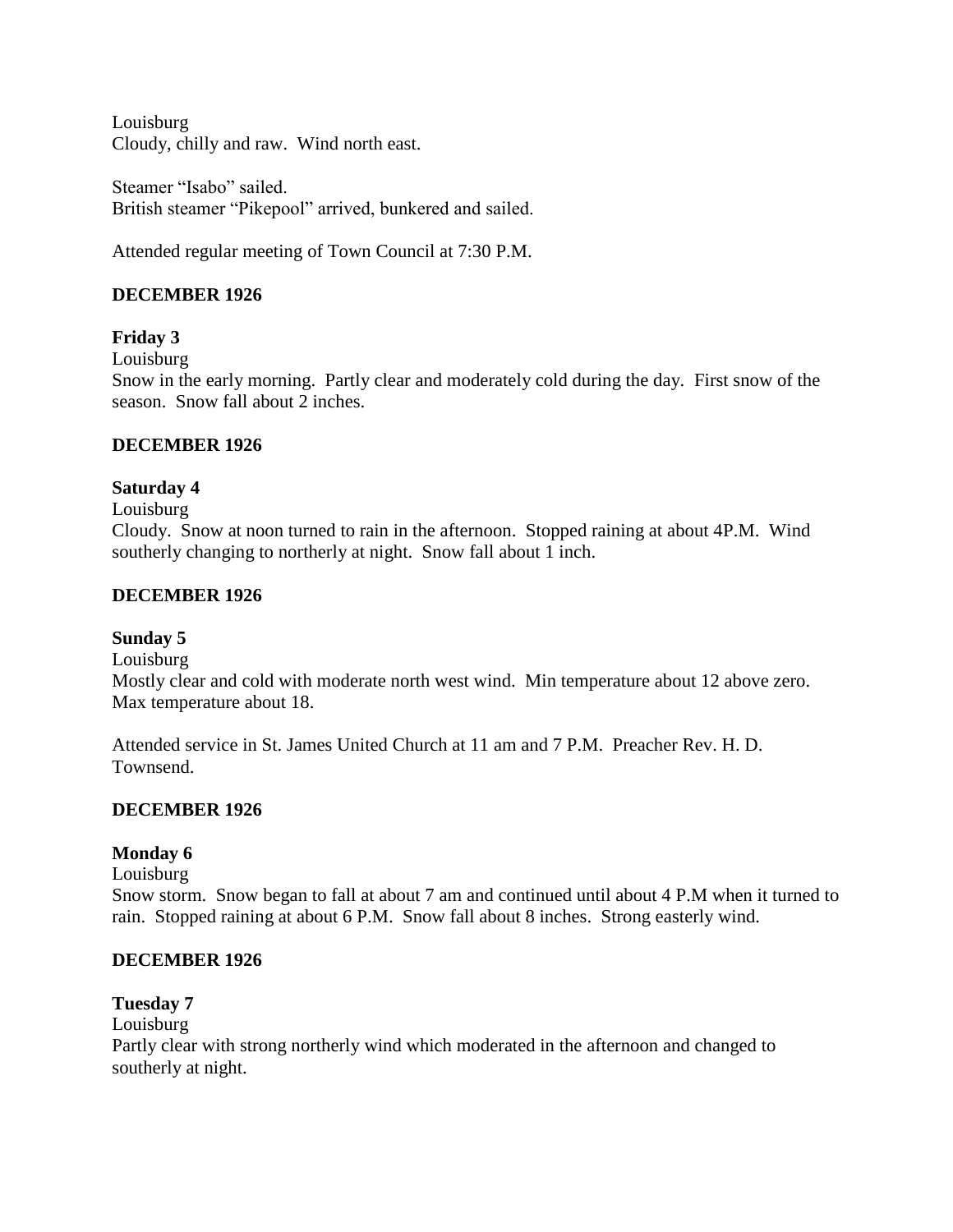Louisburg
Cloudy, chilly and raw.  Wind north east.

Steamer "Isabo" sailed.
British steamer "Pikepool" arrived, bunkered and sailed.

Attended regular meeting of Town Council at 7:30 P.M.

**DECEMBER 1926**

**Friday 3**
Louisburg
Snow in the early morning.  Partly clear and moderately cold during the day.  First snow of the season.  Snow fall about 2 inches.

**DECEMBER 1926**

**Saturday 4**
Louisburg
Cloudy.  Snow at noon turned to rain in the afternoon.  Stopped raining at about 4P.M.  Wind southerly changing to northerly at night.  Snow fall about 1 inch.

**DECEMBER 1926**

**Sunday 5**
Louisburg
Mostly clear and cold with moderate north west wind.  Min temperature about 12 above zero.  Max temperature about 18.

Attended service in St. James United Church at 11 am and 7 P.M.  Preacher Rev. H. D. Townsend.

**DECEMBER 1926**

**Monday 6**
Louisburg
Snow storm.  Snow began to fall at about 7 am and continued until about 4 P.M when it turned to rain.  Stopped raining at about 6 P.M.  Snow fall about 8 inches.  Strong easterly wind.

**DECEMBER 1926**

**Tuesday 7**
Louisburg
Partly clear with strong northerly wind which moderated in the afternoon and changed to southerly at night.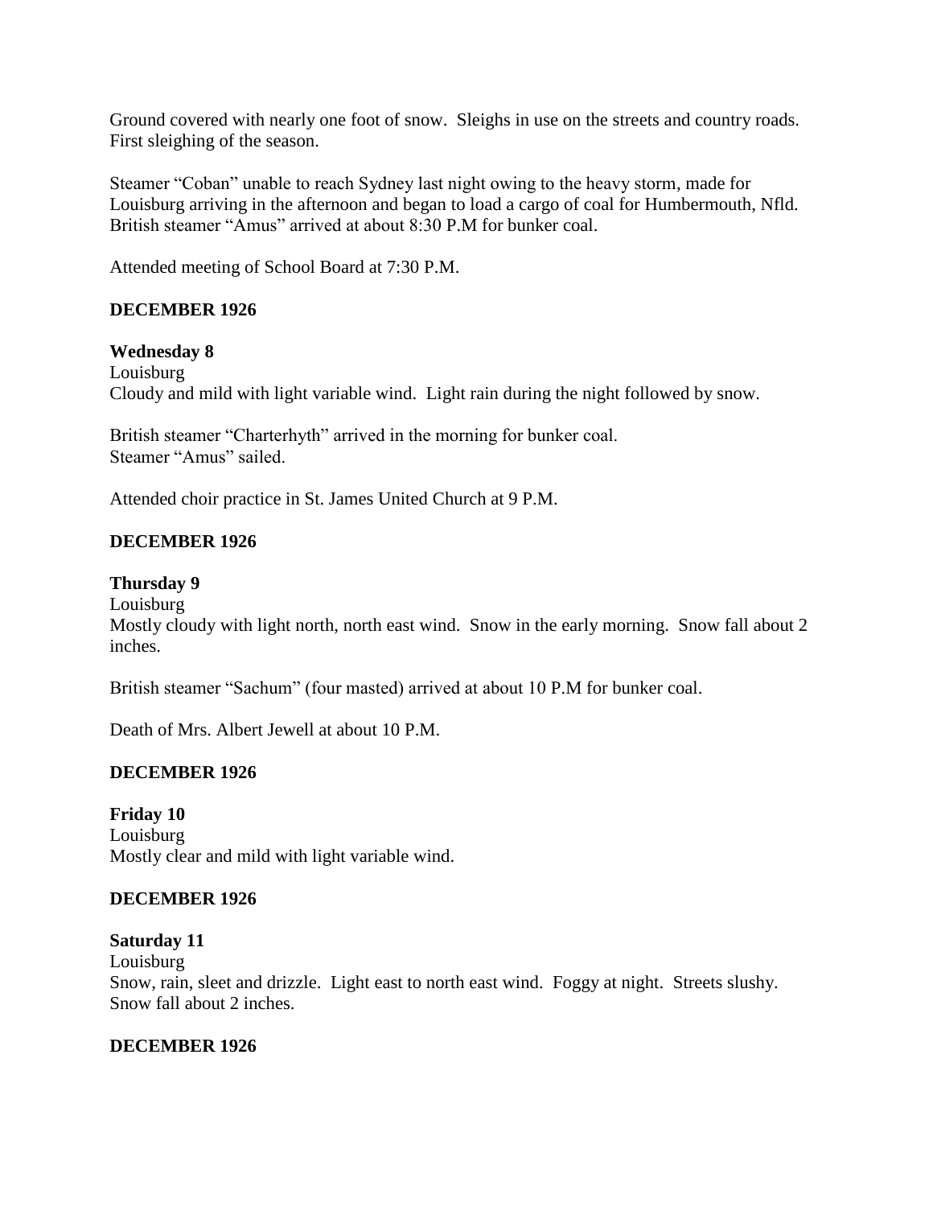Ground covered with nearly one foot of snow. Sleighs in use on the streets and country roads. First sleighing of the season.

Steamer "Coban" unable to reach Sydney last night owing to the heavy storm, made for Louisburg arriving in the afternoon and began to load a cargo of coal for Humbermouth, Nfld. British steamer "Amus" arrived at about 8:30 P.M for bunker coal.

Attended meeting of School Board at 7:30 P.M.

**DECEMBER 1926**

**Wednesday 8**
Louisburg
Cloudy and mild with light variable wind. Light rain during the night followed by snow.

British steamer "Charterhyth" arrived in the morning for bunker coal.
Steamer "Amus" sailed.

Attended choir practice in St. James United Church at 9 P.M.

**DECEMBER 1926**

**Thursday 9**
Louisburg
Mostly cloudy with light north, north east wind. Snow in the early morning. Snow fall about 2 inches.

British steamer "Sachum" (four masted) arrived at about 10 P.M for bunker coal.

Death of Mrs. Albert Jewell at about 10 P.M.

**DECEMBER 1926**

**Friday 10**
Louisburg
Mostly clear and mild with light variable wind.

**DECEMBER 1926**

**Saturday 11**
Louisburg
Snow, rain, sleet and drizzle. Light east to north east wind. Foggy at night. Streets slushy. Snow fall about 2 inches.

**DECEMBER 1926**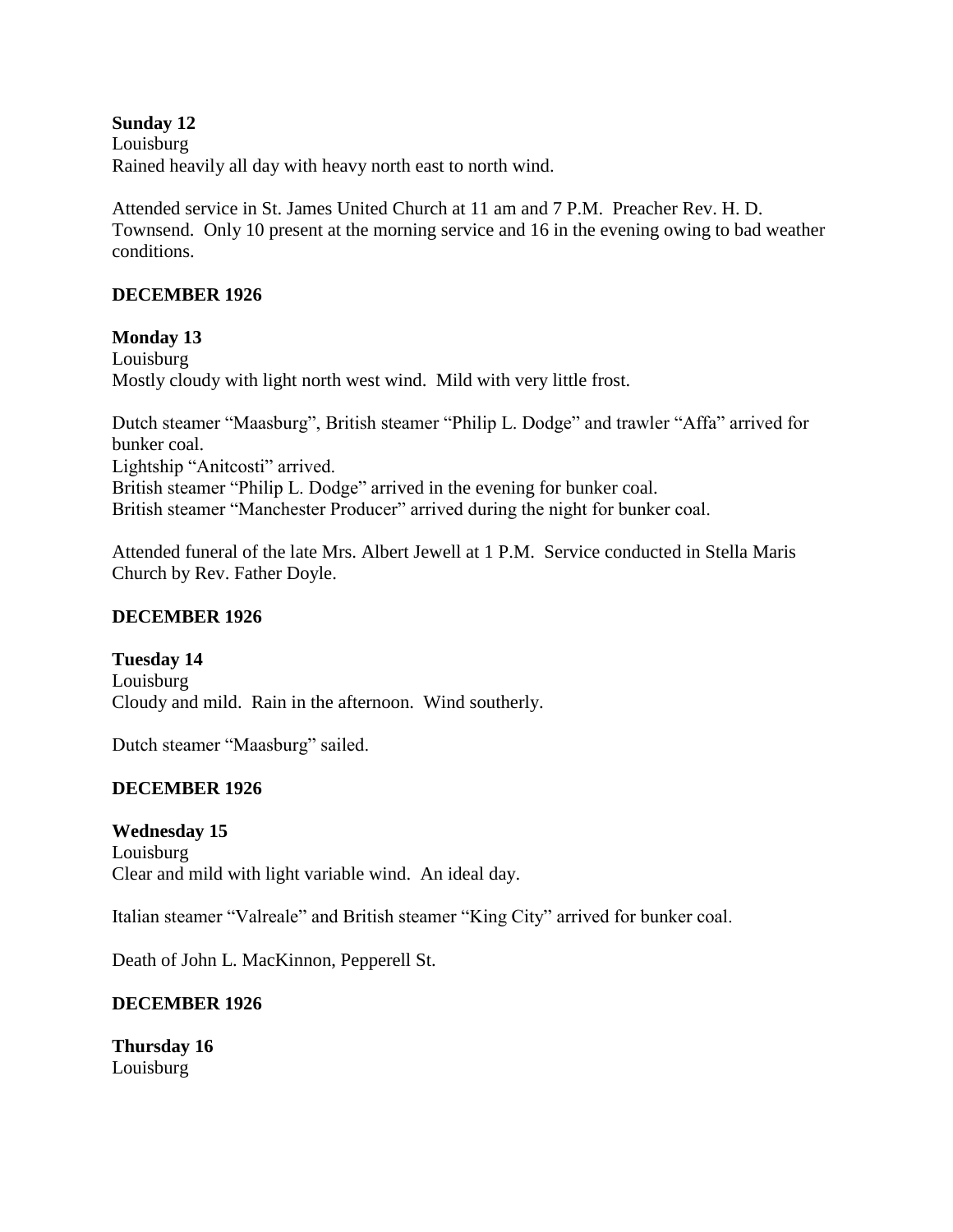**Sunday 12**
Louisburg
Rained heavily all day with heavy north east to north wind.

Attended service in St. James United Church at 11 am and 7 P.M. Preacher Rev. H. D. Townsend. Only 10 present at the morning service and 16 in the evening owing to bad weather conditions.

**DECEMBER 1926**

**Monday 13**
Louisburg
Mostly cloudy with light north west wind. Mild with very little frost.

Dutch steamer "Maasburg", British steamer "Philip L. Dodge" and trawler "Affa" arrived for bunker coal.
Lightship "Anitcosti" arrived.
British steamer "Philip L. Dodge" arrived in the evening for bunker coal.
British steamer "Manchester Producer" arrived during the night for bunker coal.

Attended funeral of the late Mrs. Albert Jewell at 1 P.M. Service conducted in Stella Maris Church by Rev. Father Doyle.

**DECEMBER 1926**

**Tuesday 14**
Louisburg
Cloudy and mild. Rain in the afternoon. Wind southerly.

Dutch steamer "Maasburg" sailed.

**DECEMBER 1926**

**Wednesday 15**
Louisburg
Clear and mild with light variable wind. An ideal day.

Italian steamer "Valreale" and British steamer "King City" arrived for bunker coal.

Death of John L. MacKinnon, Pepperell St.

**DECEMBER 1926**

**Thursday 16**
Louisburg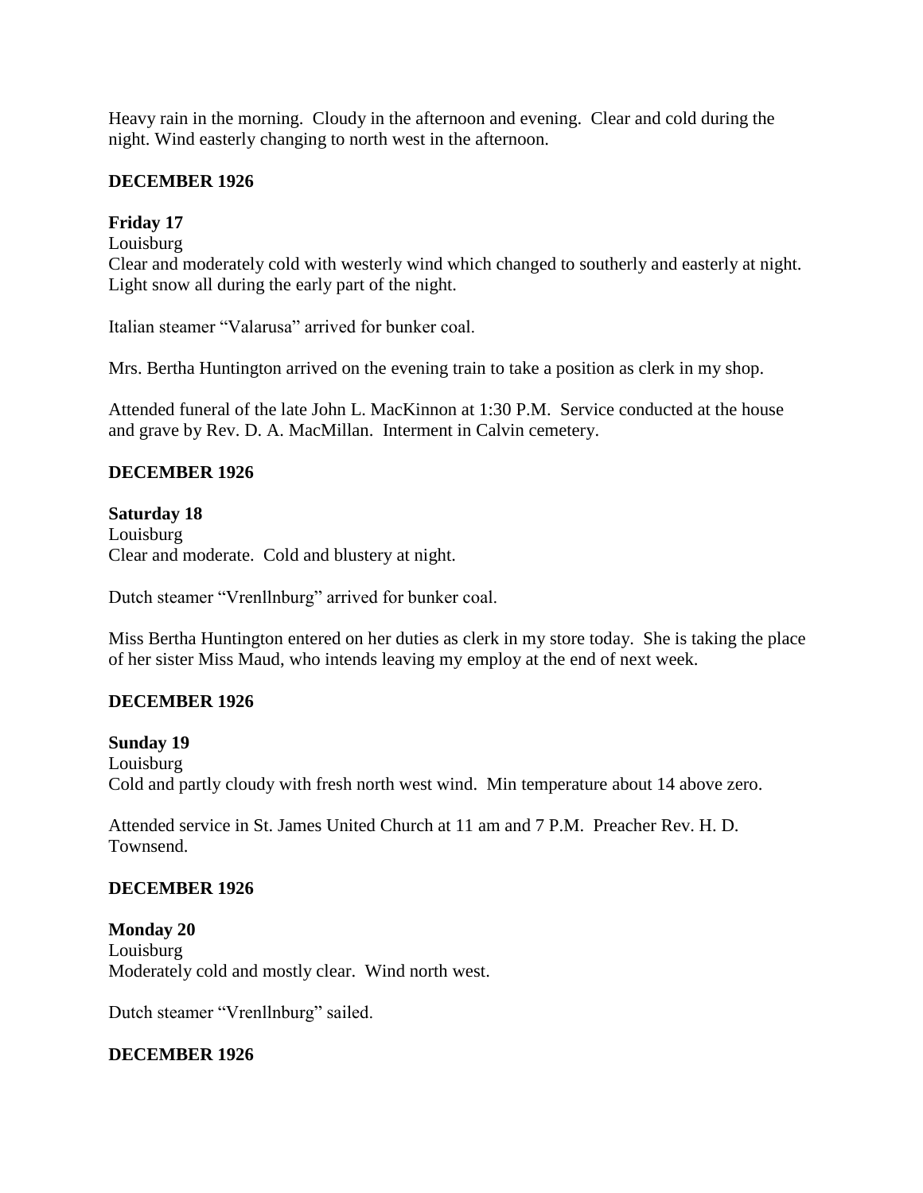Heavy rain in the morning. Cloudy in the afternoon and evening. Clear and cold during the night. Wind easterly changing to north west in the afternoon.

**DECEMBER 1926**

**Friday 17**

Louisburg

Clear and moderately cold with westerly wind which changed to southerly and easterly at night. Light snow all during the early part of the night.

Italian steamer "Valarusa" arrived for bunker coal.

Mrs. Bertha Huntington arrived on the evening train to take a position as clerk in my shop.

Attended funeral of the late John L. MacKinnon at 1:30 P.M. Service conducted at the house and grave by Rev. D. A. MacMillan. Interment in Calvin cemetery.

**DECEMBER 1926**

**Saturday 18**

Louisburg

Clear and moderate. Cold and blustery at night.

Dutch steamer "Vrenllnburg" arrived for bunker coal.

Miss Bertha Huntington entered on her duties as clerk in my store today. She is taking the place of her sister Miss Maud, who intends leaving my employ at the end of next week.

**DECEMBER 1926**

**Sunday 19**

Louisburg

Cold and partly cloudy with fresh north west wind. Min temperature about 14 above zero.

Attended service in St. James United Church at 11 am and 7 P.M. Preacher Rev. H. D. Townsend.

**DECEMBER 1926**

**Monday 20**

Louisburg

Moderately cold and mostly clear. Wind north west.

Dutch steamer "Vrenllnburg" sailed.

**DECEMBER 1926**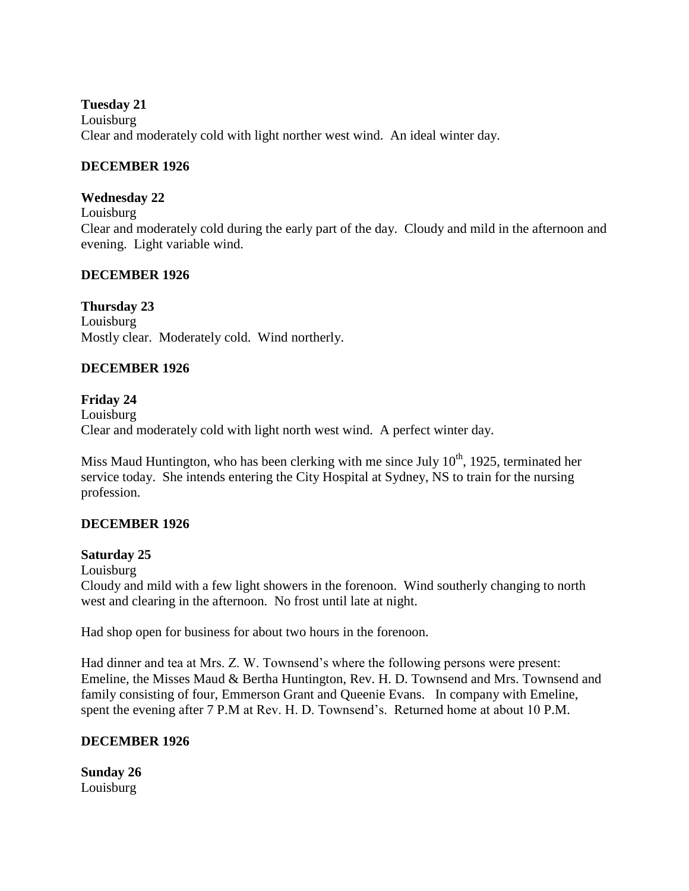**Tuesday 21**
Louisburg
Clear and moderately cold with light norther west wind. An ideal winter day.

**DECEMBER 1926**

**Wednesday 22**
Louisburg
Clear and moderately cold during the early part of the day. Cloudy and mild in the afternoon and evening. Light variable wind.

**DECEMBER 1926**

**Thursday 23**
Louisburg
Mostly clear. Moderately cold. Wind northerly.

**DECEMBER 1926**

**Friday 24**
Louisburg
Clear and moderately cold with light north west wind. A perfect winter day.

Miss Maud Huntington, who has been clerking with me since July $10^{th}$, 1925, terminated her service today. She intends entering the City Hospital at Sydney, NS to train for the nursing profession.

**DECEMBER 1926**

**Saturday 25**
Louisburg
Cloudy and mild with a few light showers in the forenoon. Wind southerly changing to north west and clearing in the afternoon. No frost until late at night.

Had shop open for business for about two hours in the forenoon.

Had dinner and tea at Mrs. Z. W. Townsend's where the following persons were present: Emeline, the Misses Maud & Bertha Huntington, Rev. H. D. Townsend and Mrs. Townsend and family consisting of four, Emmerson Grant and Queenie Evans. In company with Emeline, spent the evening after 7 P.M at Rev. H. D. Townsend's. Returned home at about 10 P.M.

**DECEMBER 1926**

**Sunday 26**
Louisburg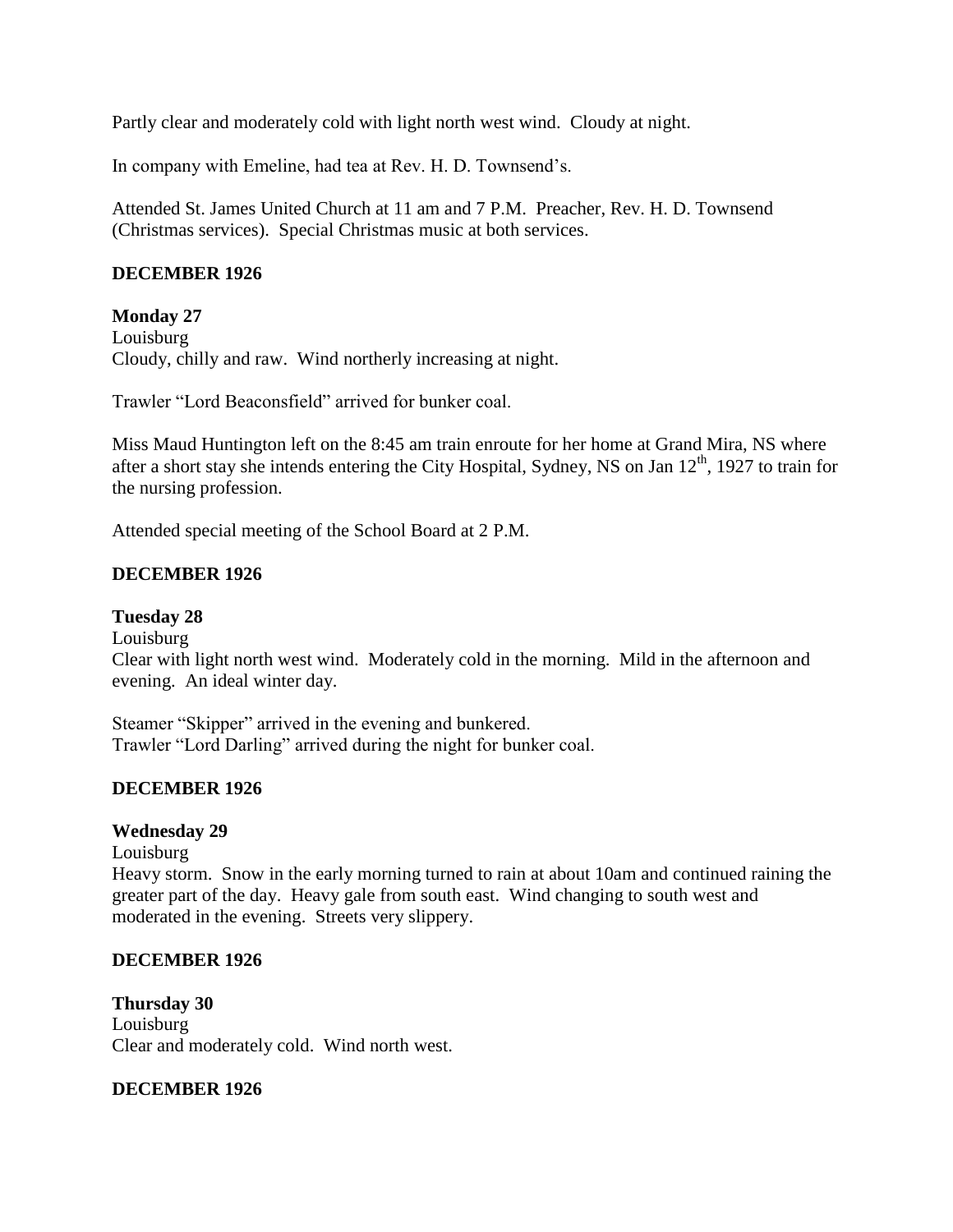Partly clear and moderately cold with light north west wind. Cloudy at night.

In company with Emeline, had tea at Rev. H. D. Townsend's.

Attended St. James United Church at 11 am and 7 P.M. Preacher, Rev. H. D. Townsend (Christmas services). Special Christmas music at both services.

## DECEMBER 1926

**Monday 27**
Louisburg
Cloudy, chilly and raw. Wind northerly increasing at night.

Trawler "Lord Beaconsfield" arrived for bunker coal.

Miss Maud Huntington left on the 8:45 am train enroute for her home at Grand Mira, NS where after a short stay she intends entering the City Hospital, Sydney, NS on Jan 12th, 1927 to train for the nursing profession.

Attended special meeting of the School Board at 2 P.M.

## DECEMBER 1926

**Tuesday 28**
Louisburg
Clear with light north west wind. Moderately cold in the morning. Mild in the afternoon and evening. An ideal winter day.

Steamer "Skipper" arrived in the evening and bunkered.
Trawler "Lord Darling" arrived during the night for bunker coal.

## DECEMBER 1926

**Wednesday 29**
Louisburg
Heavy storm. Snow in the early morning turned to rain at about 10am and continued raining the greater part of the day. Heavy gale from south east. Wind changing to south west and moderated in the evening. Streets very slippery.

## DECEMBER 1926

**Thursday 30**
Louisburg
Clear and moderately cold. Wind north west.

## DECEMBER 1926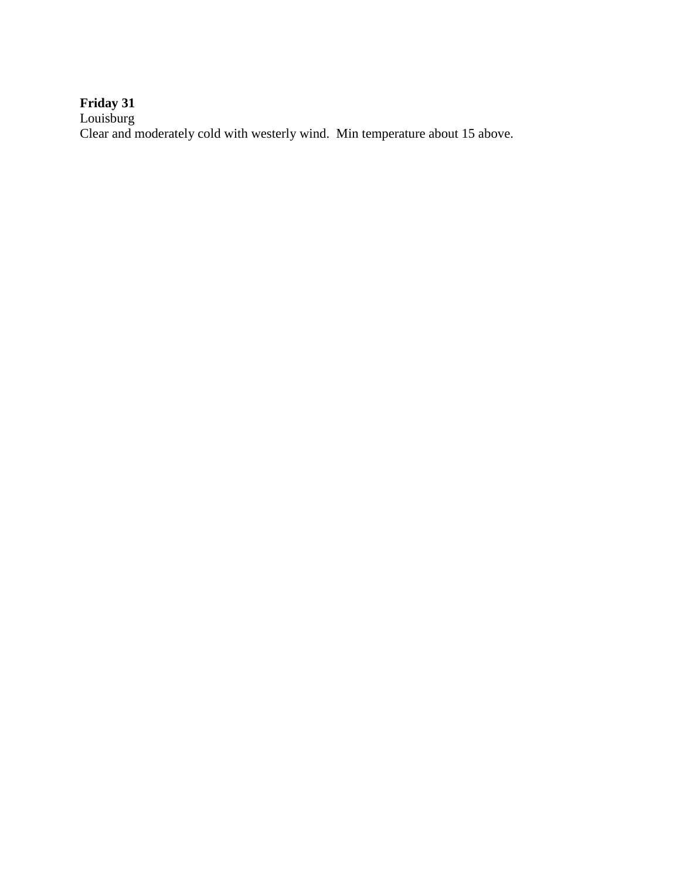**Friday 31**
Louisburg
Clear and moderately cold with westerly wind.  Min temperature about 15 above.